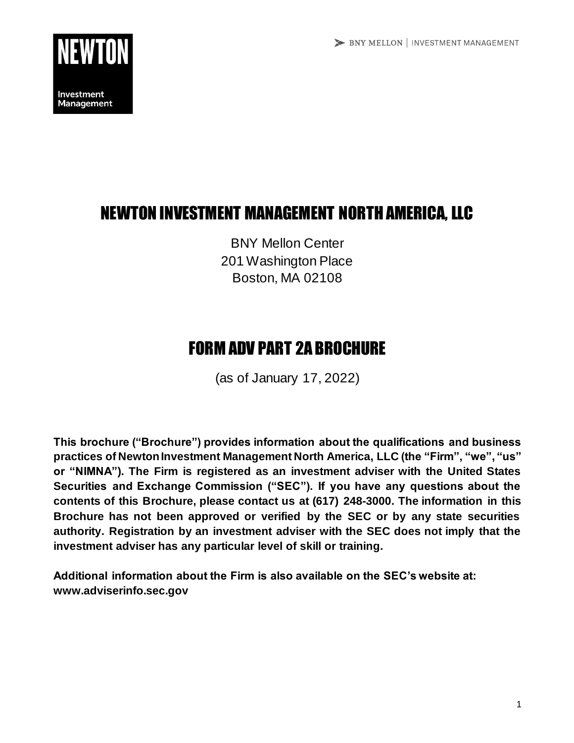NEWTON

Investment Management

BNY MELLON | INVESTMENT MANAGEMENT

# NEWTON INVESTMENT MANAGEMENT NORTH AMERICA, LLC

BNY Mellon Center
201 Washington Place
Boston, MA 02108

# FORM ADV PART 2A BROCHURE

(as of January 17, 2022)

**This brochure ("Brochure") provides information about the qualifications and business practices of Newton Investment Management North America, LLC (the "Firm", "we", "us" or "NIMNA"). The Firm is registered as an investment adviser with the United States Securities and Exchange Commission ("SEC"). If you have any questions about the contents of this Brochure, please contact us at (617) 248-3000. The information in this Brochure has not been approved or verified by the SEC or by any state securities authority. Registration by an investment adviser with the SEC does not imply that the investment adviser has any particular level of skill or training.**

**Additional information about the Firm is also available on the SEC's website at: www.adviserinfo.sec.gov**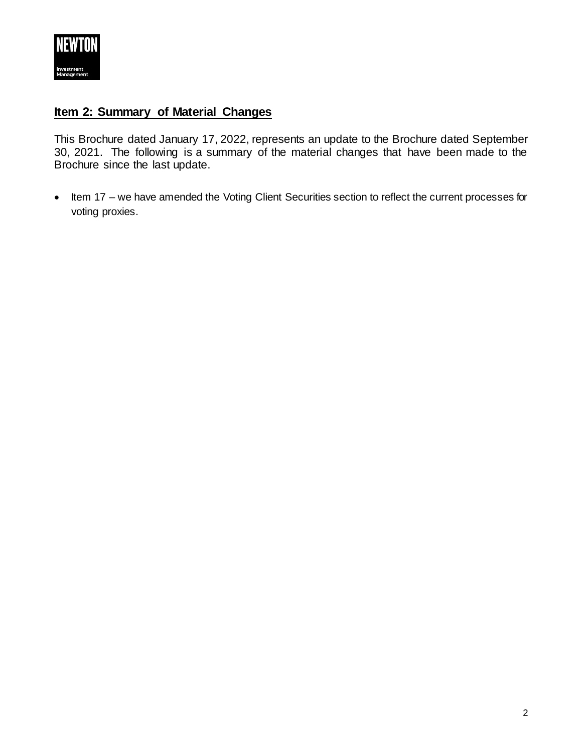## Item 2: Summary of Material Changes

This Brochure dated January 17, 2022, represents an update to the Brochure dated September 30, 2021. The following is a summary of the material changes that have been made to the Brochure since the last update.

- Item 17 – we have amended the Voting Client Securities section to reflect the current processes for voting proxies.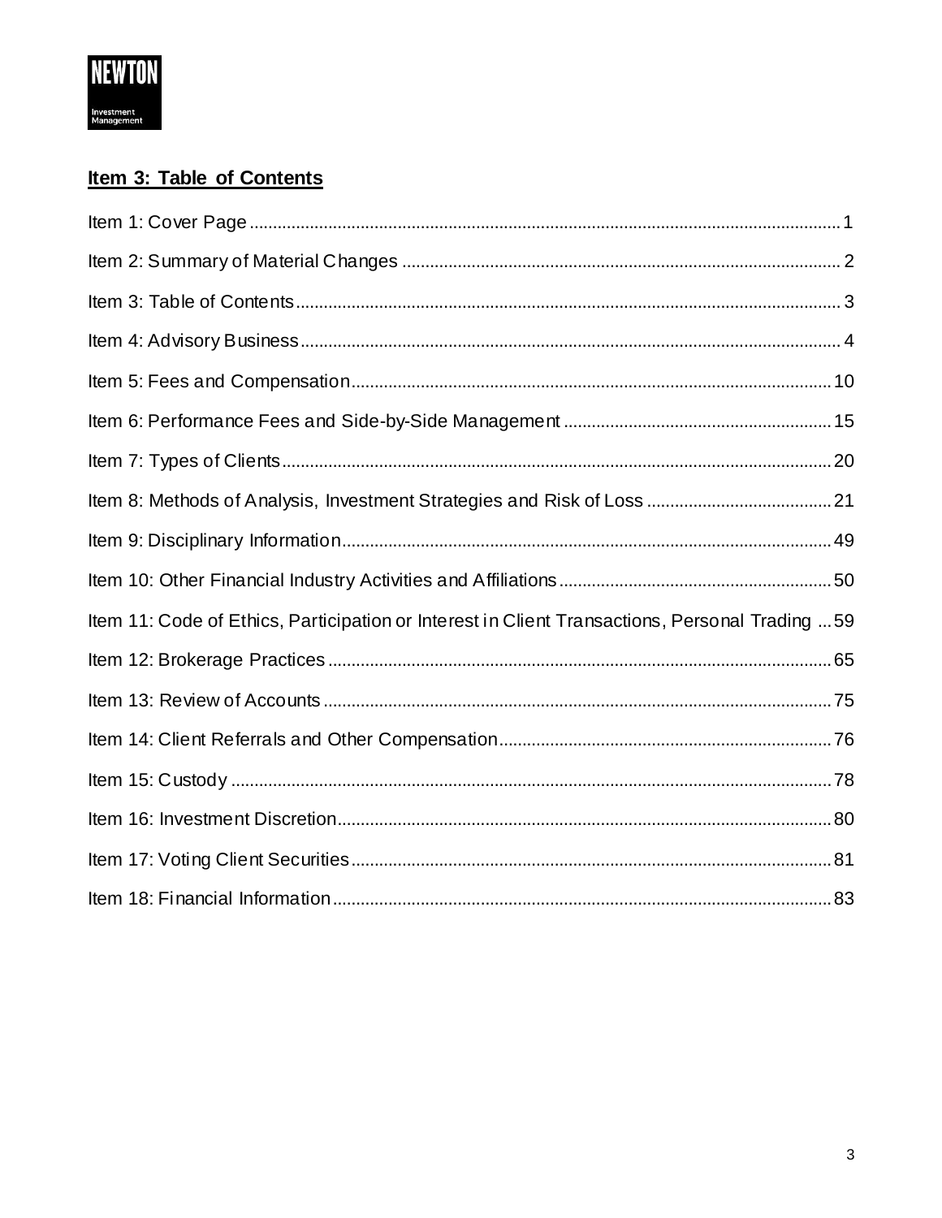## Item 3: Table of Contents

Item 1: Cover Page ........ 1

Item 2: Summary of Material Changes ........ 2

Item 3: Table of Contents ........ 3

Item 4: Advisory Business ........ 4

Item 5: Fees and Compensation ........ 10

Item 6: Performance Fees and Side-by-Side Management ........ 15

Item 7: Types of Clients ........ 20

Item 8: Methods of Analysis, Investment Strategies and Risk of Loss ........ 21

Item 9: Disciplinary Information ........ 49

Item 10: Other Financial Industry Activities and Affiliations ........ 50

Item 11: Code of Ethics, Participation or Interest in Client Transactions, Personal Trading ... 59

Item 12: Brokerage Practices ........ 65

Item 13: Review of Accounts ........ 75

Item 14: Client Referrals and Other Compensation ........ 76

Item 15: Custody ........ 78

Item 16: Investment Discretion ........ 80

Item 17: Voting Client Securities ........ 81

Item 18: Financial Information ........ 83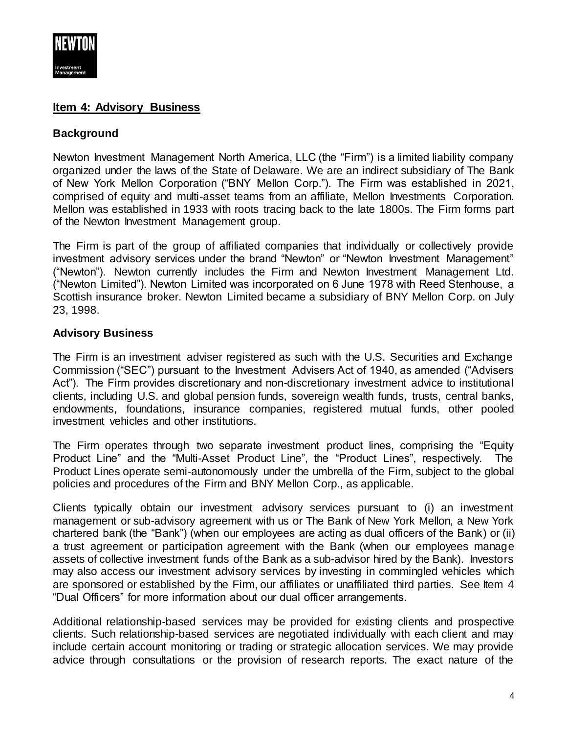## Item 4: Advisory Business

### Background

Newton Investment Management North America, LLC (the "Firm") is a limited liability company organized under the laws of the State of Delaware. We are an indirect subsidiary of The Bank of New York Mellon Corporation ("BNY Mellon Corp."). The Firm was established in 2021, comprised of equity and multi-asset teams from an affiliate, Mellon Investments Corporation. Mellon was established in 1933 with roots tracing back to the late 1800s. The Firm forms part of the Newton Investment Management group.

The Firm is part of the group of affiliated companies that individually or collectively provide investment advisory services under the brand "Newton" or "Newton Investment Management" ("Newton"). Newton currently includes the Firm and Newton Investment Management Ltd. ("Newton Limited"). Newton Limited was incorporated on 6 June 1978 with Reed Stenhouse, a Scottish insurance broker. Newton Limited became a subsidiary of BNY Mellon Corp. on July 23, 1998.

### Advisory Business

The Firm is an investment adviser registered as such with the U.S. Securities and Exchange Commission ("SEC") pursuant to the Investment Advisers Act of 1940, as amended ("Advisers Act"). The Firm provides discretionary and non-discretionary investment advice to institutional clients, including U.S. and global pension funds, sovereign wealth funds, trusts, central banks, endowments, foundations, insurance companies, registered mutual funds, other pooled investment vehicles and other institutions.

The Firm operates through two separate investment product lines, comprising the "Equity Product Line" and the "Multi-Asset Product Line", the "Product Lines", respectively. The Product Lines operate semi-autonomously under the umbrella of the Firm, subject to the global policies and procedures of the Firm and BNY Mellon Corp., as applicable.

Clients typically obtain our investment advisory services pursuant to (i) an investment management or sub-advisory agreement with us or The Bank of New York Mellon, a New York chartered bank (the "Bank") (when our employees are acting as dual officers of the Bank) or (ii) a trust agreement or participation agreement with the Bank (when our employees manage assets of collective investment funds of the Bank as a sub-advisor hired by the Bank). Investors may also access our investment advisory services by investing in commingled vehicles which are sponsored or established by the Firm, our affiliates or unaffiliated third parties. See Item 4 "Dual Officers" for more information about our dual officer arrangements.

Additional relationship-based services may be provided for existing clients and prospective clients. Such relationship-based services are negotiated individually with each client and may include certain account monitoring or trading or strategic allocation services. We may provide advice through consultations or the provision of research reports. The exact nature of the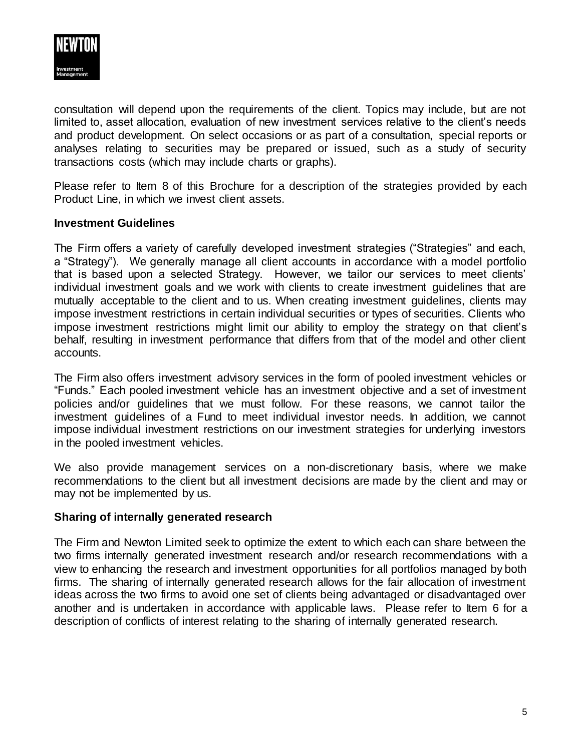consultation will depend upon the requirements of the client. Topics may include, but are not limited to, asset allocation, evaluation of new investment services relative to the client's needs and product development. On select occasions or as part of a consultation, special reports or analyses relating to securities may be prepared or issued, such as a study of security transactions costs (which may include charts or graphs).

Please refer to Item 8 of this Brochure for a description of the strategies provided by each Product Line, in which we invest client assets.

**Investment Guidelines**

The Firm offers a variety of carefully developed investment strategies ("Strategies" and each, a "Strategy"). We generally manage all client accounts in accordance with a model portfolio that is based upon a selected Strategy. However, we tailor our services to meet clients' individual investment goals and we work with clients to create investment guidelines that are mutually acceptable to the client and to us. When creating investment guidelines, clients may impose investment restrictions in certain individual securities or types of securities. Clients who impose investment restrictions might limit our ability to employ the strategy on that client's behalf, resulting in investment performance that differs from that of the model and other client accounts.

The Firm also offers investment advisory services in the form of pooled investment vehicles or "Funds." Each pooled investment vehicle has an investment objective and a set of investment policies and/or guidelines that we must follow. For these reasons, we cannot tailor the investment guidelines of a Fund to meet individual investor needs. In addition, we cannot impose individual investment restrictions on our investment strategies for underlying investors in the pooled investment vehicles.

We also provide management services on a non-discretionary basis, where we make recommendations to the client but all investment decisions are made by the client and may or may not be implemented by us.

**Sharing of internally generated research**

The Firm and Newton Limited seek to optimize the extent to which each can share between the two firms internally generated investment research and/or research recommendations with a view to enhancing the research and investment opportunities for all portfolios managed by both firms. The sharing of internally generated research allows for the fair allocation of investment ideas across the two firms to avoid one set of clients being advantaged or disadvantaged over another and is undertaken in accordance with applicable laws. Please refer to Item 6 for a description of conflicts of interest relating to the sharing of internally generated research.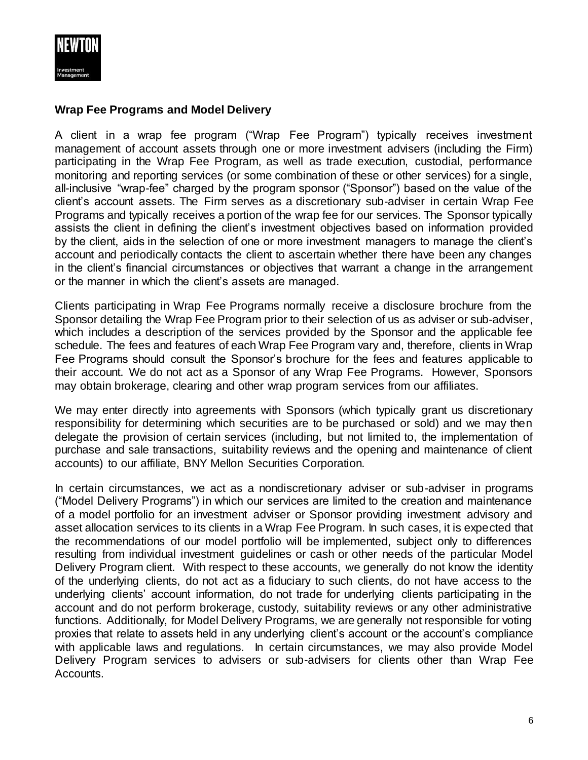## Wrap Fee Programs and Model Delivery

A client in a wrap fee program ("Wrap Fee Program") typically receives investment management of account assets through one or more investment advisers (including the Firm) participating in the Wrap Fee Program, as well as trade execution, custodial, performance monitoring and reporting services (or some combination of these or other services) for a single, all-inclusive "wrap-fee" charged by the program sponsor ("Sponsor") based on the value of the client's account assets. The Firm serves as a discretionary sub-adviser in certain Wrap Fee Programs and typically receives a portion of the wrap fee for our services. The Sponsor typically assists the client in defining the client's investment objectives based on information provided by the client, aids in the selection of one or more investment managers to manage the client's account and periodically contacts the client to ascertain whether there have been any changes in the client's financial circumstances or objectives that warrant a change in the arrangement or the manner in which the client's assets are managed.

Clients participating in Wrap Fee Programs normally receive a disclosure brochure from the Sponsor detailing the Wrap Fee Program prior to their selection of us as adviser or sub-adviser, which includes a description of the services provided by the Sponsor and the applicable fee schedule. The fees and features of each Wrap Fee Program vary and, therefore, clients in Wrap Fee Programs should consult the Sponsor's brochure for the fees and features applicable to their account. We do not act as a Sponsor of any Wrap Fee Programs. However, Sponsors may obtain brokerage, clearing and other wrap program services from our affiliates.

We may enter directly into agreements with Sponsors (which typically grant us discretionary responsibility for determining which securities are to be purchased or sold) and we may then delegate the provision of certain services (including, but not limited to, the implementation of purchase and sale transactions, suitability reviews and the opening and maintenance of client accounts) to our affiliate, BNY Mellon Securities Corporation.

In certain circumstances, we act as a nondiscretionary adviser or sub-adviser in programs ("Model Delivery Programs") in which our services are limited to the creation and maintenance of a model portfolio for an investment adviser or Sponsor providing investment advisory and asset allocation services to its clients in a Wrap Fee Program. In such cases, it is expected that the recommendations of our model portfolio will be implemented, subject only to differences resulting from individual investment guidelines or cash or other needs of the particular Model Delivery Program client. With respect to these accounts, we generally do not know the identity of the underlying clients, do not act as a fiduciary to such clients, do not have access to the underlying clients' account information, do not trade for underlying clients participating in the account and do not perform brokerage, custody, suitability reviews or any other administrative functions. Additionally, for Model Delivery Programs, we are generally not responsible for voting proxies that relate to assets held in any underlying client's account or the account's compliance with applicable laws and regulations. In certain circumstances, we may also provide Model Delivery Program services to advisers or sub-advisers for clients other than Wrap Fee Accounts.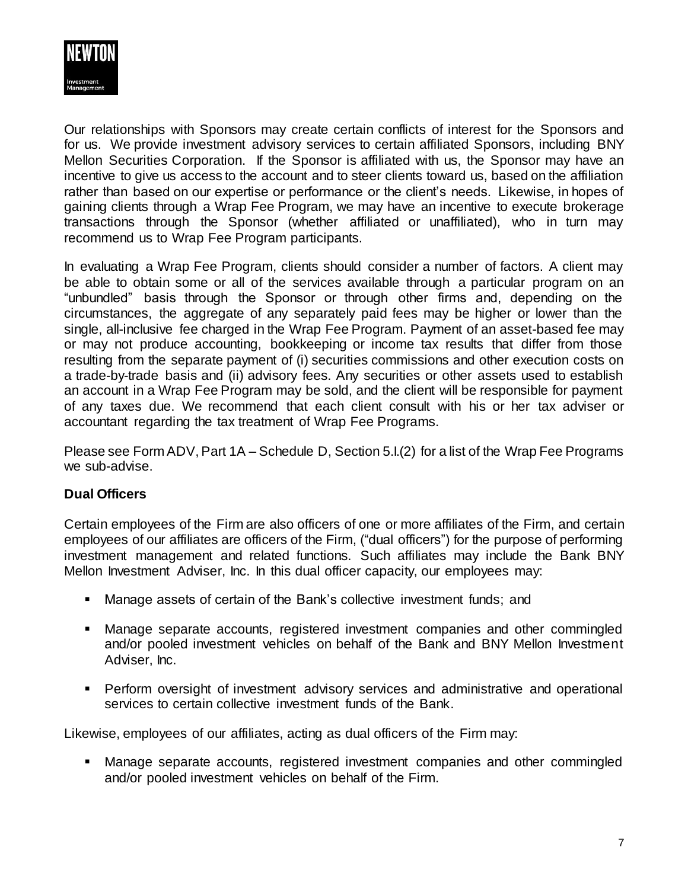Our relationships with Sponsors may create certain conflicts of interest for the Sponsors and for us. We provide investment advisory services to certain affiliated Sponsors, including BNY Mellon Securities Corporation. If the Sponsor is affiliated with us, the Sponsor may have an incentive to give us access to the account and to steer clients toward us, based on the affiliation rather than based on our expertise or performance or the client's needs. Likewise, in hopes of gaining clients through a Wrap Fee Program, we may have an incentive to execute brokerage transactions through the Sponsor (whether affiliated or unaffiliated), who in turn may recommend us to Wrap Fee Program participants.

In evaluating a Wrap Fee Program, clients should consider a number of factors. A client may be able to obtain some or all of the services available through a particular program on an "unbundled" basis through the Sponsor or through other firms and, depending on the circumstances, the aggregate of any separately paid fees may be higher or lower than the single, all-inclusive fee charged in the Wrap Fee Program. Payment of an asset-based fee may or may not produce accounting, bookkeeping or income tax results that differ from those resulting from the separate payment of (i) securities commissions and other execution costs on a trade-by-trade basis and (ii) advisory fees. Any securities or other assets used to establish an account in a Wrap Fee Program may be sold, and the client will be responsible for payment of any taxes due. We recommend that each client consult with his or her tax adviser or accountant regarding the tax treatment of Wrap Fee Programs.

Please see Form ADV, Part 1A – Schedule D, Section 5.I.(2) for a list of the Wrap Fee Programs we sub-advise.

**Dual Officers**

Certain employees of the Firm are also officers of one or more affiliates of the Firm, and certain employees of our affiliates are officers of the Firm, ("dual officers") for the purpose of performing investment management and related functions. Such affiliates may include the Bank BNY Mellon Investment Adviser, Inc. In this dual officer capacity, our employees may:

- Manage assets of certain of the Bank's collective investment funds; and
- Manage separate accounts, registered investment companies and other commingled and/or pooled investment vehicles on behalf of the Bank and BNY Mellon Investment Adviser, Inc.
- Perform oversight of investment advisory services and administrative and operational services to certain collective investment funds of the Bank.

Likewise, employees of our affiliates, acting as dual officers of the Firm may:

- Manage separate accounts, registered investment companies and other commingled and/or pooled investment vehicles on behalf of the Firm.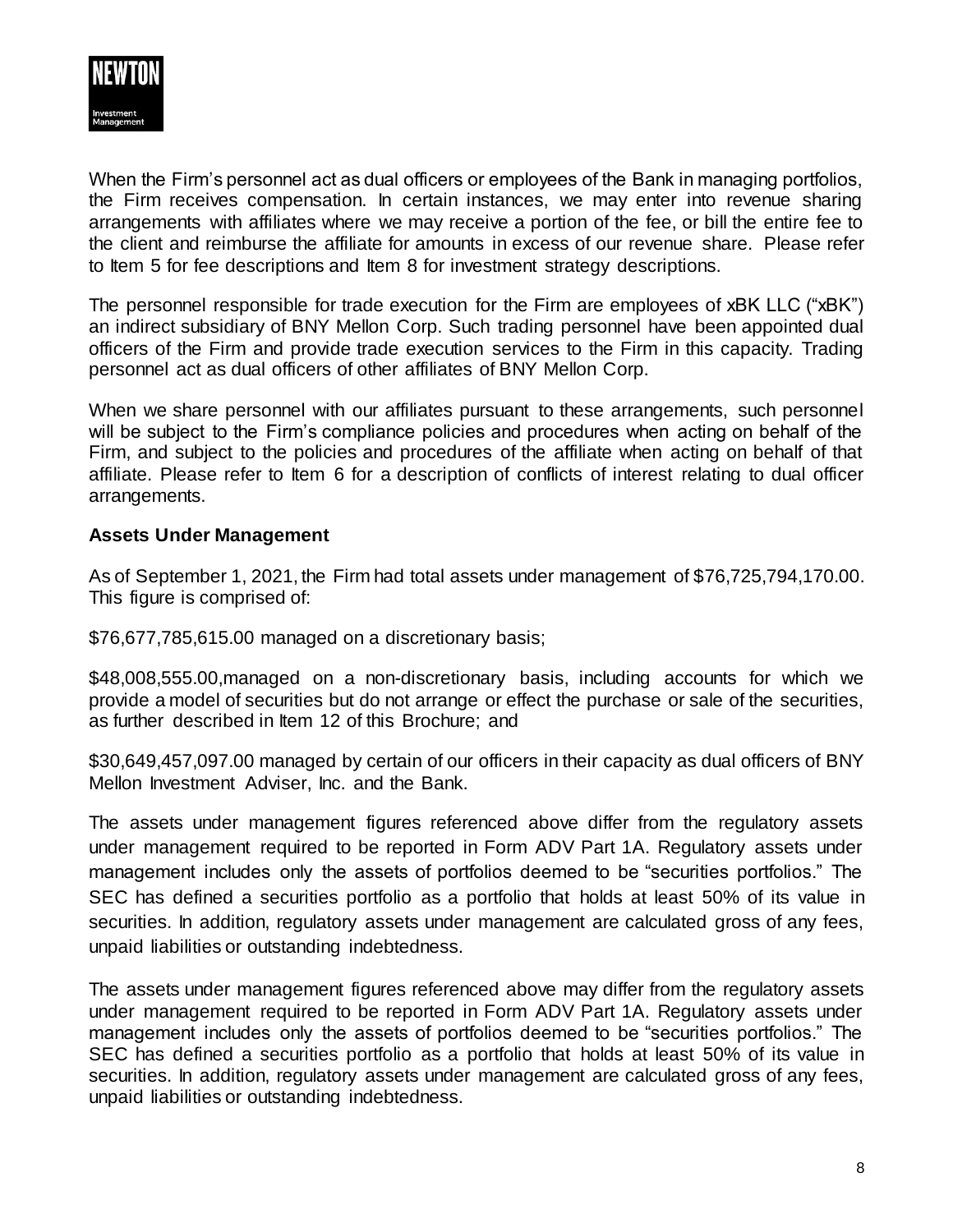When the Firm's personnel act as dual officers or employees of the Bank in managing portfolios, the Firm receives compensation. In certain instances, we may enter into revenue sharing arrangements with affiliates where we may receive a portion of the fee, or bill the entire fee to the client and reimburse the affiliate for amounts in excess of our revenue share. Please refer to Item 5 for fee descriptions and Item 8 for investment strategy descriptions.

The personnel responsible for trade execution for the Firm are employees of xBK LLC ("xBK") an indirect subsidiary of BNY Mellon Corp. Such trading personnel have been appointed dual officers of the Firm and provide trade execution services to the Firm in this capacity. Trading personnel act as dual officers of other affiliates of BNY Mellon Corp.

When we share personnel with our affiliates pursuant to these arrangements, such personnel will be subject to the Firm's compliance policies and procedures when acting on behalf of the Firm, and subject to the policies and procedures of the affiliate when acting on behalf of that affiliate. Please refer to Item 6 for a description of conflicts of interest relating to dual officer arrangements.

**Assets Under Management**

As of September 1, 2021, the Firm had total assets under management of $76,725,794,170.00. This figure is comprised of:

$76,677,785,615.00 managed on a discretionary basis;

$48,008,555.00,managed on a non-discretionary basis, including accounts for which we provide a model of securities but do not arrange or effect the purchase or sale of the securities, as further described in Item 12 of this Brochure; and

$30,649,457,097.00 managed by certain of our officers in their capacity as dual officers of BNY Mellon Investment Adviser, Inc. and the Bank.

The assets under management figures referenced above differ from the regulatory assets under management required to be reported in Form ADV Part 1A. Regulatory assets under management includes only the assets of portfolios deemed to be "securities portfolios." The SEC has defined a securities portfolio as a portfolio that holds at least 50% of its value in securities. In addition, regulatory assets under management are calculated gross of any fees, unpaid liabilities or outstanding indebtedness.

The assets under management figures referenced above may differ from the regulatory assets under management required to be reported in Form ADV Part 1A. Regulatory assets under management includes only the assets of portfolios deemed to be "securities portfolios." The SEC has defined a securities portfolio as a portfolio that holds at least 50% of its value in securities. In addition, regulatory assets under management are calculated gross of any fees, unpaid liabilities or outstanding indebtedness.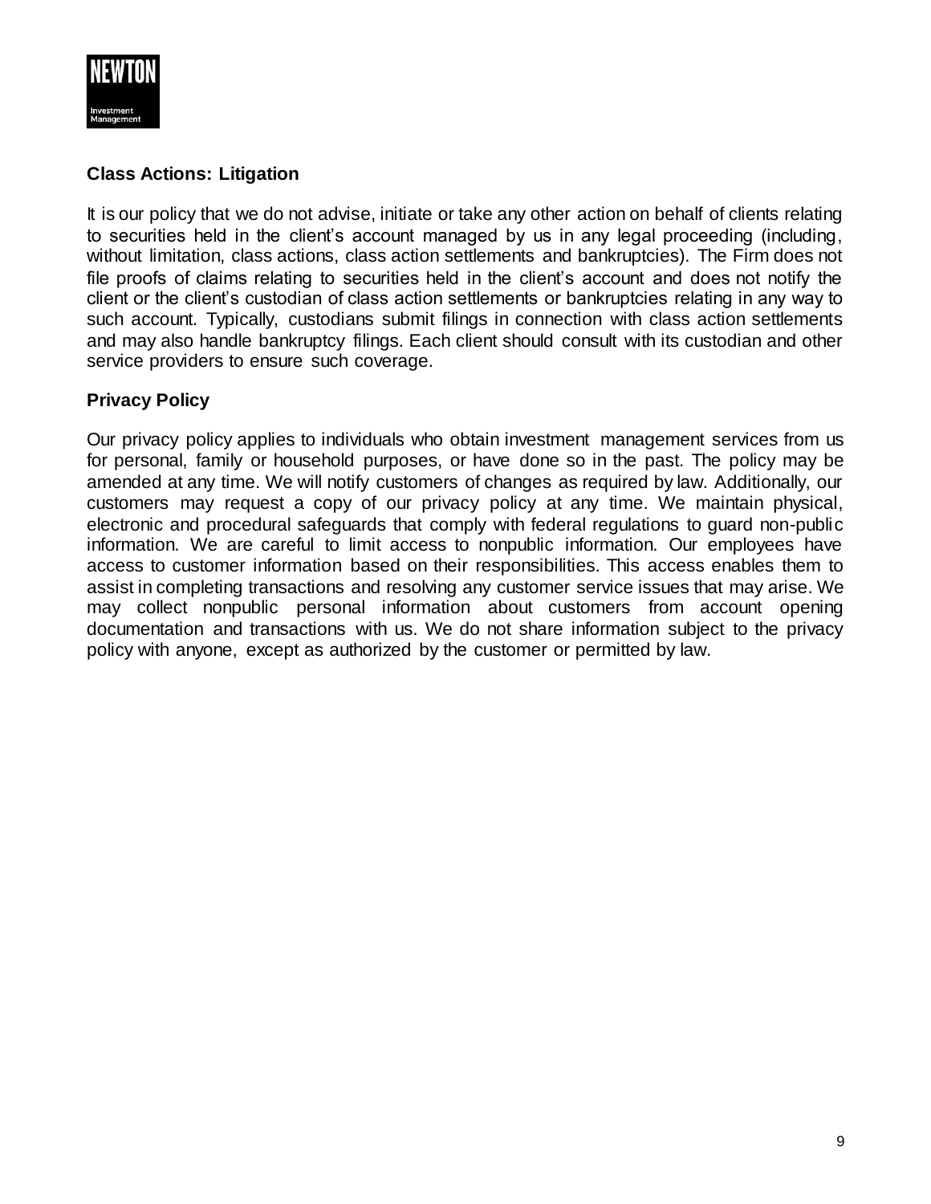## Class Actions: Litigation

It is our policy that we do not advise, initiate or take any other action on behalf of clients relating to securities held in the client's account managed by us in any legal proceeding (including, without limitation, class actions, class action settlements and bankruptcies). The Firm does not file proofs of claims relating to securities held in the client's account and does not notify the client or the client's custodian of class action settlements or bankruptcies relating in any way to such account. Typically, custodians submit filings in connection with class action settlements and may also handle bankruptcy filings. Each client should consult with its custodian and other service providers to ensure such coverage.

## Privacy Policy

Our privacy policy applies to individuals who obtain investment management services from us for personal, family or household purposes, or have done so in the past. The policy may be amended at any time. We will notify customers of changes as required by law. Additionally, our customers may request a copy of our privacy policy at any time. We maintain physical, electronic and procedural safeguards that comply with federal regulations to guard non-public information. We are careful to limit access to nonpublic information. Our employees have access to customer information based on their responsibilities. This access enables them to assist in completing transactions and resolving any customer service issues that may arise. We may collect nonpublic personal information about customers from account opening documentation and transactions with us. We do not share information subject to the privacy policy with anyone, except as authorized by the customer or permitted by law.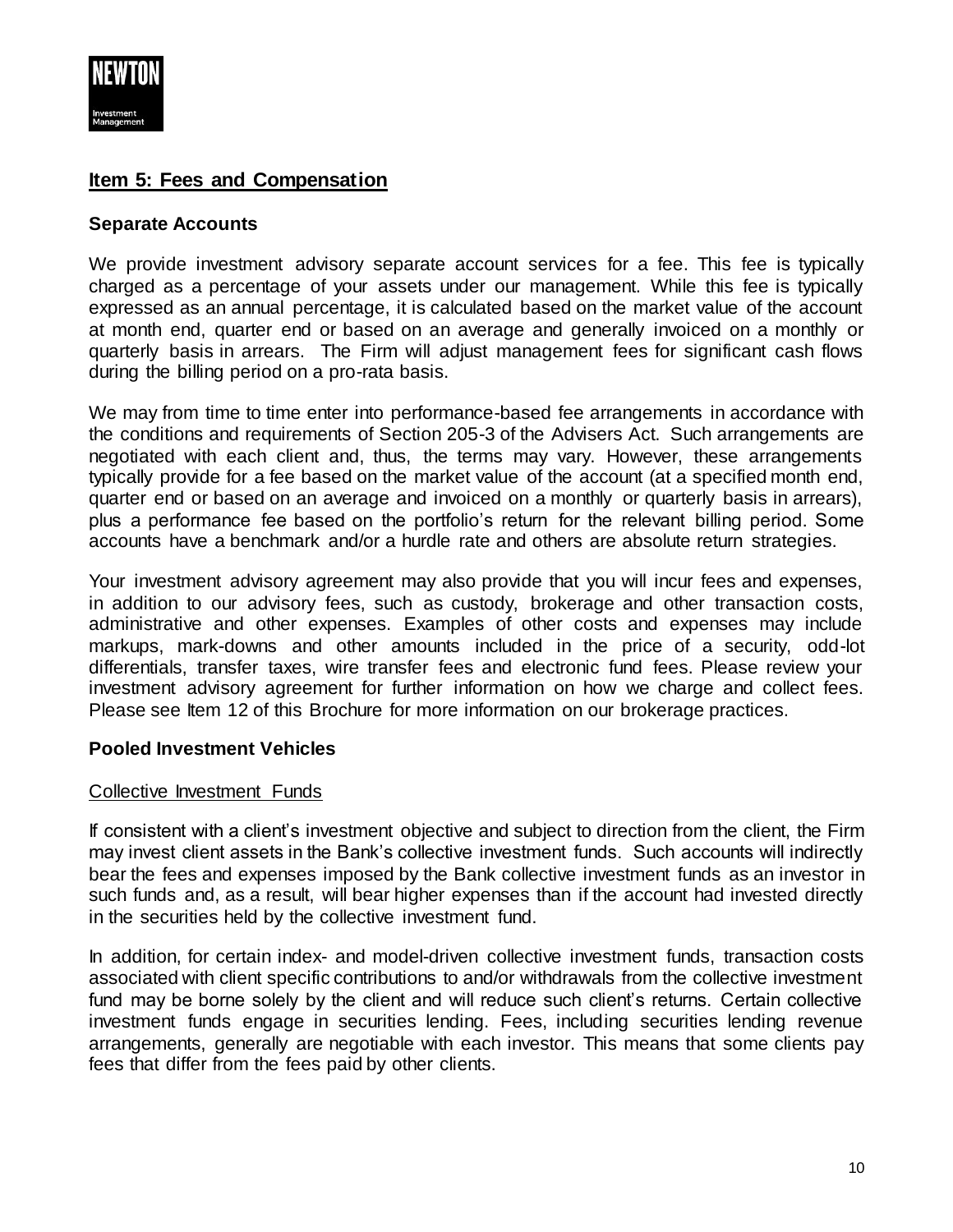## Item 5: Fees and Compensation

### Separate Accounts

We provide investment advisory separate account services for a fee. This fee is typically charged as a percentage of your assets under our management. While this fee is typically expressed as an annual percentage, it is calculated based on the market value of the account at month end, quarter end or based on an average and generally invoiced on a monthly or quarterly basis in arrears. The Firm will adjust management fees for significant cash flows during the billing period on a pro-rata basis.

We may from time to time enter into performance-based fee arrangements in accordance with the conditions and requirements of Section 205-3 of the Advisers Act. Such arrangements are negotiated with each client and, thus, the terms may vary. However, these arrangements typically provide for a fee based on the market value of the account (at a specified month end, quarter end or based on an average and invoiced on a monthly or quarterly basis in arrears), plus a performance fee based on the portfolio's return for the relevant billing period. Some accounts have a benchmark and/or a hurdle rate and others are absolute return strategies.

Your investment advisory agreement may also provide that you will incur fees and expenses, in addition to our advisory fees, such as custody, brokerage and other transaction costs, administrative and other expenses. Examples of other costs and expenses may include markups, mark-downs and other amounts included in the price of a security, odd-lot differentials, transfer taxes, wire transfer fees and electronic fund fees. Please review your investment advisory agreement for further information on how we charge and collect fees. Please see Item 12 of this Brochure for more information on our brokerage practices.

### Pooled Investment Vehicles

#### Collective Investment Funds

If consistent with a client's investment objective and subject to direction from the client, the Firm may invest client assets in the Bank's collective investment funds. Such accounts will indirectly bear the fees and expenses imposed by the Bank collective investment funds as an investor in such funds and, as a result, will bear higher expenses than if the account had invested directly in the securities held by the collective investment fund.

In addition, for certain index- and model-driven collective investment funds, transaction costs associated with client specific contributions to and/or withdrawals from the collective investment fund may be borne solely by the client and will reduce such client's returns. Certain collective investment funds engage in securities lending. Fees, including securities lending revenue arrangements, generally are negotiable with each investor. This means that some clients pay fees that differ from the fees paid by other clients.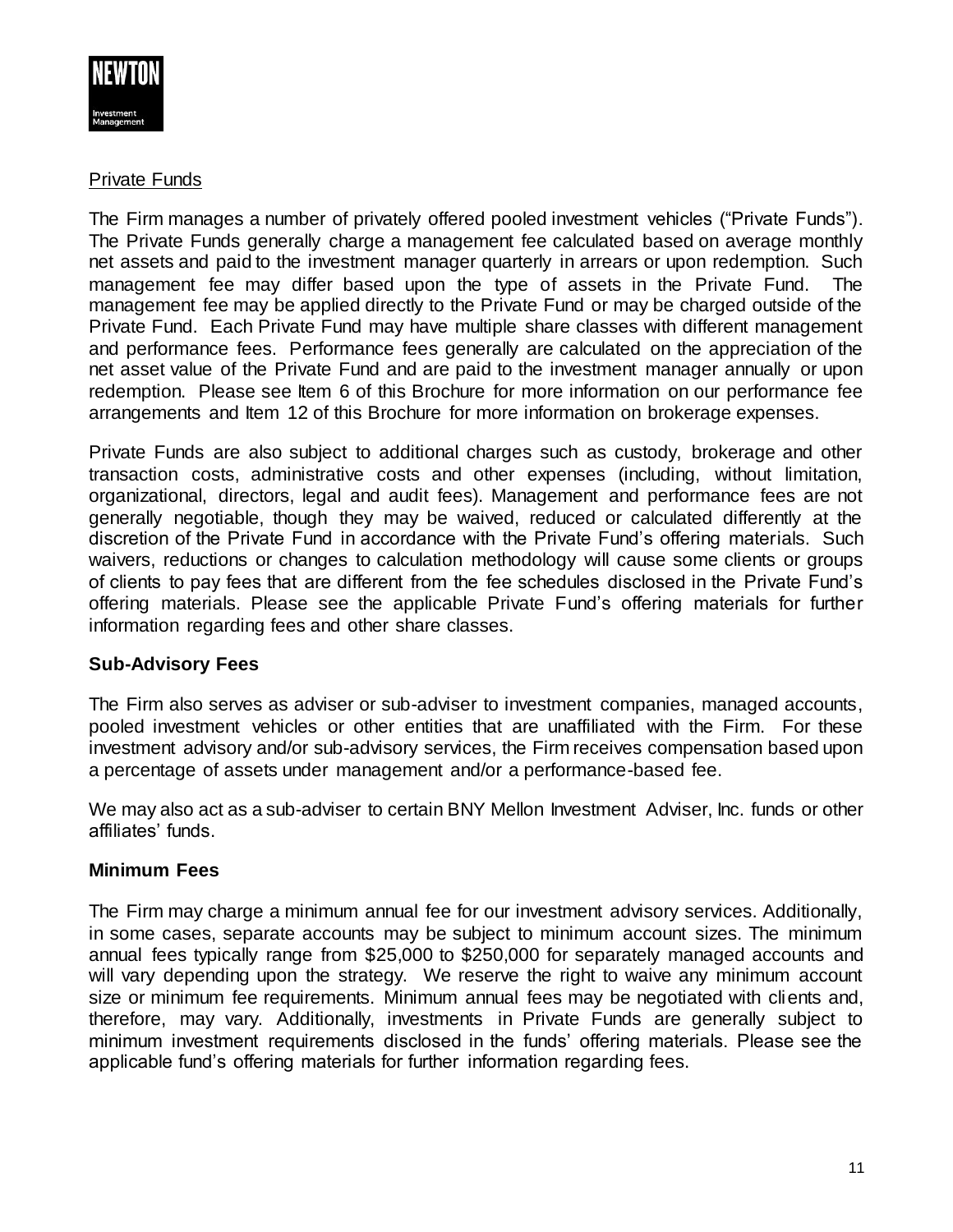Private Funds

The Firm manages a number of privately offered pooled investment vehicles ("Private Funds"). The Private Funds generally charge a management fee calculated based on average monthly net assets and paid to the investment manager quarterly in arrears or upon redemption. Such management fee may differ based upon the type of assets in the Private Fund. The management fee may be applied directly to the Private Fund or may be charged outside of the Private Fund. Each Private Fund may have multiple share classes with different management and performance fees. Performance fees generally are calculated on the appreciation of the net asset value of the Private Fund and are paid to the investment manager annually or upon redemption. Please see Item 6 of this Brochure for more information on our performance fee arrangements and Item 12 of this Brochure for more information on brokerage expenses.

Private Funds are also subject to additional charges such as custody, brokerage and other transaction costs, administrative costs and other expenses (including, without limitation, organizational, directors, legal and audit fees). Management and performance fees are not generally negotiable, though they may be waived, reduced or calculated differently at the discretion of the Private Fund in accordance with the Private Fund's offering materials. Such waivers, reductions or changes to calculation methodology will cause some clients or groups of clients to pay fees that are different from the fee schedules disclosed in the Private Fund's offering materials. Please see the applicable Private Fund's offering materials for further information regarding fees and other share classes.

**Sub-Advisory Fees**

The Firm also serves as adviser or sub-adviser to investment companies, managed accounts, pooled investment vehicles or other entities that are unaffiliated with the Firm. For these investment advisory and/or sub-advisory services, the Firm receives compensation based upon a percentage of assets under management and/or a performance-based fee.

We may also act as a sub-adviser to certain BNY Mellon Investment Adviser, Inc. funds or other affiliates' funds.

**Minimum Fees**

The Firm may charge a minimum annual fee for our investment advisory services. Additionally, in some cases, separate accounts may be subject to minimum account sizes. The minimum annual fees typically range from $25,000 to $250,000 for separately managed accounts and will vary depending upon the strategy. We reserve the right to waive any minimum account size or minimum fee requirements. Minimum annual fees may be negotiated with clients and, therefore, may vary. Additionally, investments in Private Funds are generally subject to minimum investment requirements disclosed in the funds' offering materials. Please see the applicable fund's offering materials for further information regarding fees.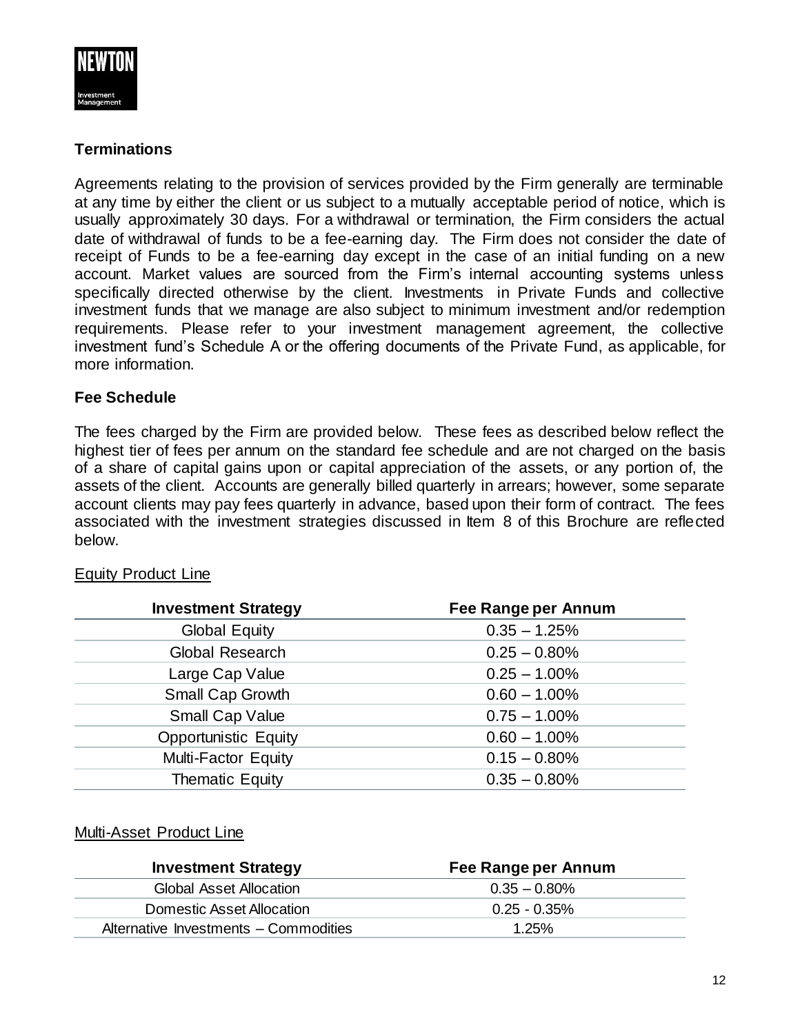### Terminations

Agreements relating to the provision of services provided by the Firm generally are terminable at any time by either the client or us subject to a mutually acceptable period of notice, which is usually approximately 30 days. For a withdrawal or termination, the Firm considers the actual date of withdrawal of funds to be a fee-earning day. The Firm does not consider the date of receipt of Funds to be a fee-earning day except in the case of an initial funding on a new account. Market values are sourced from the Firm's internal accounting systems unless specifically directed otherwise by the client. Investments in Private Funds and collective investment funds that we manage are also subject to minimum investment and/or redemption requirements. Please refer to your investment management agreement, the collective investment fund's Schedule A or the offering documents of the Private Fund, as applicable, for more information.

### Fee Schedule

The fees charged by the Firm are provided below. These fees as described below reflect the highest tier of fees per annum on the standard fee schedule and are not charged on the basis of a share of capital gains upon or capital appreciation of the assets, or any portion of, the assets of the client. Accounts are generally billed quarterly in arrears; however, some separate account clients may pay fees quarterly in advance, based upon their form of contract. The fees associated with the investment strategies discussed in Item 8 of this Brochure are reflected below.

Equity Product Line

| Investment Strategy | Fee Range per Annum |
|---|---|
| Global Equity | 0.35 – 1.25% |
| Global Research | 0.25 – 0.80% |
| Large Cap Value | 0.25 – 1.00% |
| Small Cap Growth | 0.60 – 1.00% |
| Small Cap Value | 0.75 – 1.00% |
| Opportunistic Equity | 0.60 – 1.00% |
| Multi-Factor Equity | 0.15 – 0.80% |
| Thematic Equity | 0.35 – 0.80% |

Multi-Asset Product Line

| Investment Strategy | Fee Range per Annum |
|---|---|
| Global Asset Allocation | 0.35 – 0.80% |
| Domestic Asset Allocation | 0.25 - 0.35% |
| Alternative Investments – Commodities | 1.25% |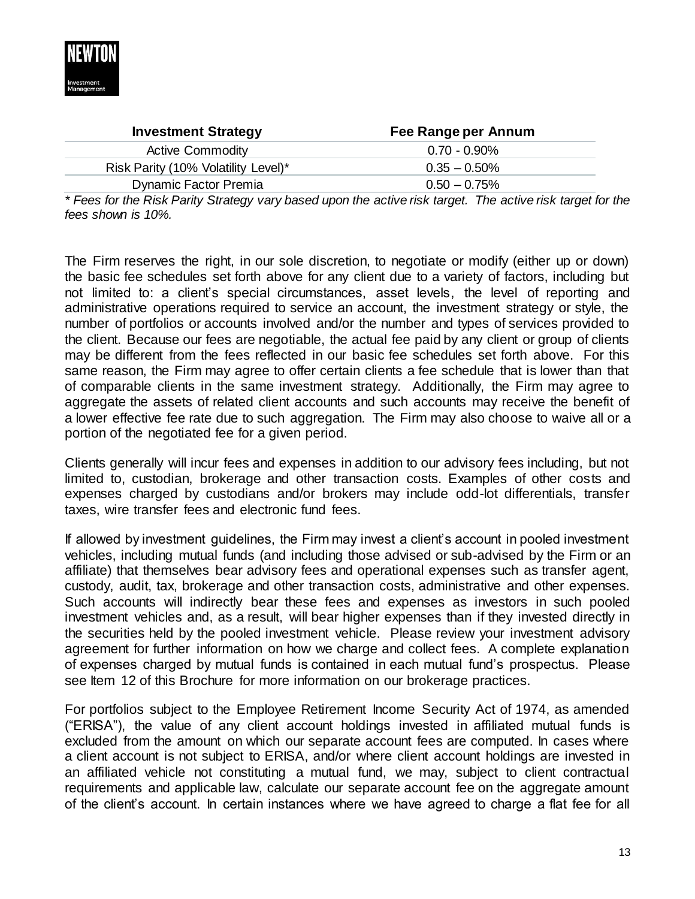| Investment Strategy | Fee Range per Annum |
|---|---|
| Active Commodity | 0.70 - 0.90% |
| Risk Parity (10% Volatility Level)* | 0.35 – 0.50% |
| Dynamic Factor Premia | 0.50 – 0.75% |

*\* Fees for the Risk Parity Strategy vary based upon the active risk target. The active risk target for the fees shown is 10%.*

The Firm reserves the right, in our sole discretion, to negotiate or modify (either up or down) the basic fee schedules set forth above for any client due to a variety of factors, including but not limited to: a client's special circumstances, asset levels, the level of reporting and administrative operations required to service an account, the investment strategy or style, the number of portfolios or accounts involved and/or the number and types of services provided to the client. Because our fees are negotiable, the actual fee paid by any client or group of clients may be different from the fees reflected in our basic fee schedules set forth above. For this same reason, the Firm may agree to offer certain clients a fee schedule that is lower than that of comparable clients in the same investment strategy. Additionally, the Firm may agree to aggregate the assets of related client accounts and such accounts may receive the benefit of a lower effective fee rate due to such aggregation. The Firm may also choose to waive all or a portion of the negotiated fee for a given period.

Clients generally will incur fees and expenses in addition to our advisory fees including, but not limited to, custodian, brokerage and other transaction costs. Examples of other costs and expenses charged by custodians and/or brokers may include odd-lot differentials, transfer taxes, wire transfer fees and electronic fund fees.

If allowed by investment guidelines, the Firm may invest a client's account in pooled investment vehicles, including mutual funds (and including those advised or sub-advised by the Firm or an affiliate) that themselves bear advisory fees and operational expenses such as transfer agent, custody, audit, tax, brokerage and other transaction costs, administrative and other expenses. Such accounts will indirectly bear these fees and expenses as investors in such pooled investment vehicles and, as a result, will bear higher expenses than if they invested directly in the securities held by the pooled investment vehicle. Please review your investment advisory agreement for further information on how we charge and collect fees. A complete explanation of expenses charged by mutual funds is contained in each mutual fund's prospectus. Please see Item 12 of this Brochure for more information on our brokerage practices.

For portfolios subject to the Employee Retirement Income Security Act of 1974, as amended ("ERISA"), the value of any client account holdings invested in affiliated mutual funds is excluded from the amount on which our separate account fees are computed. In cases where a client account is not subject to ERISA, and/or where client account holdings are invested in an affiliated vehicle not constituting a mutual fund, we may, subject to client contractual requirements and applicable law, calculate our separate account fee on the aggregate amount of the client's account. In certain instances where we have agreed to charge a flat fee for all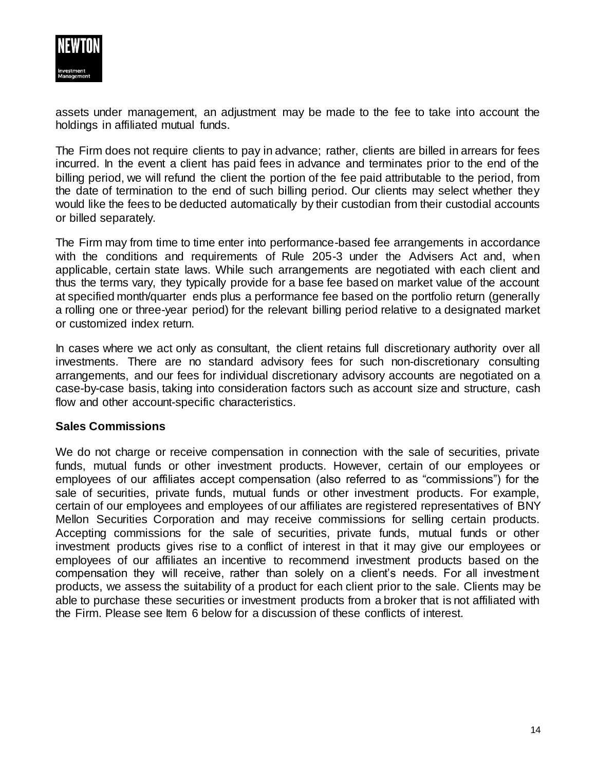assets under management, an adjustment may be made to the fee to take into account the holdings in affiliated mutual funds.

The Firm does not require clients to pay in advance; rather, clients are billed in arrears for fees incurred. In the event a client has paid fees in advance and terminates prior to the end of the billing period, we will refund the client the portion of the fee paid attributable to the period, from the date of termination to the end of such billing period. Our clients may select whether they would like the fees to be deducted automatically by their custodian from their custodial accounts or billed separately.

The Firm may from time to time enter into performance-based fee arrangements in accordance with the conditions and requirements of Rule 205-3 under the Advisers Act and, when applicable, certain state laws. While such arrangements are negotiated with each client and thus the terms vary, they typically provide for a base fee based on market value of the account at specified month/quarter ends plus a performance fee based on the portfolio return (generally a rolling one or three-year period) for the relevant billing period relative to a designated market or customized index return.

In cases where we act only as consultant, the client retains full discretionary authority over all investments. There are no standard advisory fees for such non-discretionary consulting arrangements, and our fees for individual discretionary advisory accounts are negotiated on a case-by-case basis, taking into consideration factors such as account size and structure, cash flow and other account-specific characteristics.

**Sales Commissions**

We do not charge or receive compensation in connection with the sale of securities, private funds, mutual funds or other investment products. However, certain of our employees or employees of our affiliates accept compensation (also referred to as "commissions") for the sale of securities, private funds, mutual funds or other investment products. For example, certain of our employees and employees of our affiliates are registered representatives of BNY Mellon Securities Corporation and may receive commissions for selling certain products. Accepting commissions for the sale of securities, private funds, mutual funds or other investment products gives rise to a conflict of interest in that it may give our employees or employees of our affiliates an incentive to recommend investment products based on the compensation they will receive, rather than solely on a client's needs. For all investment products, we assess the suitability of a product for each client prior to the sale. Clients may be able to purchase these securities or investment products from a broker that is not affiliated with the Firm. Please see Item 6 below for a discussion of these conflicts of interest.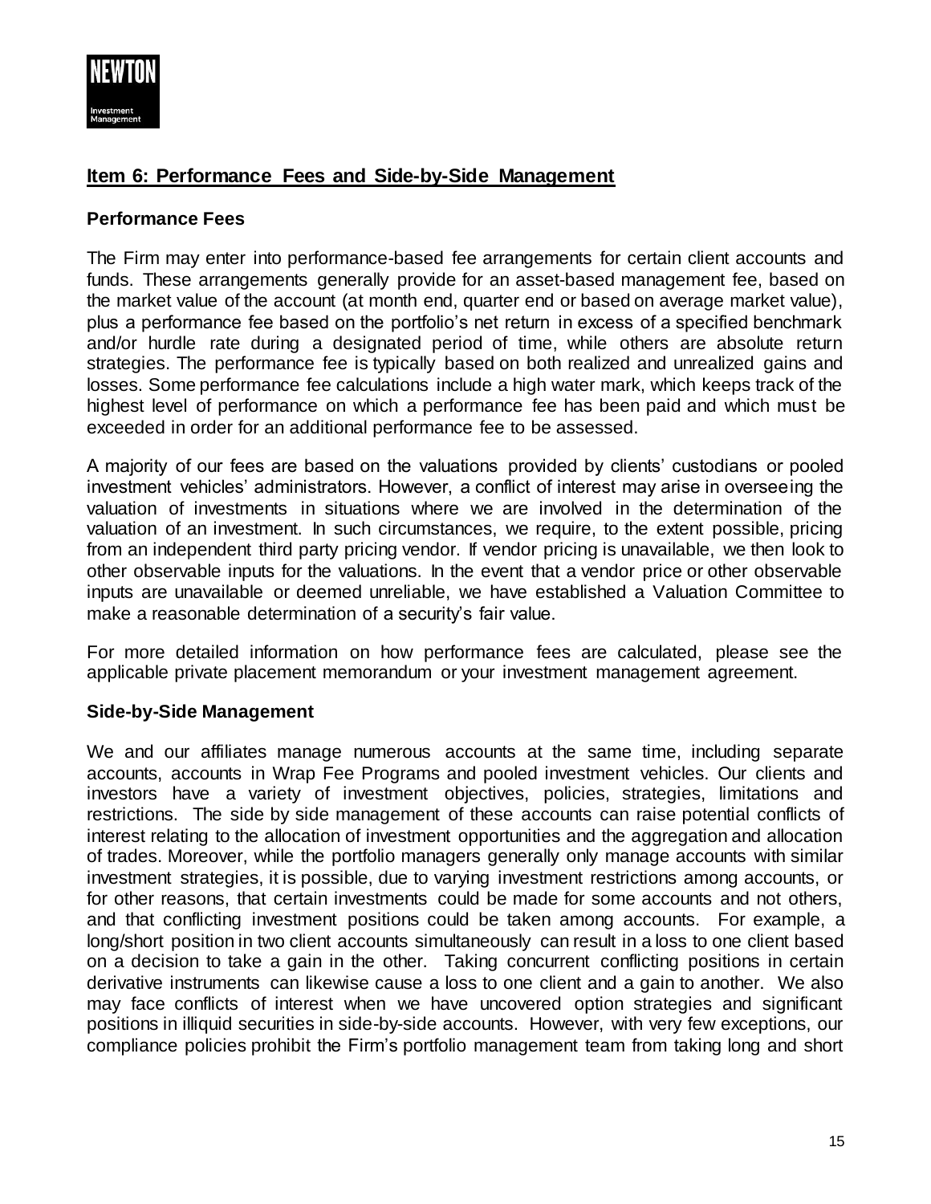## Item 6: Performance Fees and Side-by-Side Management

### Performance Fees

The Firm may enter into performance-based fee arrangements for certain client accounts and funds. These arrangements generally provide for an asset-based management fee, based on the market value of the account (at month end, quarter end or based on average market value), plus a performance fee based on the portfolio's net return in excess of a specified benchmark and/or hurdle rate during a designated period of time, while others are absolute return strategies. The performance fee is typically based on both realized and unrealized gains and losses. Some performance fee calculations include a high water mark, which keeps track of the highest level of performance on which a performance fee has been paid and which must be exceeded in order for an additional performance fee to be assessed.

A majority of our fees are based on the valuations provided by clients' custodians or pooled investment vehicles' administrators. However, a conflict of interest may arise in overseeing the valuation of investments in situations where we are involved in the determination of the valuation of an investment. In such circumstances, we require, to the extent possible, pricing from an independent third party pricing vendor. If vendor pricing is unavailable, we then look to other observable inputs for the valuations. In the event that a vendor price or other observable inputs are unavailable or deemed unreliable, we have established a Valuation Committee to make a reasonable determination of a security's fair value.

For more detailed information on how performance fees are calculated, please see the applicable private placement memorandum or your investment management agreement.

### Side-by-Side Management

We and our affiliates manage numerous accounts at the same time, including separate accounts, accounts in Wrap Fee Programs and pooled investment vehicles. Our clients and investors have a variety of investment objectives, policies, strategies, limitations and restrictions. The side by side management of these accounts can raise potential conflicts of interest relating to the allocation of investment opportunities and the aggregation and allocation of trades. Moreover, while the portfolio managers generally only manage accounts with similar investment strategies, it is possible, due to varying investment restrictions among accounts, or for other reasons, that certain investments could be made for some accounts and not others, and that conflicting investment positions could be taken among accounts. For example, a long/short position in two client accounts simultaneously can result in a loss to one client based on a decision to take a gain in the other. Taking concurrent conflicting positions in certain derivative instruments can likewise cause a loss to one client and a gain to another. We also may face conflicts of interest when we have uncovered option strategies and significant positions in illiquid securities in side-by-side accounts. However, with very few exceptions, our compliance policies prohibit the Firm's portfolio management team from taking long and short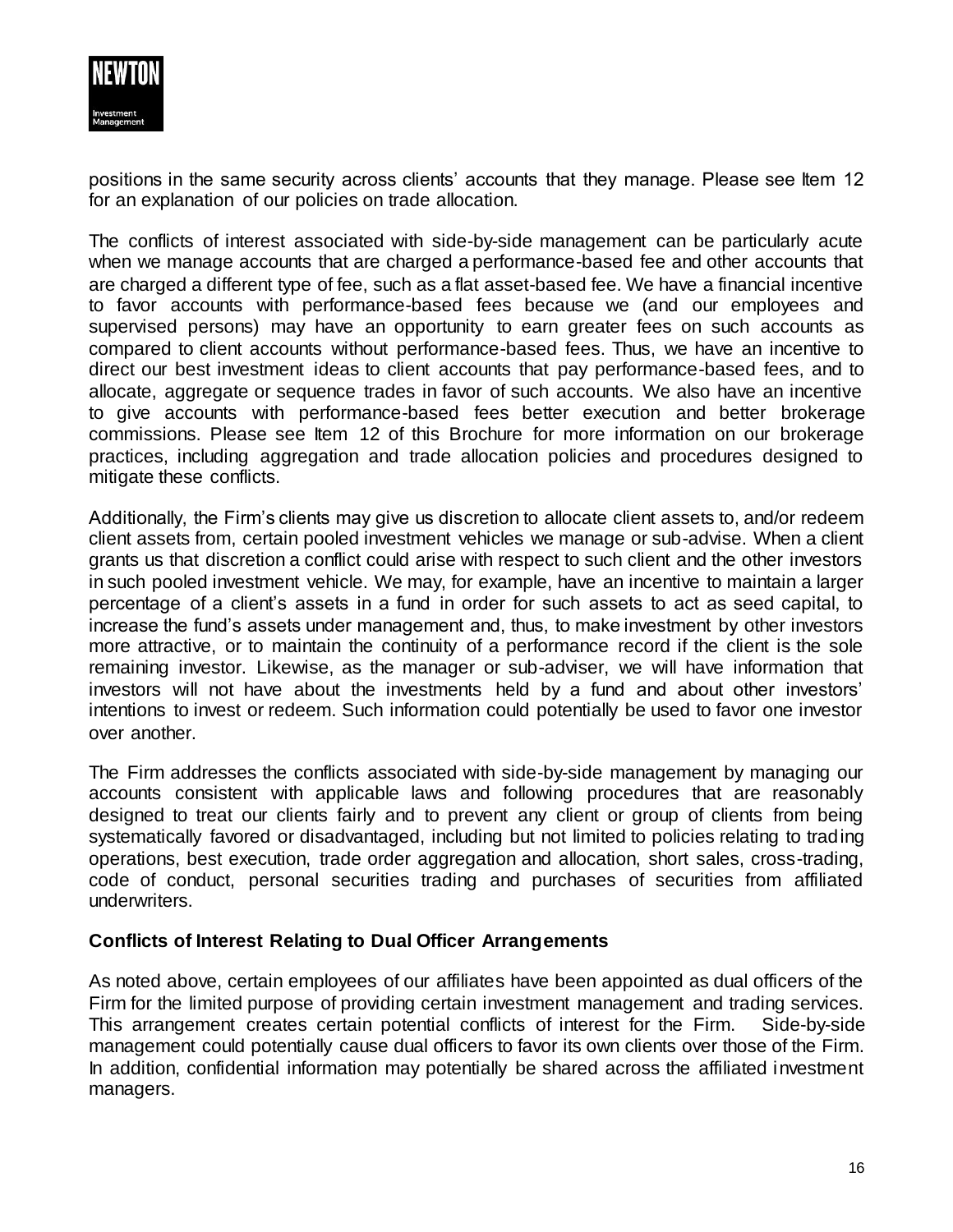positions in the same security across clients' accounts that they manage. Please see Item 12 for an explanation of our policies on trade allocation.

The conflicts of interest associated with side-by-side management can be particularly acute when we manage accounts that are charged a performance-based fee and other accounts that are charged a different type of fee, such as a flat asset-based fee. We have a financial incentive to favor accounts with performance-based fees because we (and our employees and supervised persons) may have an opportunity to earn greater fees on such accounts as compared to client accounts without performance-based fees. Thus, we have an incentive to direct our best investment ideas to client accounts that pay performance-based fees, and to allocate, aggregate or sequence trades in favor of such accounts. We also have an incentive to give accounts with performance-based fees better execution and better brokerage commissions. Please see Item 12 of this Brochure for more information on our brokerage practices, including aggregation and trade allocation policies and procedures designed to mitigate these conflicts.

Additionally, the Firm's clients may give us discretion to allocate client assets to, and/or redeem client assets from, certain pooled investment vehicles we manage or sub-advise. When a client grants us that discretion a conflict could arise with respect to such client and the other investors in such pooled investment vehicle. We may, for example, have an incentive to maintain a larger percentage of a client's assets in a fund in order for such assets to act as seed capital, to increase the fund's assets under management and, thus, to make investment by other investors more attractive, or to maintain the continuity of a performance record if the client is the sole remaining investor. Likewise, as the manager or sub-adviser, we will have information that investors will not have about the investments held by a fund and about other investors' intentions to invest or redeem. Such information could potentially be used to favor one investor over another.

The Firm addresses the conflicts associated with side-by-side management by managing our accounts consistent with applicable laws and following procedures that are reasonably designed to treat our clients fairly and to prevent any client or group of clients from being systematically favored or disadvantaged, including but not limited to policies relating to trading operations, best execution, trade order aggregation and allocation, short sales, cross-trading, code of conduct, personal securities trading and purchases of securities from affiliated underwriters.

**Conflicts of Interest Relating to Dual Officer Arrangements**

As noted above, certain employees of our affiliates have been appointed as dual officers of the Firm for the limited purpose of providing certain investment management and trading services. This arrangement creates certain potential conflicts of interest for the Firm. Side-by-side management could potentially cause dual officers to favor its own clients over those of the Firm. In addition, confidential information may potentially be shared across the affiliated investment managers.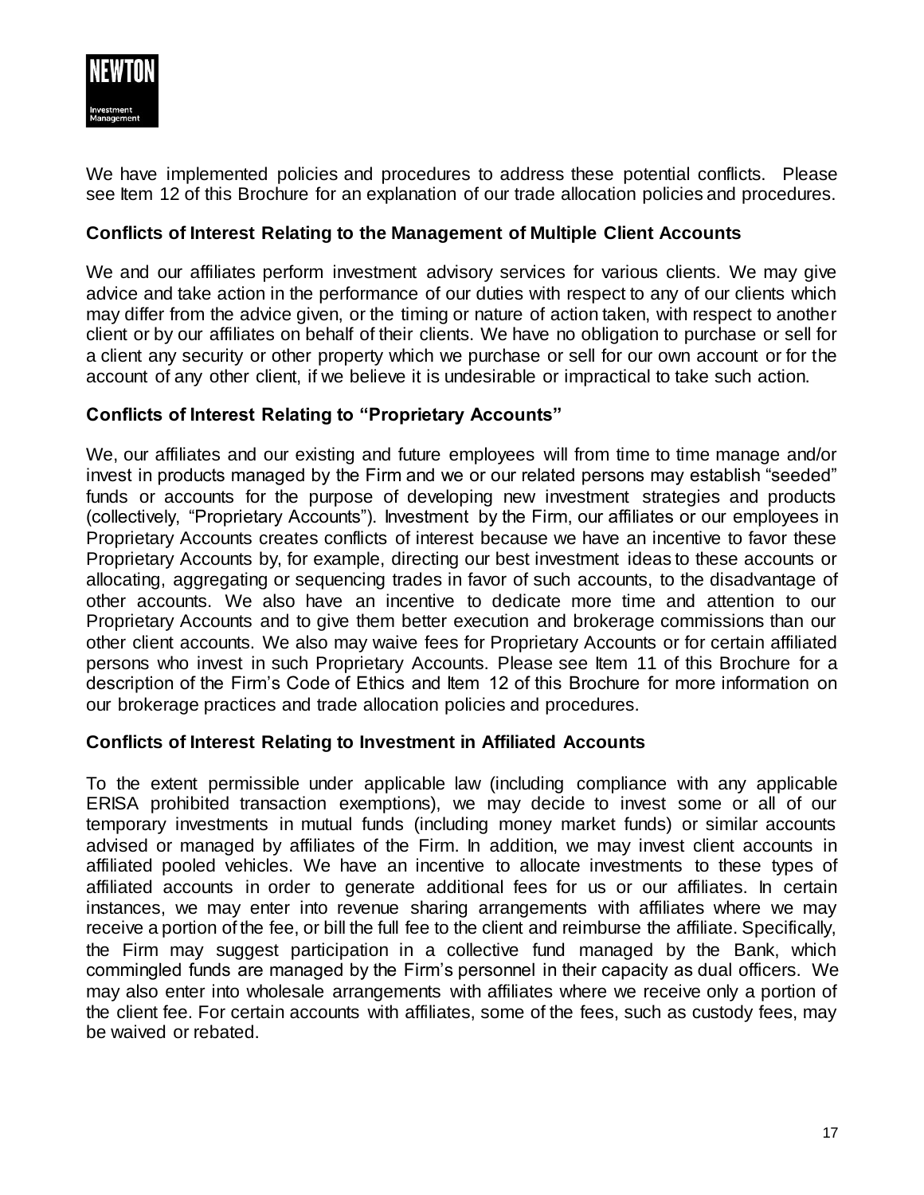We have implemented policies and procedures to address these potential conflicts. Please see Item 12 of this Brochure for an explanation of our trade allocation policies and procedures.

### Conflicts of Interest Relating to the Management of Multiple Client Accounts

We and our affiliates perform investment advisory services for various clients. We may give advice and take action in the performance of our duties with respect to any of our clients which may differ from the advice given, or the timing or nature of action taken, with respect to another client or by our affiliates on behalf of their clients. We have no obligation to purchase or sell for a client any security or other property which we purchase or sell for our own account or for the account of any other client, if we believe it is undesirable or impractical to take such action.

### Conflicts of Interest Relating to "Proprietary Accounts"

We, our affiliates and our existing and future employees will from time to time manage and/or invest in products managed by the Firm and we or our related persons may establish "seeded" funds or accounts for the purpose of developing new investment strategies and products (collectively, "Proprietary Accounts"). Investment by the Firm, our affiliates or our employees in Proprietary Accounts creates conflicts of interest because we have an incentive to favor these Proprietary Accounts by, for example, directing our best investment ideas to these accounts or allocating, aggregating or sequencing trades in favor of such accounts, to the disadvantage of other accounts. We also have an incentive to dedicate more time and attention to our Proprietary Accounts and to give them better execution and brokerage commissions than our other client accounts. We also may waive fees for Proprietary Accounts or for certain affiliated persons who invest in such Proprietary Accounts. Please see Item 11 of this Brochure for a description of the Firm's Code of Ethics and Item 12 of this Brochure for more information on our brokerage practices and trade allocation policies and procedures.

### Conflicts of Interest Relating to Investment in Affiliated Accounts

To the extent permissible under applicable law (including compliance with any applicable ERISA prohibited transaction exemptions), we may decide to invest some or all of our temporary investments in mutual funds (including money market funds) or similar accounts advised or managed by affiliates of the Firm. In addition, we may invest client accounts in affiliated pooled vehicles. We have an incentive to allocate investments to these types of affiliated accounts in order to generate additional fees for us or our affiliates. In certain instances, we may enter into revenue sharing arrangements with affiliates where we may receive a portion of the fee, or bill the full fee to the client and reimburse the affiliate. Specifically, the Firm may suggest participation in a collective fund managed by the Bank, which commingled funds are managed by the Firm's personnel in their capacity as dual officers. We may also enter into wholesale arrangements with affiliates where we receive only a portion of the client fee. For certain accounts with affiliates, some of the fees, such as custody fees, may be waived or rebated.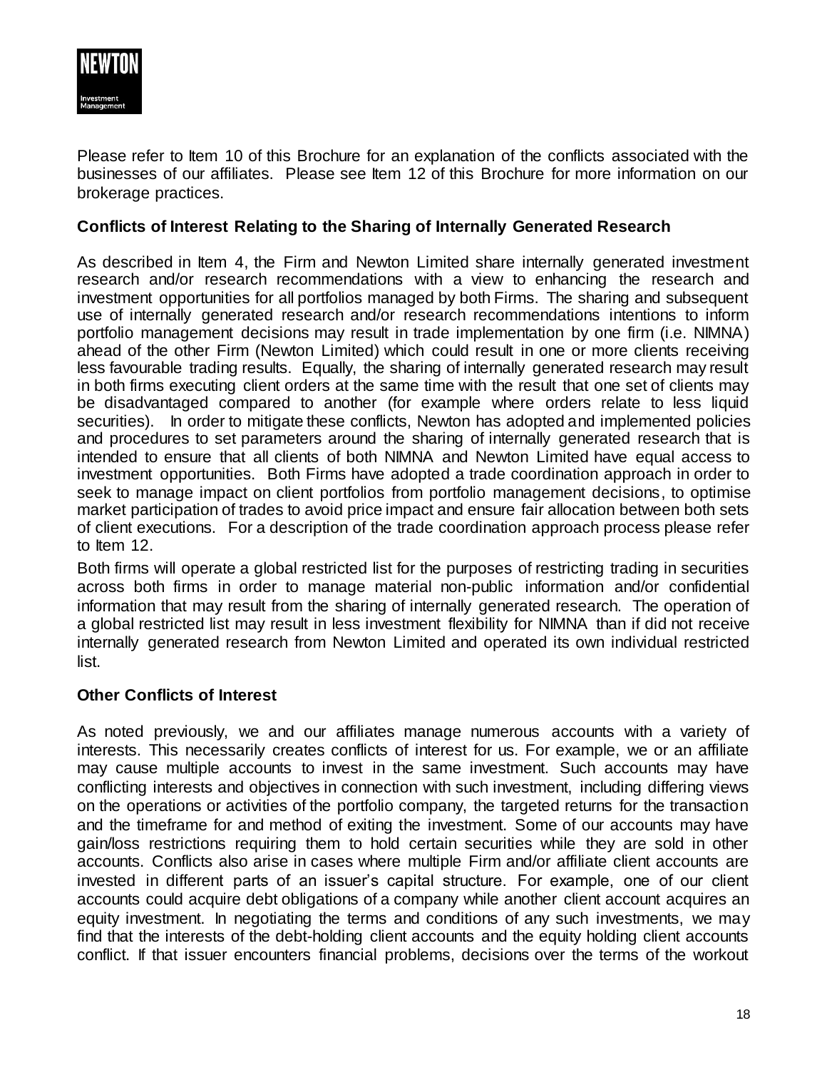Please refer to Item 10 of this Brochure for an explanation of the conflicts associated with the businesses of our affiliates. Please see Item 12 of this Brochure for more information on our brokerage practices.

**Conflicts of Interest Relating to the Sharing of Internally Generated Research**

As described in Item 4, the Firm and Newton Limited share internally generated investment research and/or research recommendations with a view to enhancing the research and investment opportunities for all portfolios managed by both Firms. The sharing and subsequent use of internally generated research and/or research recommendations intentions to inform portfolio management decisions may result in trade implementation by one firm (i.e. NIMNA) ahead of the other Firm (Newton Limited) which could result in one or more clients receiving less favourable trading results. Equally, the sharing of internally generated research may result in both firms executing client orders at the same time with the result that one set of clients may be disadvantaged compared to another (for example where orders relate to less liquid securities). In order to mitigate these conflicts, Newton has adopted and implemented policies and procedures to set parameters around the sharing of internally generated research that is intended to ensure that all clients of both NIMNA and Newton Limited have equal access to investment opportunities. Both Firms have adopted a trade coordination approach in order to seek to manage impact on client portfolios from portfolio management decisions, to optimise market participation of trades to avoid price impact and ensure fair allocation between both sets of client executions. For a description of the trade coordination approach process please refer to Item 12.

Both firms will operate a global restricted list for the purposes of restricting trading in securities across both firms in order to manage material non-public information and/or confidential information that may result from the sharing of internally generated research. The operation of a global restricted list may result in less investment flexibility for NIMNA than if did not receive internally generated research from Newton Limited and operated its own individual restricted list.

**Other Conflicts of Interest**

As noted previously, we and our affiliates manage numerous accounts with a variety of interests. This necessarily creates conflicts of interest for us. For example, we or an affiliate may cause multiple accounts to invest in the same investment. Such accounts may have conflicting interests and objectives in connection with such investment, including differing views on the operations or activities of the portfolio company, the targeted returns for the transaction and the timeframe for and method of exiting the investment. Some of our accounts may have gain/loss restrictions requiring them to hold certain securities while they are sold in other accounts. Conflicts also arise in cases where multiple Firm and/or affiliate client accounts are invested in different parts of an issuer's capital structure. For example, one of our client accounts could acquire debt obligations of a company while another client account acquires an equity investment. In negotiating the terms and conditions of any such investments, we may find that the interests of the debt-holding client accounts and the equity holding client accounts conflict. If that issuer encounters financial problems, decisions over the terms of the workout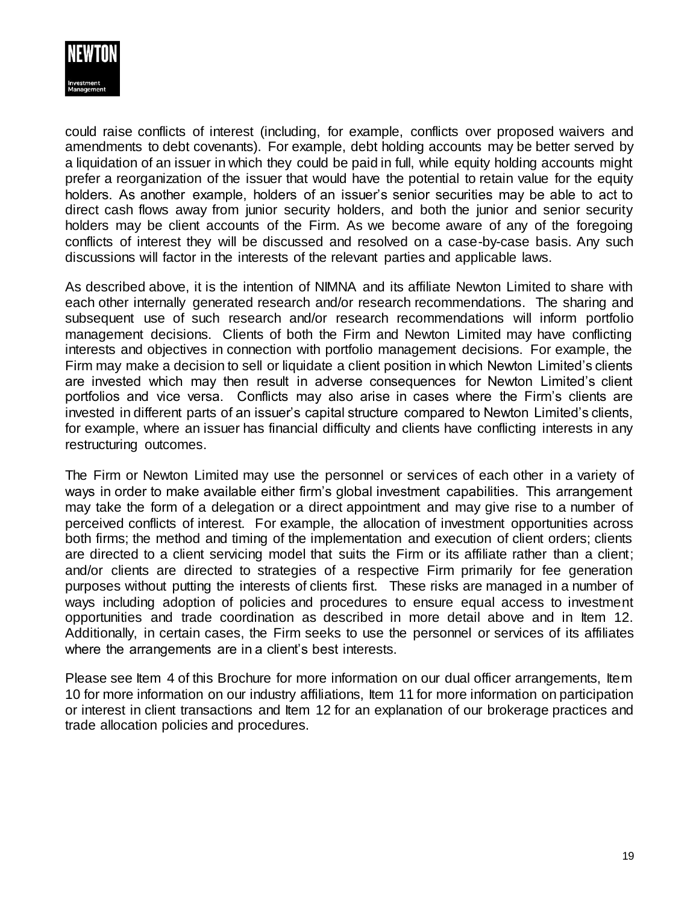could raise conflicts of interest (including, for example, conflicts over proposed waivers and amendments to debt covenants). For example, debt holding accounts may be better served by a liquidation of an issuer in which they could be paid in full, while equity holding accounts might prefer a reorganization of the issuer that would have the potential to retain value for the equity holders. As another example, holders of an issuer's senior securities may be able to act to direct cash flows away from junior security holders, and both the junior and senior security holders may be client accounts of the Firm. As we become aware of any of the foregoing conflicts of interest they will be discussed and resolved on a case-by-case basis. Any such discussions will factor in the interests of the relevant parties and applicable laws.

As described above, it is the intention of NIMNA and its affiliate Newton Limited to share with each other internally generated research and/or research recommendations. The sharing and subsequent use of such research and/or research recommendations will inform portfolio management decisions. Clients of both the Firm and Newton Limited may have conflicting interests and objectives in connection with portfolio management decisions. For example, the Firm may make a decision to sell or liquidate a client position in which Newton Limited's clients are invested which may then result in adverse consequences for Newton Limited's client portfolios and vice versa. Conflicts may also arise in cases where the Firm's clients are invested in different parts of an issuer's capital structure compared to Newton Limited's clients, for example, where an issuer has financial difficulty and clients have conflicting interests in any restructuring outcomes.

The Firm or Newton Limited may use the personnel or services of each other in a variety of ways in order to make available either firm's global investment capabilities. This arrangement may take the form of a delegation or a direct appointment and may give rise to a number of perceived conflicts of interest. For example, the allocation of investment opportunities across both firms; the method and timing of the implementation and execution of client orders; clients are directed to a client servicing model that suits the Firm or its affiliate rather than a client; and/or clients are directed to strategies of a respective Firm primarily for fee generation purposes without putting the interests of clients first. These risks are managed in a number of ways including adoption of policies and procedures to ensure equal access to investment opportunities and trade coordination as described in more detail above and in Item 12. Additionally, in certain cases, the Firm seeks to use the personnel or services of its affiliates where the arrangements are in a client's best interests.

Please see Item 4 of this Brochure for more information on our dual officer arrangements, Item 10 for more information on our industry affiliations, Item 11 for more information on participation or interest in client transactions and Item 12 for an explanation of our brokerage practices and trade allocation policies and procedures.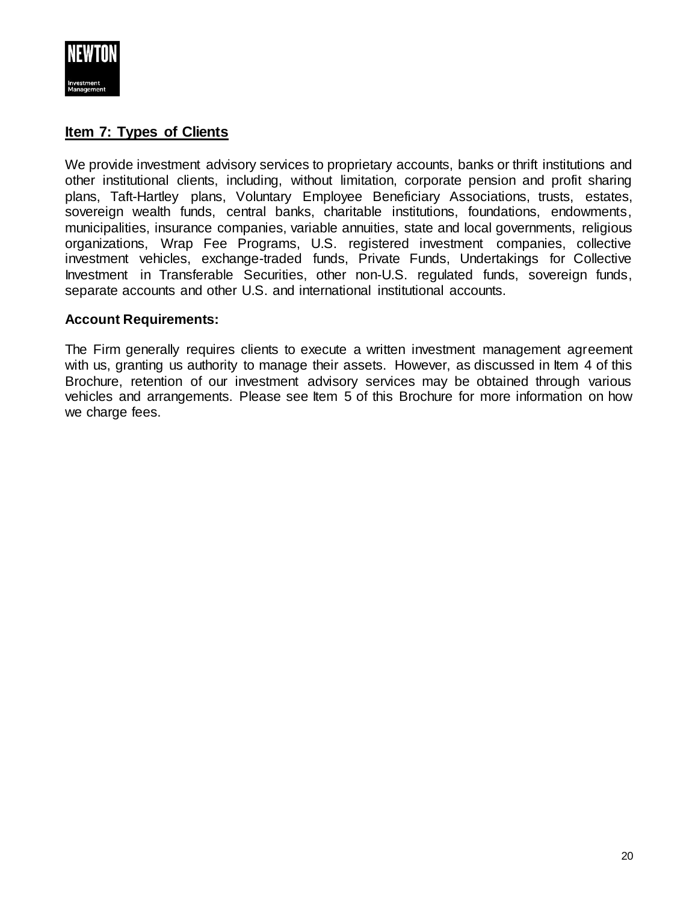## Item 7: Types of Clients

We provide investment advisory services to proprietary accounts, banks or thrift institutions and other institutional clients, including, without limitation, corporate pension and profit sharing plans, Taft-Hartley plans, Voluntary Employee Beneficiary Associations, trusts, estates, sovereign wealth funds, central banks, charitable institutions, foundations, endowments, municipalities, insurance companies, variable annuities, state and local governments, religious organizations, Wrap Fee Programs, U.S. registered investment companies, collective investment vehicles, exchange-traded funds, Private Funds, Undertakings for Collective Investment in Transferable Securities, other non-U.S. regulated funds, sovereign funds, separate accounts and other U.S. and international institutional accounts.

**Account Requirements:**

The Firm generally requires clients to execute a written investment management agreement with us, granting us authority to manage their assets. However, as discussed in Item 4 of this Brochure, retention of our investment advisory services may be obtained through various vehicles and arrangements. Please see Item 5 of this Brochure for more information on how we charge fees.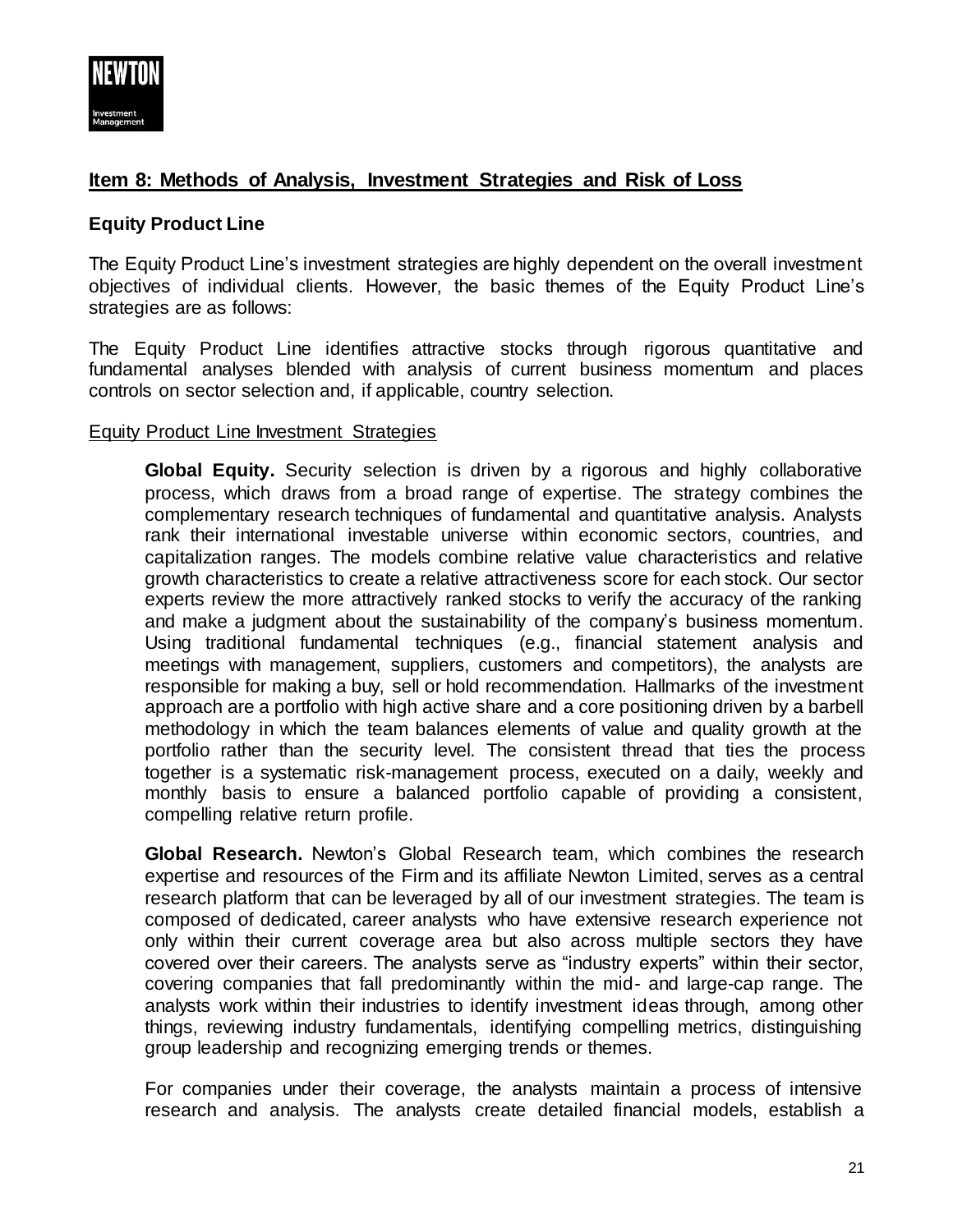## Item 8: Methods of Analysis, Investment Strategies and Risk of Loss

### Equity Product Line

The Equity Product Line's investment strategies are highly dependent on the overall investment objectives of individual clients. However, the basic themes of the Equity Product Line's strategies are as follows:

The Equity Product Line identifies attractive stocks through rigorous quantitative and fundamental analyses blended with analysis of current business momentum and places controls on sector selection and, if applicable, country selection.

Equity Product Line Investment Strategies

**Global Equity.** Security selection is driven by a rigorous and highly collaborative process, which draws from a broad range of expertise. The strategy combines the complementary research techniques of fundamental and quantitative analysis. Analysts rank their international investable universe within economic sectors, countries, and capitalization ranges. The models combine relative value characteristics and relative growth characteristics to create a relative attractiveness score for each stock. Our sector experts review the more attractively ranked stocks to verify the accuracy of the ranking and make a judgment about the sustainability of the company's business momentum. Using traditional fundamental techniques (e.g., financial statement analysis and meetings with management, suppliers, customers and competitors), the analysts are responsible for making a buy, sell or hold recommendation. Hallmarks of the investment approach are a portfolio with high active share and a core positioning driven by a barbell methodology in which the team balances elements of value and quality growth at the portfolio rather than the security level. The consistent thread that ties the process together is a systematic risk-management process, executed on a daily, weekly and monthly basis to ensure a balanced portfolio capable of providing a consistent, compelling relative return profile.

**Global Research.** Newton's Global Research team, which combines the research expertise and resources of the Firm and its affiliate Newton Limited, serves as a central research platform that can be leveraged by all of our investment strategies. The team is composed of dedicated, career analysts who have extensive research experience not only within their current coverage area but also across multiple sectors they have covered over their careers. The analysts serve as "industry experts" within their sector, covering companies that fall predominantly within the mid- and large-cap range. The analysts work within their industries to identify investment ideas through, among other things, reviewing industry fundamentals, identifying compelling metrics, distinguishing group leadership and recognizing emerging trends or themes.

For companies under their coverage, the analysts maintain a process of intensive research and analysis. The analysts create detailed financial models, establish a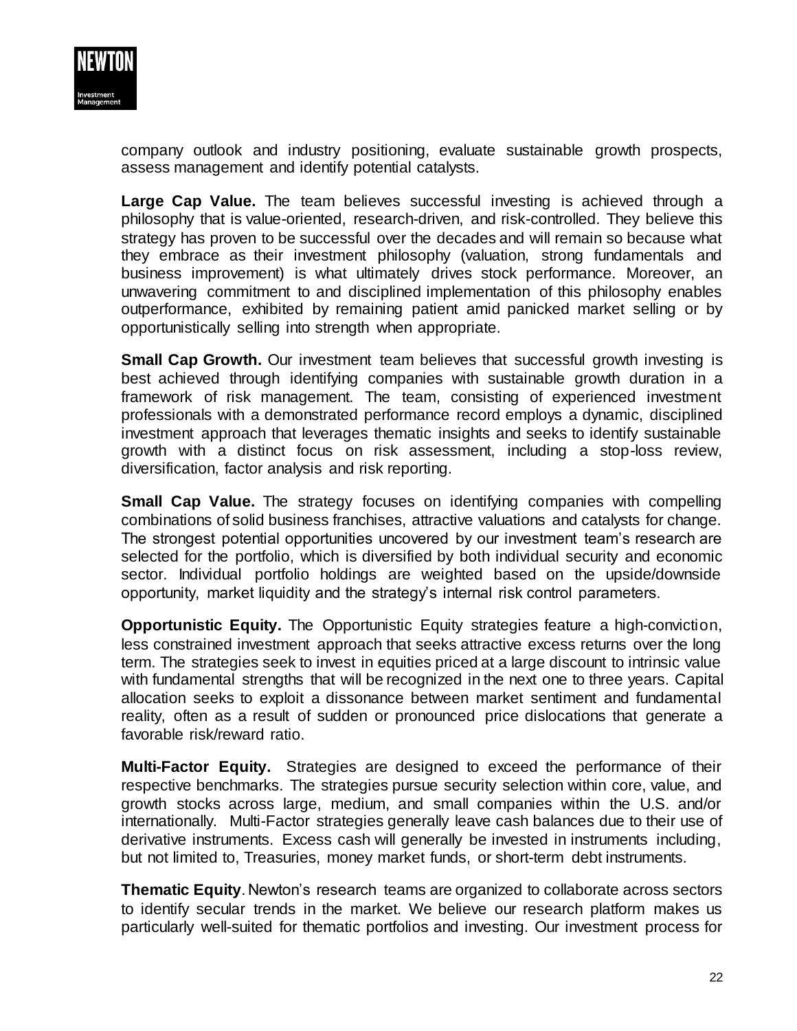company outlook and industry positioning, evaluate sustainable growth prospects, assess management and identify potential catalysts.

**Large Cap Value.** The team believes successful investing is achieved through a philosophy that is value-oriented, research-driven, and risk-controlled. They believe this strategy has proven to be successful over the decades and will remain so because what they embrace as their investment philosophy (valuation, strong fundamentals and business improvement) is what ultimately drives stock performance. Moreover, an unwavering commitment to and disciplined implementation of this philosophy enables outperformance, exhibited by remaining patient amid panicked market selling or by opportunistically selling into strength when appropriate.

**Small Cap Growth.** Our investment team believes that successful growth investing is best achieved through identifying companies with sustainable growth duration in a framework of risk management. The team, consisting of experienced investment professionals with a demonstrated performance record employs a dynamic, disciplined investment approach that leverages thematic insights and seeks to identify sustainable growth with a distinct focus on risk assessment, including a stop-loss review, diversification, factor analysis and risk reporting.

**Small Cap Value.** The strategy focuses on identifying companies with compelling combinations of solid business franchises, attractive valuations and catalysts for change. The strongest potential opportunities uncovered by our investment team's research are selected for the portfolio, which is diversified by both individual security and economic sector. Individual portfolio holdings are weighted based on the upside/downside opportunity, market liquidity and the strategy's internal risk control parameters.

**Opportunistic Equity.** The Opportunistic Equity strategies feature a high-conviction, less constrained investment approach that seeks attractive excess returns over the long term. The strategies seek to invest in equities priced at a large discount to intrinsic value with fundamental strengths that will be recognized in the next one to three years. Capital allocation seeks to exploit a dissonance between market sentiment and fundamental reality, often as a result of sudden or pronounced price dislocations that generate a favorable risk/reward ratio.

**Multi-Factor Equity.** Strategies are designed to exceed the performance of their respective benchmarks. The strategies pursue security selection within core, value, and growth stocks across large, medium, and small companies within the U.S. and/or internationally. Multi-Factor strategies generally leave cash balances due to their use of derivative instruments. Excess cash will generally be invested in instruments including, but not limited to, Treasuries, money market funds, or short-term debt instruments.

**Thematic Equity**. Newton's research teams are organized to collaborate across sectors to identify secular trends in the market. We believe our research platform makes us particularly well-suited for thematic portfolios and investing. Our investment process for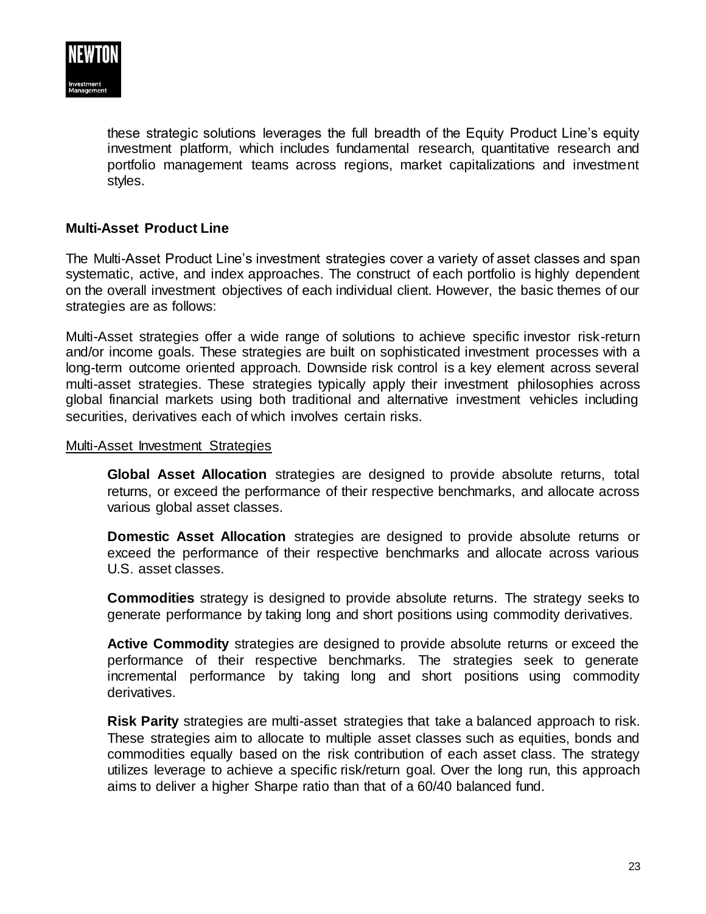these strategic solutions leverages the full breadth of the Equity Product Line's equity investment platform, which includes fundamental research, quantitative research and portfolio management teams across regions, market capitalizations and investment styles.

**Multi-Asset Product Line**

The Multi-Asset Product Line's investment strategies cover a variety of asset classes and span systematic, active, and index approaches. The construct of each portfolio is highly dependent on the overall investment objectives of each individual client. However, the basic themes of our strategies are as follows:

Multi-Asset strategies offer a wide range of solutions to achieve specific investor risk-return and/or income goals. These strategies are built on sophisticated investment processes with a long-term outcome oriented approach. Downside risk control is a key element across several multi-asset strategies. These strategies typically apply their investment philosophies across global financial markets using both traditional and alternative investment vehicles including securities, derivatives each of which involves certain risks.

<u>Multi-Asset Investment Strategies</u>

**Global Asset Allocation** strategies are designed to provide absolute returns, total returns, or exceed the performance of their respective benchmarks, and allocate across various global asset classes.

**Domestic Asset Allocation** strategies are designed to provide absolute returns or exceed the performance of their respective benchmarks and allocate across various U.S. asset classes.

**Commodities** strategy is designed to provide absolute returns. The strategy seeks to generate performance by taking long and short positions using commodity derivatives.

**Active Commodity** strategies are designed to provide absolute returns or exceed the performance of their respective benchmarks. The strategies seek to generate incremental performance by taking long and short positions using commodity derivatives.

**Risk Parity** strategies are multi-asset strategies that take a balanced approach to risk. These strategies aim to allocate to multiple asset classes such as equities, bonds and commodities equally based on the risk contribution of each asset class. The strategy utilizes leverage to achieve a specific risk/return goal. Over the long run, this approach aims to deliver a higher Sharpe ratio than that of a 60/40 balanced fund.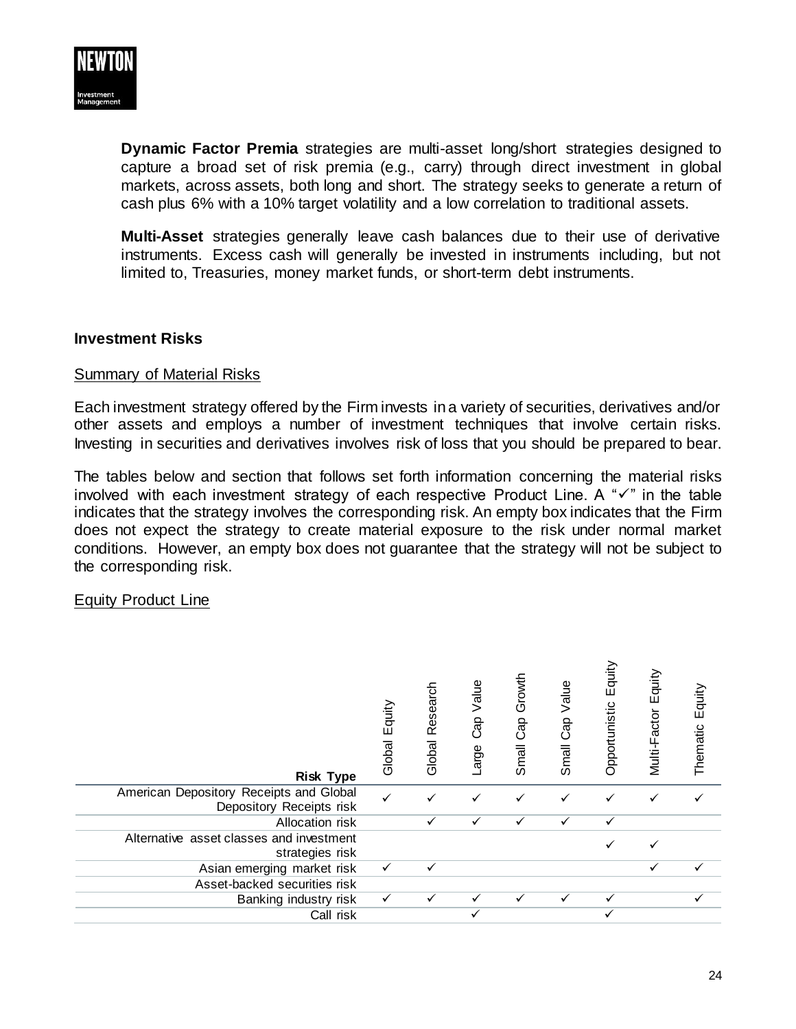**Dynamic Factor Premia** strategies are multi-asset long/short strategies designed to capture a broad set of risk premia (e.g., carry) through direct investment in global markets, across assets, both long and short. The strategy seeks to generate a return of cash plus 6% with a 10% target volatility and a low correlation to traditional assets.

**Multi-Asset** strategies generally leave cash balances due to their use of derivative instruments. Excess cash will generally be invested in instruments including, but not limited to, Treasuries, money market funds, or short-term debt instruments.

## Investment Risks

### Summary of Material Risks

Each investment strategy offered by the Firm invests in a variety of securities, derivatives and/or other assets and employs a number of investment techniques that involve certain risks. Investing in securities and derivatives involves risk of loss that you should be prepared to bear.

The tables below and section that follows set forth information concerning the material risks involved with each investment strategy of each respective Product Line. A "✓" in the table indicates that the strategy involves the corresponding risk. An empty box indicates that the Firm does not expect the strategy to create material exposure to the risk under normal market conditions. However, an empty box does not guarantee that the strategy will not be subject to the corresponding risk.

### Equity Product Line

| Risk Type | Global Equity | Global Research | Large Cap Value | Small Cap Growth | Small Cap Value | Opportunistic Equity | Multi-Factor Equity | Thematic Equity |
|---|---|---|---|---|---|---|---|---|
| American Depository Receipts and Global Depository Receipts risk | ✓ | ✓ | ✓ | ✓ | ✓ | ✓ | ✓ | ✓ |
| Allocation risk | | ✓ | ✓ | ✓ | ✓ | ✓ | | |
| Alternative asset classes and investment strategies risk | | | | | | ✓ | ✓ | |
| Asian emerging market risk | ✓ | ✓ | | | | | ✓ | ✓ |
| Asset-backed securities risk | | | | | | | | |
| Banking industry risk | ✓ | ✓ | ✓ | ✓ | ✓ | ✓ | | ✓ |
| Call risk | | | ✓ | | | ✓ | | |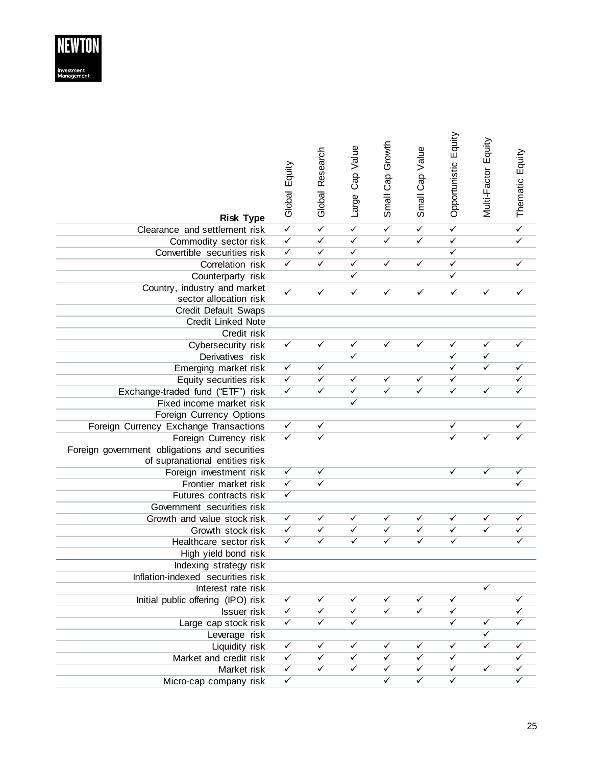| Risk Type | Global Equity | Global Research | Large Cap Value | Small Cap Growth | Small Cap Value | Opportunistic Equity | Multi-Factor Equity | Thematic Equity |
|---|---|---|---|---|---|---|---|---|
| Clearance and settlement risk | ✓ | ✓ | ✓ | ✓ | ✓ | ✓ | | ✓ |
| Commodity sector risk | ✓ | ✓ | ✓ | ✓ | ✓ | ✓ | | ✓ |
| Convertible securities risk | ✓ | ✓ | ✓ | | | ✓ | | |
| Correlation risk | ✓ | ✓ | ✓ | ✓ | ✓ | ✓ | | ✓ |
| Counterparty risk | | | ✓ | | | ✓ | | |
| Country, industry and market sector allocation risk | ✓ | ✓ | ✓ | ✓ | ✓ | ✓ | ✓ | ✓ |
| Credit Default Swaps | | | | | | | | |
| Credit Linked Note | | | | | | | | |
| Credit risk | | | | | | | | |
| Cybersecurity risk | ✓ | ✓ | ✓ | ✓ | ✓ | ✓ | ✓ | ✓ |
| Derivatives risk | | | ✓ | | | ✓ | ✓ | |
| Emerging market risk | ✓ | ✓ | | | | ✓ | ✓ | ✓ |
| Equity securities risk | ✓ | ✓ | ✓ | ✓ | ✓ | ✓ | | ✓ |
| Exchange-traded fund ("ETF") risk | ✓ | ✓ | ✓ | ✓ | ✓ | ✓ | ✓ | ✓ |
| Fixed income market risk | | | ✓ | | | | | |
| Foreign Currency Options | | | | | | | | |
| Foreign Currency Exchange Transactions | ✓ | ✓ | | | | ✓ | | ✓ |
| Foreign Currency risk | ✓ | ✓ | | | | ✓ | ✓ | ✓ |
| Foreign government obligations and securities of supranational entities risk | | | | | | | | |
| Foreign investment risk | ✓ | ✓ | | | | ✓ | ✓ | ✓ |
| Frontier market risk | ✓ | ✓ | | | | | | ✓ |
| Futures contracts risk | ✓ | | | | | | | |
| Government securities risk | | | | | | | | |
| Growth and value stock risk | ✓ | ✓ | ✓ | ✓ | ✓ | ✓ | ✓ | ✓ |
| Growth stock risk | ✓ | ✓ | ✓ | ✓ | ✓ | ✓ | ✓ | ✓ |
| Healthcare sector risk | ✓ | ✓ | ✓ | ✓ | ✓ | ✓ | | ✓ |
| High yield bond risk | | | | | | | | |
| Indexing strategy risk | | | | | | | | |
| Inflation-indexed securities risk | | | | | | | | |
| Interest rate risk | | | | | | | ✓ | |
| Initial public offering (IPO) risk | ✓ | ✓ | ✓ | ✓ | ✓ | ✓ | | ✓ |
| Issuer risk | ✓ | ✓ | ✓ | ✓ | ✓ | ✓ | | ✓ |
| Large cap stock risk | ✓ | ✓ | ✓ | | | ✓ | ✓ | ✓ |
| Leverage risk | | | | | | | ✓ | |
| Liquidity risk | ✓ | ✓ | ✓ | ✓ | ✓ | ✓ | ✓ | ✓ |
| Market and credit risk | ✓ | ✓ | ✓ | ✓ | ✓ | ✓ | | ✓ |
| Market risk | ✓ | ✓ | ✓ | ✓ | ✓ | ✓ | ✓ | ✓ |
| Micro-cap company risk | ✓ | | | ✓ | ✓ | ✓ | | ✓ |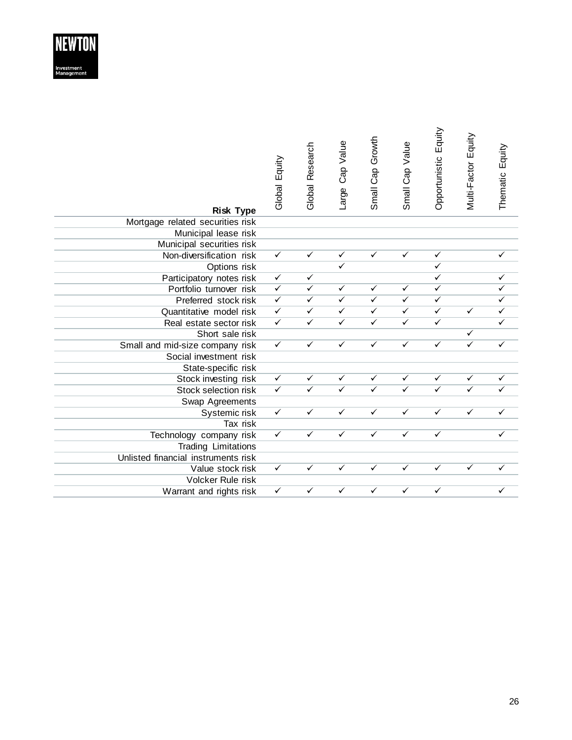| Risk Type | Global Equity | Global Research | Large Cap Value | Small Cap Growth | Small Cap Value | Opportunistic Equity | Multi-Factor Equity | Thematic Equity |
|---|---|---|---|---|---|---|---|---|
| Mortgage related securities risk | | | | | | | | |
| Municipal lease risk | | | | | | | | |
| Municipal securities risk | | | | | | | | |
| Non-diversification risk | ✓ | ✓ | ✓ | ✓ | ✓ | ✓ | | ✓ |
| Options risk | | | ✓ | | | ✓ | | |
| Participatory notes risk | ✓ | ✓ | | | | ✓ | | ✓ |
| Portfolio turnover risk | ✓ | ✓ | ✓ | ✓ | ✓ | ✓ | | ✓ |
| Preferred stock risk | ✓ | ✓ | ✓ | ✓ | ✓ | ✓ | | ✓ |
| Quantitative model risk | ✓ | ✓ | ✓ | ✓ | ✓ | ✓ | ✓ | ✓ |
| Real estate sector risk | ✓ | ✓ | ✓ | ✓ | ✓ | ✓ | | ✓ |
| Short sale risk | | | | | | | ✓ | |
| Small and mid-size company risk | ✓ | ✓ | ✓ | ✓ | ✓ | ✓ | ✓ | ✓ |
| Social investment risk | | | | | | | | |
| State-specific risk | | | | | | | | |
| Stock investing risk | ✓ | ✓ | ✓ | ✓ | ✓ | ✓ | ✓ | ✓ |
| Stock selection risk | ✓ | ✓ | ✓ | ✓ | ✓ | ✓ | ✓ | ✓ |
| Swap Agreements | | | | | | | | |
| Systemic risk | ✓ | ✓ | ✓ | ✓ | ✓ | ✓ | ✓ | ✓ |
| Tax risk | | | | | | | | |
| Technology company risk | ✓ | ✓ | ✓ | ✓ | ✓ | ✓ | | ✓ |
| Trading Limitations | | | | | | | | |
| Unlisted financial instruments risk | | | | | | | | |
| Value stock risk | ✓ | ✓ | ✓ | ✓ | ✓ | ✓ | ✓ | ✓ |
| Volcker Rule risk | | | | | | | | |
| Warrant and rights risk | ✓ | ✓ | ✓ | ✓ | ✓ | ✓ | | ✓ |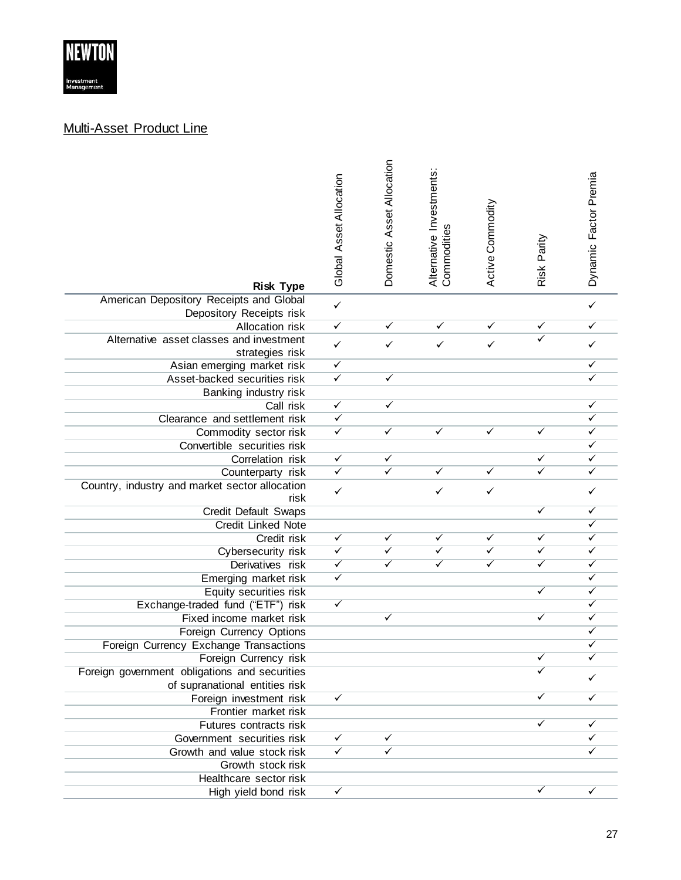## Multi-Asset Product Line

| Risk Type | Global Asset Allocation | Domestic Asset Allocation | Alternative Investments: Commodities | Active Commodity | Risk Parity | Dynamic Factor Premia |
|---|---|---|---|---|---|---|
| American Depository Receipts and Global Depository Receipts risk | ✓ | | | | | ✓ |
| Allocation risk | ✓ | ✓ | ✓ | ✓ | ✓ | ✓ |
| Alternative asset classes and investment strategies risk | ✓ | ✓ | ✓ | ✓ | ✓ | ✓ |
| Asian emerging market risk | ✓ | | | | | ✓ |
| Asset-backed securities risk | ✓ | ✓ | | | | ✓ |
| Banking industry risk | | | | | | |
| Call risk | ✓ | ✓ | | | | ✓ |
| Clearance and settlement risk | ✓ | | | | | ✓ |
| Commodity sector risk | ✓ | ✓ | ✓ | ✓ | ✓ | ✓ |
| Convertible securities risk | | | | | | ✓ |
| Correlation risk | ✓ | ✓ | | | ✓ | ✓ |
| Counterparty risk | ✓ | ✓ | ✓ | ✓ | ✓ | ✓ |
| Country, industry and market sector allocation risk | ✓ | | ✓ | ✓ | | ✓ |
| Credit Default Swaps | | | | | ✓ | ✓ |
| Credit Linked Note | | | | | | ✓ |
| Credit risk | ✓ | ✓ | ✓ | ✓ | ✓ | ✓ |
| Cybersecurity risk | ✓ | ✓ | ✓ | ✓ | ✓ | ✓ |
| Derivatives risk | ✓ | ✓ | ✓ | ✓ | ✓ | ✓ |
| Emerging market risk | ✓ | | | | | ✓ |
| Equity securities risk | | | | | ✓ | ✓ |
| Exchange-traded fund ("ETF") risk | ✓ | | | | | ✓ |
| Fixed income market risk | | ✓ | | | ✓ | ✓ |
| Foreign Currency Options | | | | | | ✓ |
| Foreign Currency Exchange Transactions | | | | | | ✓ |
| Foreign Currency risk | | | | | ✓ | ✓ |
| Foreign government obligations and securities of supranational entities risk | | | | | ✓ | ✓ |
| Foreign investment risk | ✓ | | | | ✓ | ✓ |
| Frontier market risk | | | | | | |
| Futures contracts risk | | | | | ✓ | ✓ |
| Government securities risk | ✓ | ✓ | | | | ✓ |
| Growth and value stock risk | ✓ | ✓ | | | | ✓ |
| Growth stock risk | | | | | | |
| Healthcare sector risk | | | | | | |
| High yield bond risk | ✓ | | | | ✓ | ✓ |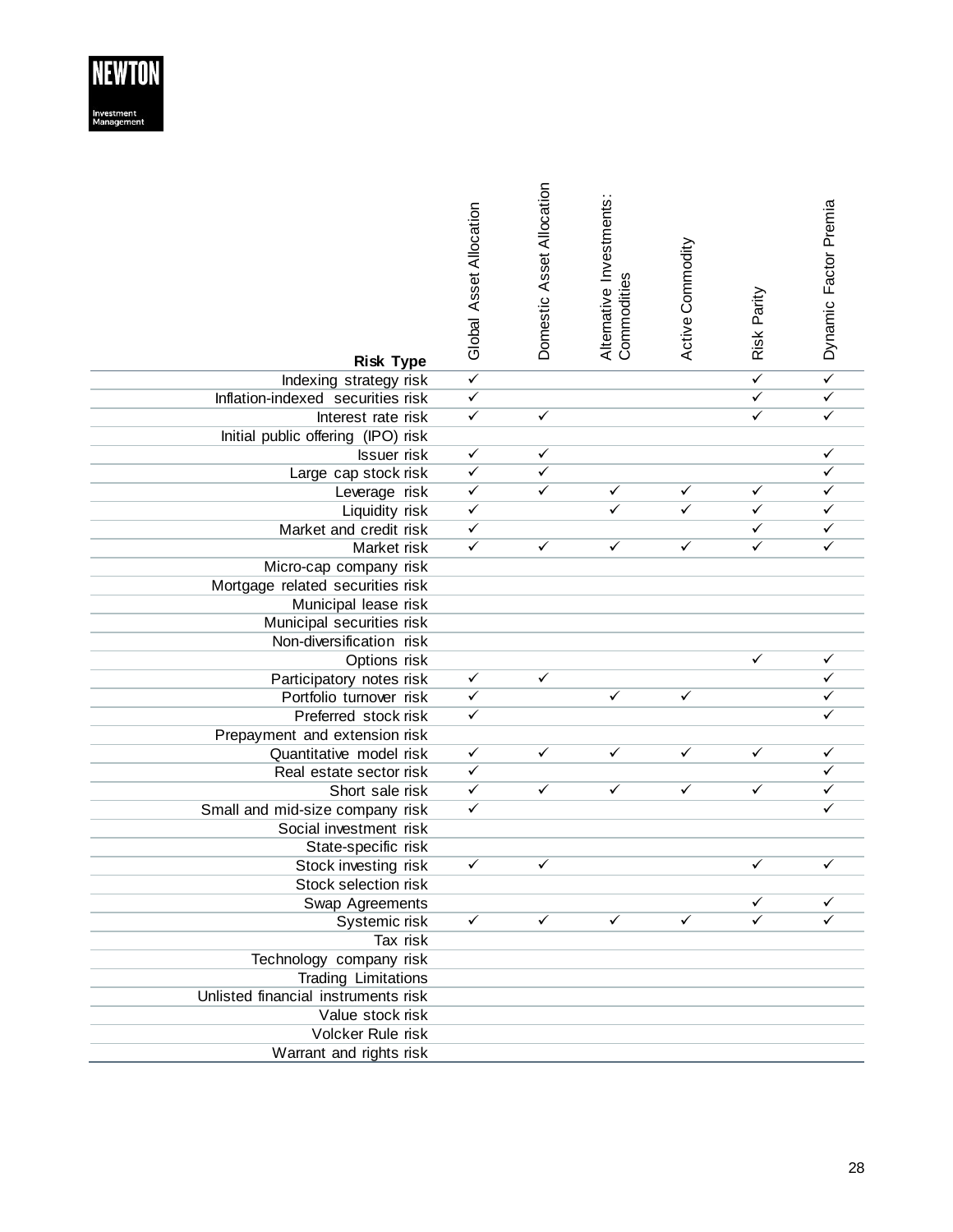| Risk Type | Global Asset Allocation | Domestic Asset Allocation | Alternative Investments: Commodities | Active Commodity | Risk Parity | Dynamic Factor Premia |
|---|---|---|---|---|---|---|
| Indexing strategy risk | ✓ | | | | ✓ | ✓ |
| Inflation-indexed securities risk | ✓ | | | | ✓ | ✓ |
| Interest rate risk | ✓ | ✓ | | | ✓ | ✓ |
| Initial public offering (IPO) risk | | | | | | |
| Issuer risk | ✓ | ✓ | | | | ✓ |
| Large cap stock risk | ✓ | ✓ | | | | ✓ |
| Leverage risk | ✓ | ✓ | ✓ | ✓ | ✓ | ✓ |
| Liquidity risk | ✓ | | ✓ | ✓ | ✓ | ✓ |
| Market and credit risk | ✓ | | | | ✓ | ✓ |
| Market risk | ✓ | ✓ | ✓ | ✓ | ✓ | ✓ |
| Micro-cap company risk | | | | | | |
| Mortgage related securities risk | | | | | | |
| Municipal lease risk | | | | | | |
| Municipal securities risk | | | | | | |
| Non-diversification risk | | | | | | |
| Options risk | | | | | ✓ | ✓ |
| Participatory notes risk | ✓ | ✓ | | | | ✓ |
| Portfolio turnover risk | ✓ | | ✓ | ✓ | | ✓ |
| Preferred stock risk | ✓ | | | | | ✓ |
| Prepayment and extension risk | | | | | | |
| Quantitative model risk | ✓ | ✓ | ✓ | ✓ | ✓ | ✓ |
| Real estate sector risk | ✓ | | | | | ✓ |
| Short sale risk | ✓ | ✓ | ✓ | ✓ | ✓ | ✓ |
| Small and mid-size company risk | ✓ | | | | | ✓ |
| Social investment risk | | | | | | |
| State-specific risk | | | | | | |
| Stock investing risk | ✓ | ✓ | | | ✓ | ✓ |
| Stock selection risk | | | | | | |
| Swap Agreements | | | | | ✓ | ✓ |
| Systemic risk | ✓ | ✓ | ✓ | ✓ | ✓ | ✓ |
| Tax risk | | | | | | |
| Technology company risk | | | | | | |
| Trading Limitations | | | | | | |
| Unlisted financial instruments risk | | | | | | |
| Value stock risk | | | | | | |
| Volcker Rule risk | | | | | | |
| Warrant and rights risk | | | | | | |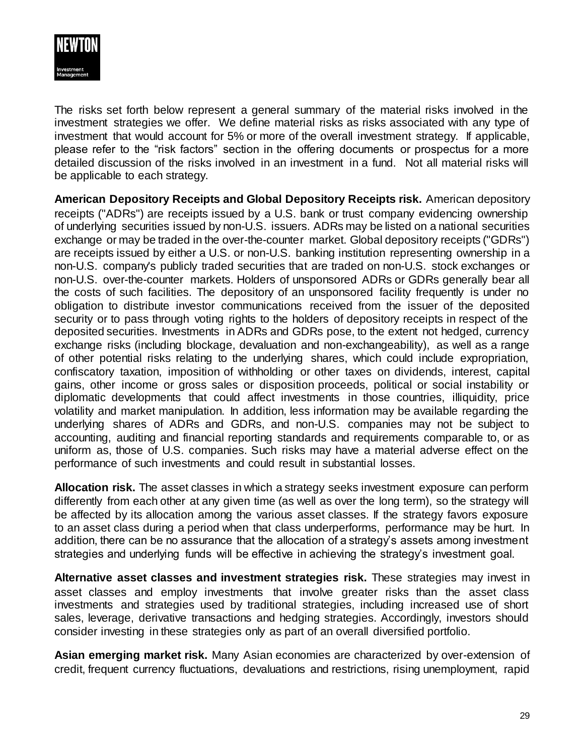The risks set forth below represent a general summary of the material risks involved in the investment strategies we offer. We define material risks as risks associated with any type of investment that would account for 5% or more of the overall investment strategy. If applicable, please refer to the "risk factors" section in the offering documents or prospectus for a more detailed discussion of the risks involved in an investment in a fund. Not all material risks will be applicable to each strategy.

**American Depository Receipts and Global Depository Receipts risk.** American depository receipts ("ADRs") are receipts issued by a U.S. bank or trust company evidencing ownership of underlying securities issued by non-U.S. issuers. ADRs may be listed on a national securities exchange or may be traded in the over-the-counter market. Global depository receipts ("GDRs") are receipts issued by either a U.S. or non-U.S. banking institution representing ownership in a non-U.S. company's publicly traded securities that are traded on non-U.S. stock exchanges or non-U.S. over-the-counter markets. Holders of unsponsored ADRs or GDRs generally bear all the costs of such facilities. The depository of an unsponsored facility frequently is under no obligation to distribute investor communications received from the issuer of the deposited security or to pass through voting rights to the holders of depository receipts in respect of the deposited securities. Investments in ADRs and GDRs pose, to the extent not hedged, currency exchange risks (including blockage, devaluation and non-exchangeability), as well as a range of other potential risks relating to the underlying shares, which could include expropriation, confiscatory taxation, imposition of withholding or other taxes on dividends, interest, capital gains, other income or gross sales or disposition proceeds, political or social instability or diplomatic developments that could affect investments in those countries, illiquidity, price volatility and market manipulation. In addition, less information may be available regarding the underlying shares of ADRs and GDRs, and non-U.S. companies may not be subject to accounting, auditing and financial reporting standards and requirements comparable to, or as uniform as, those of U.S. companies. Such risks may have a material adverse effect on the performance of such investments and could result in substantial losses.

**Allocation risk.** The asset classes in which a strategy seeks investment exposure can perform differently from each other at any given time (as well as over the long term), so the strategy will be affected by its allocation among the various asset classes. If the strategy favors exposure to an asset class during a period when that class underperforms, performance may be hurt. In addition, there can be no assurance that the allocation of a strategy's assets among investment strategies and underlying funds will be effective in achieving the strategy's investment goal.

**Alternative asset classes and investment strategies risk.** These strategies may invest in asset classes and employ investments that involve greater risks than the asset class investments and strategies used by traditional strategies, including increased use of short sales, leverage, derivative transactions and hedging strategies. Accordingly, investors should consider investing in these strategies only as part of an overall diversified portfolio.

**Asian emerging market risk.** Many Asian economies are characterized by over-extension of credit, frequent currency fluctuations, devaluations and restrictions, rising unemployment, rapid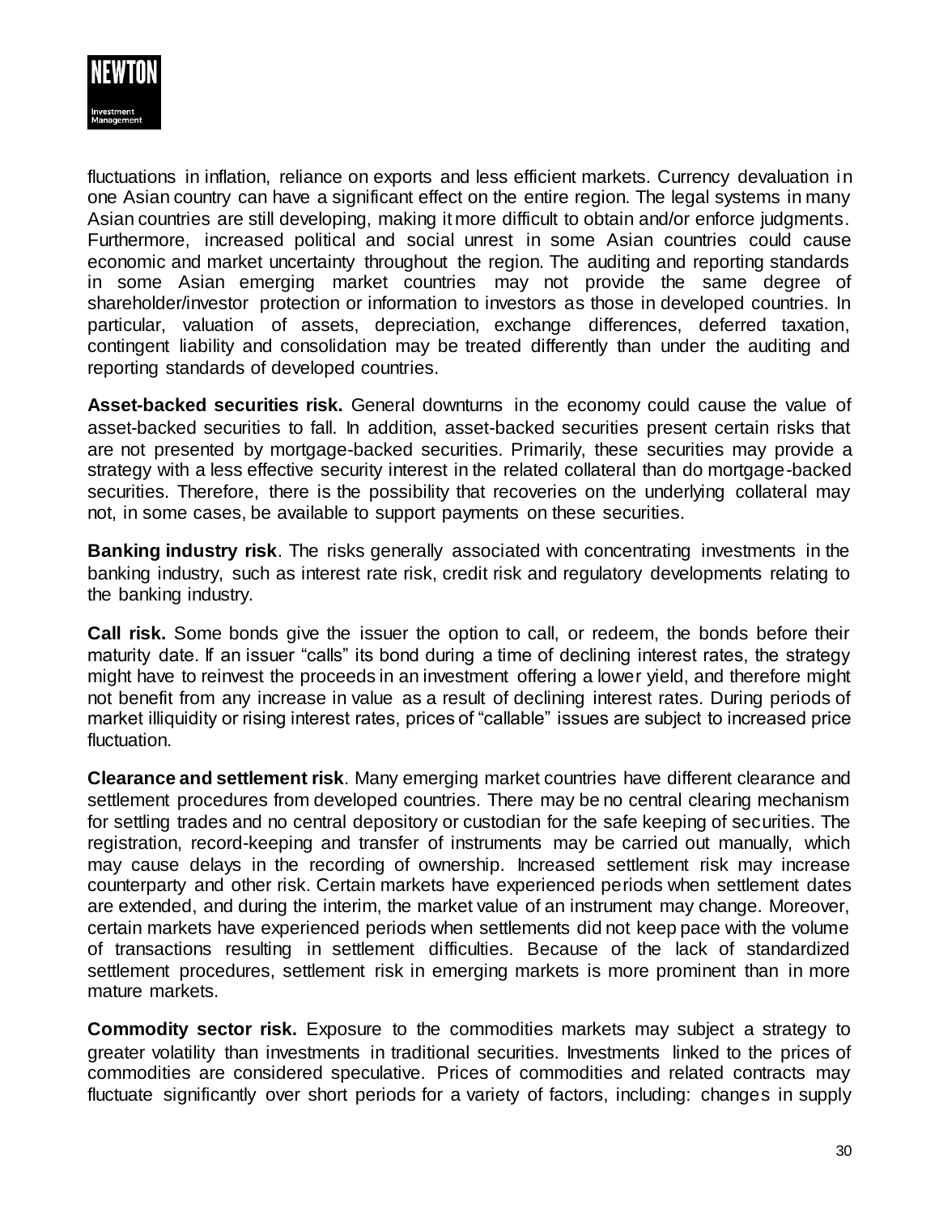fluctuations in inflation, reliance on exports and less efficient markets. Currency devaluation in one Asian country can have a significant effect on the entire region. The legal systems in many Asian countries are still developing, making it more difficult to obtain and/or enforce judgments. Furthermore, increased political and social unrest in some Asian countries could cause economic and market uncertainty throughout the region. The auditing and reporting standards in some Asian emerging market countries may not provide the same degree of shareholder/investor protection or information to investors as those in developed countries. In particular, valuation of assets, depreciation, exchange differences, deferred taxation, contingent liability and consolidation may be treated differently than under the auditing and reporting standards of developed countries.

**Asset-backed securities risk.** General downturns in the economy could cause the value of asset-backed securities to fall. In addition, asset-backed securities present certain risks that are not presented by mortgage-backed securities. Primarily, these securities may provide a strategy with a less effective security interest in the related collateral than do mortgage-backed securities. Therefore, there is the possibility that recoveries on the underlying collateral may not, in some cases, be available to support payments on these securities.

**Banking industry risk**. The risks generally associated with concentrating investments in the banking industry, such as interest rate risk, credit risk and regulatory developments relating to the banking industry.

**Call risk.** Some bonds give the issuer the option to call, or redeem, the bonds before their maturity date. If an issuer "calls" its bond during a time of declining interest rates, the strategy might have to reinvest the proceeds in an investment offering a lower yield, and therefore might not benefit from any increase in value as a result of declining interest rates. During periods of market illiquidity or rising interest rates, prices of "callable" issues are subject to increased price fluctuation.

**Clearance and settlement risk**. Many emerging market countries have different clearance and settlement procedures from developed countries. There may be no central clearing mechanism for settling trades and no central depository or custodian for the safe keeping of securities. The registration, record-keeping and transfer of instruments may be carried out manually, which may cause delays in the recording of ownership. Increased settlement risk may increase counterparty and other risk. Certain markets have experienced periods when settlement dates are extended, and during the interim, the market value of an instrument may change. Moreover, certain markets have experienced periods when settlements did not keep pace with the volume of transactions resulting in settlement difficulties. Because of the lack of standardized settlement procedures, settlement risk in emerging markets is more prominent than in more mature markets.

**Commodity sector risk.** Exposure to the commodities markets may subject a strategy to greater volatility than investments in traditional securities. Investments linked to the prices of commodities are considered speculative. Prices of commodities and related contracts may fluctuate significantly over short periods for a variety of factors, including: changes in supply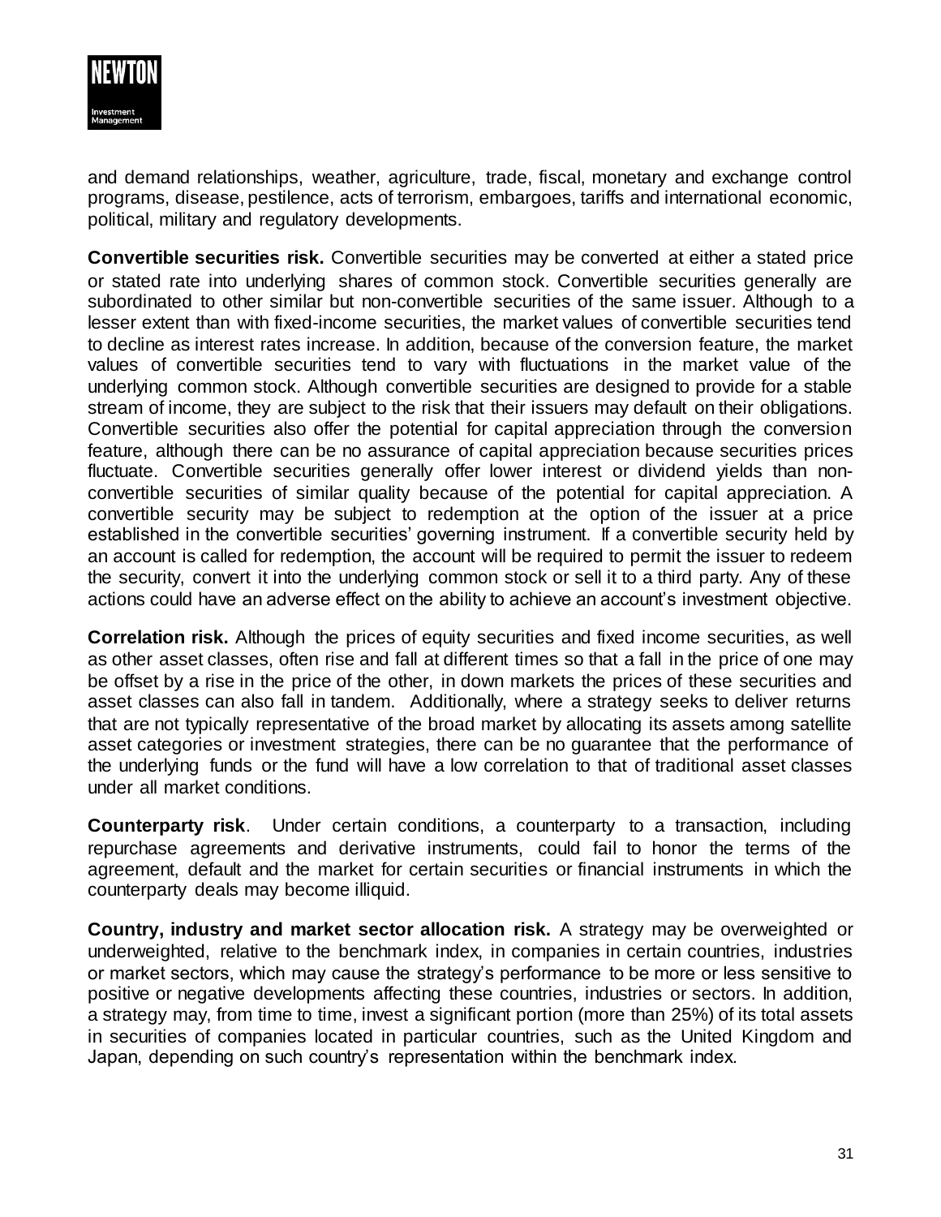and demand relationships, weather, agriculture, trade, fiscal, monetary and exchange control programs, disease, pestilence, acts of terrorism, embargoes, tariffs and international economic, political, military and regulatory developments.

**Convertible securities risk.** Convertible securities may be converted at either a stated price or stated rate into underlying shares of common stock. Convertible securities generally are subordinated to other similar but non-convertible securities of the same issuer. Although to a lesser extent than with fixed-income securities, the market values of convertible securities tend to decline as interest rates increase. In addition, because of the conversion feature, the market values of convertible securities tend to vary with fluctuations in the market value of the underlying common stock. Although convertible securities are designed to provide for a stable stream of income, they are subject to the risk that their issuers may default on their obligations. Convertible securities also offer the potential for capital appreciation through the conversion feature, although there can be no assurance of capital appreciation because securities prices fluctuate. Convertible securities generally offer lower interest or dividend yields than non-convertible securities of similar quality because of the potential for capital appreciation. A convertible security may be subject to redemption at the option of the issuer at a price established in the convertible securities' governing instrument. If a convertible security held by an account is called for redemption, the account will be required to permit the issuer to redeem the security, convert it into the underlying common stock or sell it to a third party. Any of these actions could have an adverse effect on the ability to achieve an account's investment objective.

**Correlation risk.** Although the prices of equity securities and fixed income securities, as well as other asset classes, often rise and fall at different times so that a fall in the price of one may be offset by a rise in the price of the other, in down markets the prices of these securities and asset classes can also fall in tandem. Additionally, where a strategy seeks to deliver returns that are not typically representative of the broad market by allocating its assets among satellite asset categories or investment strategies, there can be no guarantee that the performance of the underlying funds or the fund will have a low correlation to that of traditional asset classes under all market conditions.

**Counterparty risk**. Under certain conditions, a counterparty to a transaction, including repurchase agreements and derivative instruments, could fail to honor the terms of the agreement, default and the market for certain securities or financial instruments in which the counterparty deals may become illiquid.

**Country, industry and market sector allocation risk.** A strategy may be overweighted or underweighted, relative to the benchmark index, in companies in certain countries, industries or market sectors, which may cause the strategy's performance to be more or less sensitive to positive or negative developments affecting these countries, industries or sectors. In addition, a strategy may, from time to time, invest a significant portion (more than 25%) of its total assets in securities of companies located in particular countries, such as the United Kingdom and Japan, depending on such country's representation within the benchmark index.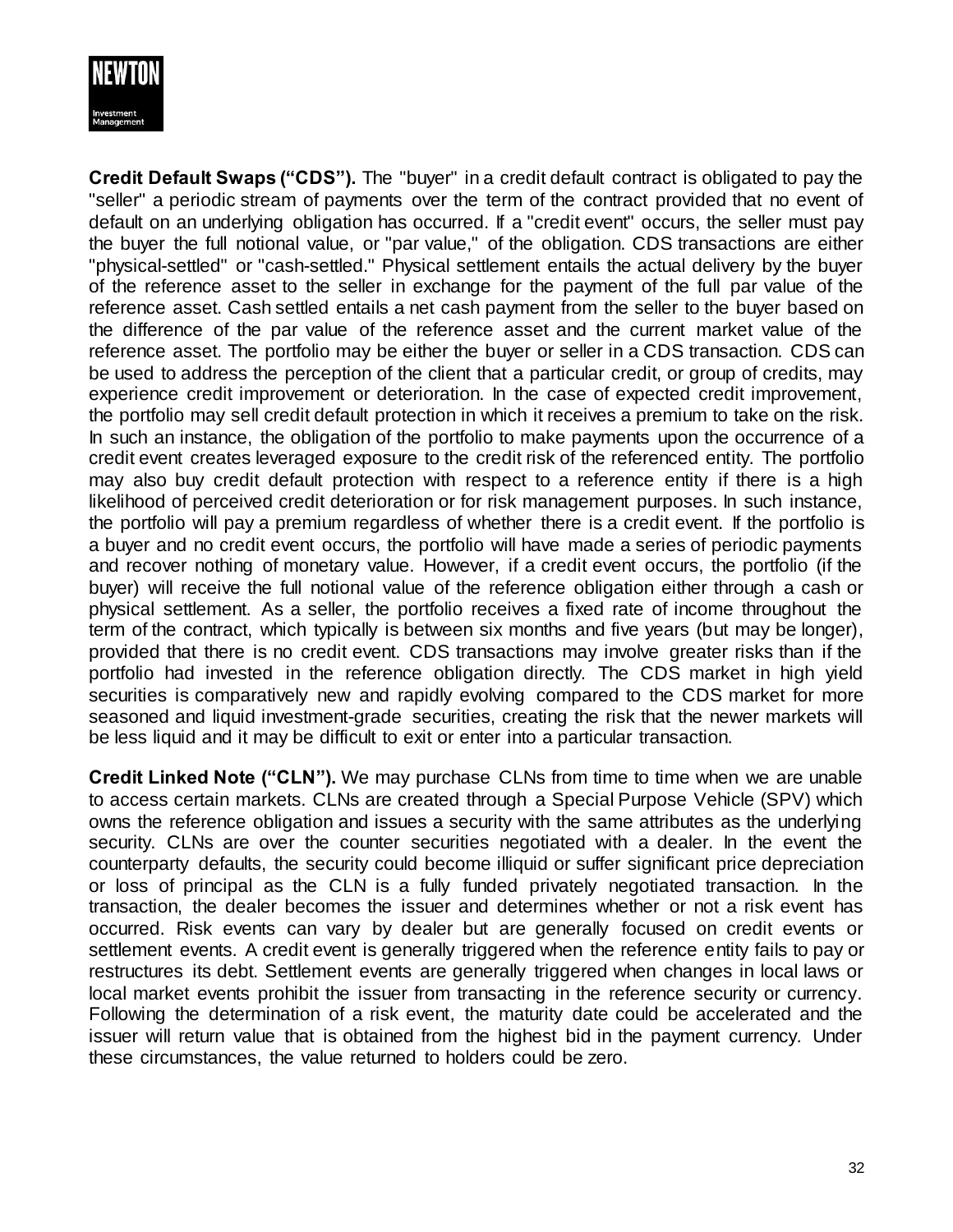**Credit Default Swaps ("CDS").** The "buyer" in a credit default contract is obligated to pay the "seller" a periodic stream of payments over the term of the contract provided that no event of default on an underlying obligation has occurred. If a "credit event" occurs, the seller must pay the buyer the full notional value, or "par value," of the obligation. CDS transactions are either "physical-settled" or "cash-settled." Physical settlement entails the actual delivery by the buyer of the reference asset to the seller in exchange for the payment of the full par value of the reference asset. Cash settled entails a net cash payment from the seller to the buyer based on the difference of the par value of the reference asset and the current market value of the reference asset. The portfolio may be either the buyer or seller in a CDS transaction. CDS can be used to address the perception of the client that a particular credit, or group of credits, may experience credit improvement or deterioration. In the case of expected credit improvement, the portfolio may sell credit default protection in which it receives a premium to take on the risk. In such an instance, the obligation of the portfolio to make payments upon the occurrence of a credit event creates leveraged exposure to the credit risk of the referenced entity. The portfolio may also buy credit default protection with respect to a reference entity if there is a high likelihood of perceived credit deterioration or for risk management purposes. In such instance, the portfolio will pay a premium regardless of whether there is a credit event. If the portfolio is a buyer and no credit event occurs, the portfolio will have made a series of periodic payments and recover nothing of monetary value. However, if a credit event occurs, the portfolio (if the buyer) will receive the full notional value of the reference obligation either through a cash or physical settlement. As a seller, the portfolio receives a fixed rate of income throughout the term of the contract, which typically is between six months and five years (but may be longer), provided that there is no credit event. CDS transactions may involve greater risks than if the portfolio had invested in the reference obligation directly. The CDS market in high yield securities is comparatively new and rapidly evolving compared to the CDS market for more seasoned and liquid investment-grade securities, creating the risk that the newer markets will be less liquid and it may be difficult to exit or enter into a particular transaction.

**Credit Linked Note ("CLN").** We may purchase CLNs from time to time when we are unable to access certain markets. CLNs are created through a Special Purpose Vehicle (SPV) which owns the reference obligation and issues a security with the same attributes as the underlying security. CLNs are over the counter securities negotiated with a dealer. In the event the counterparty defaults, the security could become illiquid or suffer significant price depreciation or loss of principal as the CLN is a fully funded privately negotiated transaction. In the transaction, the dealer becomes the issuer and determines whether or not a risk event has occurred. Risk events can vary by dealer but are generally focused on credit events or settlement events. A credit event is generally triggered when the reference entity fails to pay or restructures its debt. Settlement events are generally triggered when changes in local laws or local market events prohibit the issuer from transacting in the reference security or currency. Following the determination of a risk event, the maturity date could be accelerated and the issuer will return value that is obtained from the highest bid in the payment currency. Under these circumstances, the value returned to holders could be zero.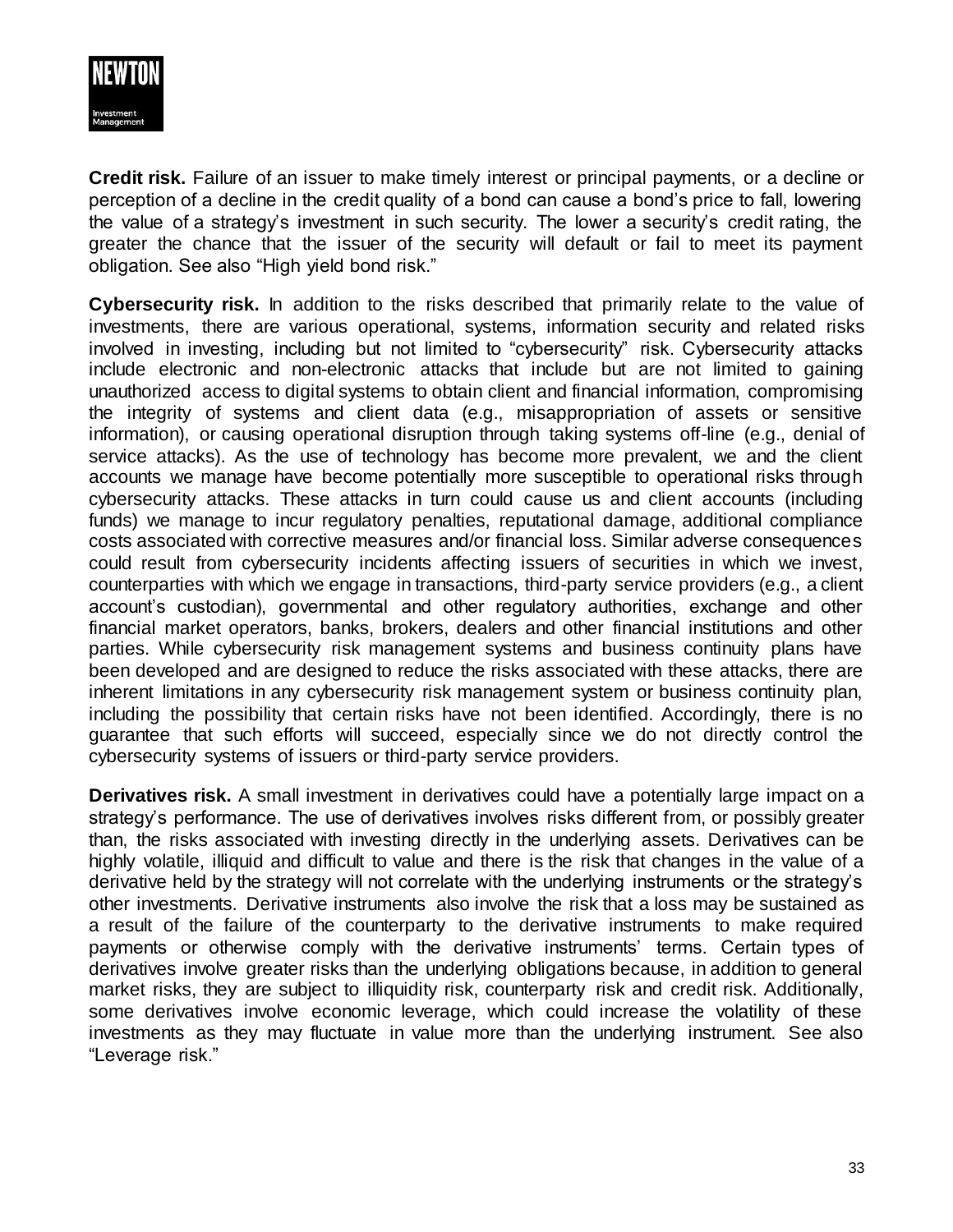**Credit risk.** Failure of an issuer to make timely interest or principal payments, or a decline or perception of a decline in the credit quality of a bond can cause a bond's price to fall, lowering the value of a strategy's investment in such security. The lower a security's credit rating, the greater the chance that the issuer of the security will default or fail to meet its payment obligation. See also "High yield bond risk."

**Cybersecurity risk.** In addition to the risks described that primarily relate to the value of investments, there are various operational, systems, information security and related risks involved in investing, including but not limited to "cybersecurity" risk. Cybersecurity attacks include electronic and non-electronic attacks that include but are not limited to gaining unauthorized access to digital systems to obtain client and financial information, compromising the integrity of systems and client data (e.g., misappropriation of assets or sensitive information), or causing operational disruption through taking systems off-line (e.g., denial of service attacks). As the use of technology has become more prevalent, we and the client accounts we manage have become potentially more susceptible to operational risks through cybersecurity attacks. These attacks in turn could cause us and client accounts (including funds) we manage to incur regulatory penalties, reputational damage, additional compliance costs associated with corrective measures and/or financial loss. Similar adverse consequences could result from cybersecurity incidents affecting issuers of securities in which we invest, counterparties with which we engage in transactions, third-party service providers (e.g., a client account's custodian), governmental and other regulatory authorities, exchange and other financial market operators, banks, brokers, dealers and other financial institutions and other parties. While cybersecurity risk management systems and business continuity plans have been developed and are designed to reduce the risks associated with these attacks, there are inherent limitations in any cybersecurity risk management system or business continuity plan, including the possibility that certain risks have not been identified. Accordingly, there is no guarantee that such efforts will succeed, especially since we do not directly control the cybersecurity systems of issuers or third-party service providers.

**Derivatives risk.** A small investment in derivatives could have a potentially large impact on a strategy's performance. The use of derivatives involves risks different from, or possibly greater than, the risks associated with investing directly in the underlying assets. Derivatives can be highly volatile, illiquid and difficult to value and there is the risk that changes in the value of a derivative held by the strategy will not correlate with the underlying instruments or the strategy's other investments. Derivative instruments also involve the risk that a loss may be sustained as a result of the failure of the counterparty to the derivative instruments to make required payments or otherwise comply with the derivative instruments' terms. Certain types of derivatives involve greater risks than the underlying obligations because, in addition to general market risks, they are subject to illiquidity risk, counterparty risk and credit risk. Additionally, some derivatives involve economic leverage, which could increase the volatility of these investments as they may fluctuate in value more than the underlying instrument. See also "Leverage risk."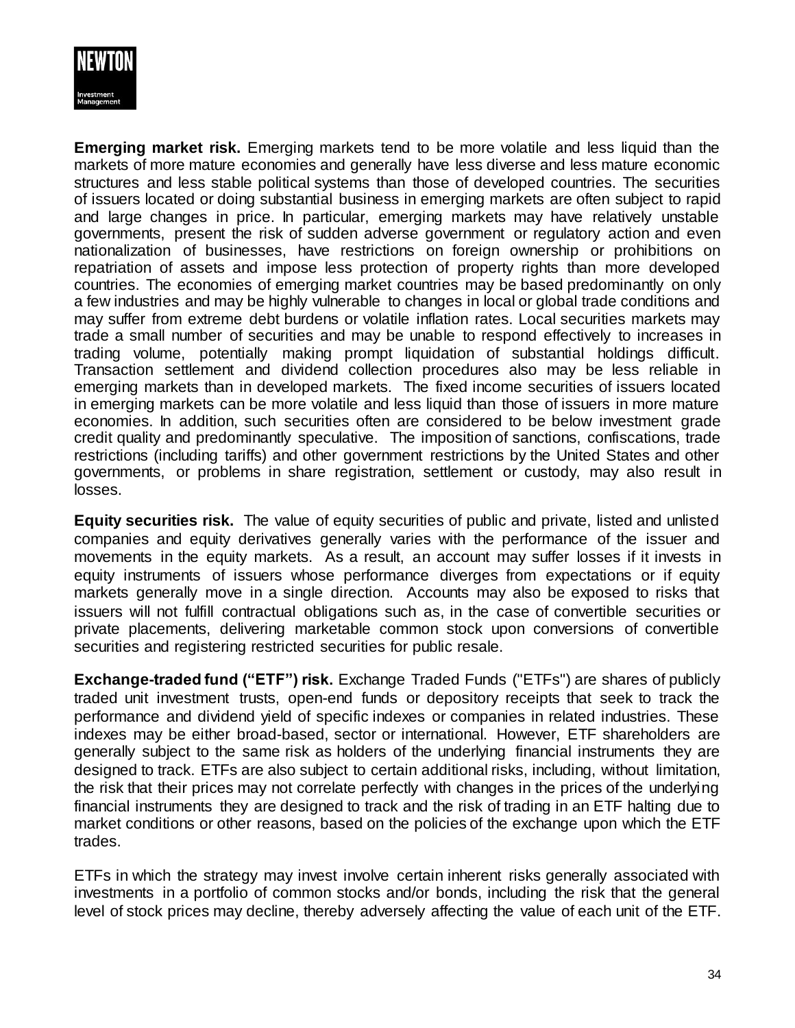**Emerging market risk.** Emerging markets tend to be more volatile and less liquid than the markets of more mature economies and generally have less diverse and less mature economic structures and less stable political systems than those of developed countries. The securities of issuers located or doing substantial business in emerging markets are often subject to rapid and large changes in price. In particular, emerging markets may have relatively unstable governments, present the risk of sudden adverse government or regulatory action and even nationalization of businesses, have restrictions on foreign ownership or prohibitions on repatriation of assets and impose less protection of property rights than more developed countries. The economies of emerging market countries may be based predominantly on only a few industries and may be highly vulnerable to changes in local or global trade conditions and may suffer from extreme debt burdens or volatile inflation rates. Local securities markets may trade a small number of securities and may be unable to respond effectively to increases in trading volume, potentially making prompt liquidation of substantial holdings difficult. Transaction settlement and dividend collection procedures also may be less reliable in emerging markets than in developed markets. The fixed income securities of issuers located in emerging markets can be more volatile and less liquid than those of issuers in more mature economies. In addition, such securities often are considered to be below investment grade credit quality and predominantly speculative. The imposition of sanctions, confiscations, trade restrictions (including tariffs) and other government restrictions by the United States and other governments, or problems in share registration, settlement or custody, may also result in losses.

**Equity securities risk.** The value of equity securities of public and private, listed and unlisted companies and equity derivatives generally varies with the performance of the issuer and movements in the equity markets. As a result, an account may suffer losses if it invests in equity instruments of issuers whose performance diverges from expectations or if equity markets generally move in a single direction. Accounts may also be exposed to risks that issuers will not fulfill contractual obligations such as, in the case of convertible securities or private placements, delivering marketable common stock upon conversions of convertible securities and registering restricted securities for public resale.

**Exchange-traded fund ("ETF") risk.** Exchange Traded Funds ("ETFs") are shares of publicly traded unit investment trusts, open-end funds or depository receipts that seek to track the performance and dividend yield of specific indexes or companies in related industries. These indexes may be either broad-based, sector or international. However, ETF shareholders are generally subject to the same risk as holders of the underlying financial instruments they are designed to track. ETFs are also subject to certain additional risks, including, without limitation, the risk that their prices may not correlate perfectly with changes in the prices of the underlying financial instruments they are designed to track and the risk of trading in an ETF halting due to market conditions or other reasons, based on the policies of the exchange upon which the ETF trades.

ETFs in which the strategy may invest involve certain inherent risks generally associated with investments in a portfolio of common stocks and/or bonds, including the risk that the general level of stock prices may decline, thereby adversely affecting the value of each unit of the ETF.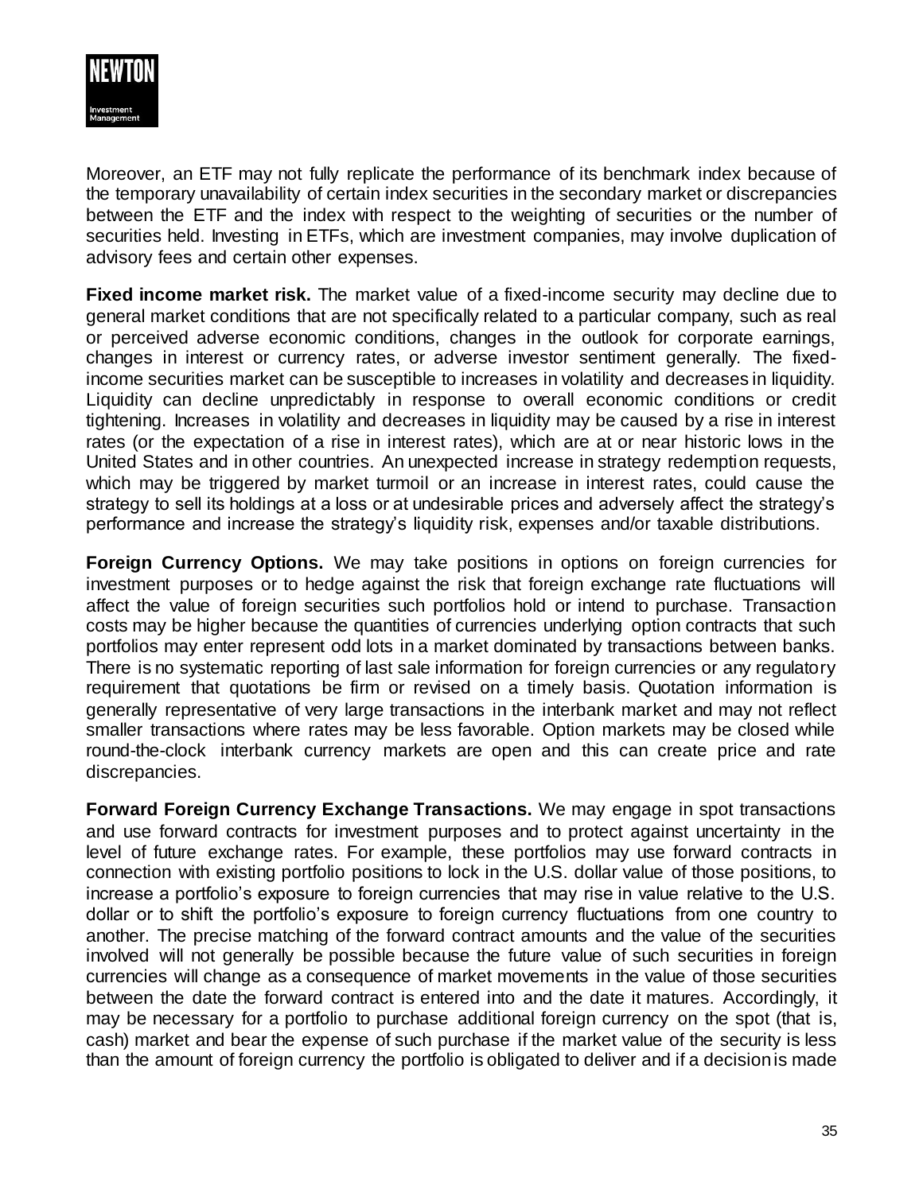Moreover, an ETF may not fully replicate the performance of its benchmark index because of the temporary unavailability of certain index securities in the secondary market or discrepancies between the ETF and the index with respect to the weighting of securities or the number of securities held. Investing in ETFs, which are investment companies, may involve duplication of advisory fees and certain other expenses.

**Fixed income market risk.** The market value of a fixed-income security may decline due to general market conditions that are not specifically related to a particular company, such as real or perceived adverse economic conditions, changes in the outlook for corporate earnings, changes in interest or currency rates, or adverse investor sentiment generally. The fixed-income securities market can be susceptible to increases in volatility and decreases in liquidity. Liquidity can decline unpredictably in response to overall economic conditions or credit tightening. Increases in volatility and decreases in liquidity may be caused by a rise in interest rates (or the expectation of a rise in interest rates), which are at or near historic lows in the United States and in other countries. An unexpected increase in strategy redemption requests, which may be triggered by market turmoil or an increase in interest rates, could cause the strategy to sell its holdings at a loss or at undesirable prices and adversely affect the strategy's performance and increase the strategy's liquidity risk, expenses and/or taxable distributions.

**Foreign Currency Options.** We may take positions in options on foreign currencies for investment purposes or to hedge against the risk that foreign exchange rate fluctuations will affect the value of foreign securities such portfolios hold or intend to purchase. Transaction costs may be higher because the quantities of currencies underlying option contracts that such portfolios may enter represent odd lots in a market dominated by transactions between banks. There is no systematic reporting of last sale information for foreign currencies or any regulatory requirement that quotations be firm or revised on a timely basis. Quotation information is generally representative of very large transactions in the interbank market and may not reflect smaller transactions where rates may be less favorable. Option markets may be closed while round-the-clock interbank currency markets are open and this can create price and rate discrepancies.

**Forward Foreign Currency Exchange Transactions.** We may engage in spot transactions and use forward contracts for investment purposes and to protect against uncertainty in the level of future exchange rates. For example, these portfolios may use forward contracts in connection with existing portfolio positions to lock in the U.S. dollar value of those positions, to increase a portfolio's exposure to foreign currencies that may rise in value relative to the U.S. dollar or to shift the portfolio's exposure to foreign currency fluctuations from one country to another. The precise matching of the forward contract amounts and the value of the securities involved will not generally be possible because the future value of such securities in foreign currencies will change as a consequence of market movements in the value of those securities between the date the forward contract is entered into and the date it matures. Accordingly, it may be necessary for a portfolio to purchase additional foreign currency on the spot (that is, cash) market and bear the expense of such purchase if the market value of the security is less than the amount of foreign currency the portfolio is obligated to deliver and if a decision is made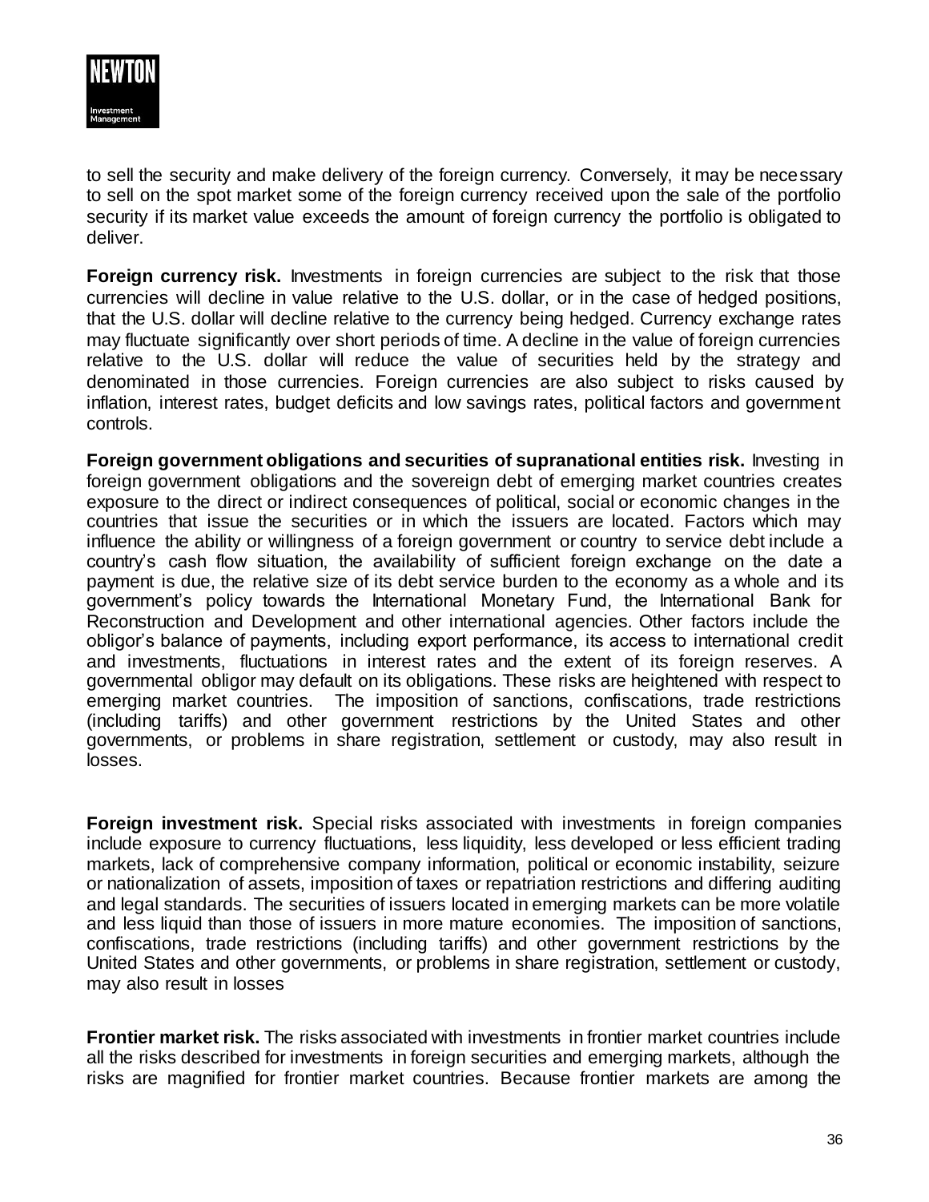to sell the security and make delivery of the foreign currency. Conversely, it may be necessary to sell on the spot market some of the foreign currency received upon the sale of the portfolio security if its market value exceeds the amount of foreign currency the portfolio is obligated to deliver.

**Foreign currency risk.** Investments in foreign currencies are subject to the risk that those currencies will decline in value relative to the U.S. dollar, or in the case of hedged positions, that the U.S. dollar will decline relative to the currency being hedged. Currency exchange rates may fluctuate significantly over short periods of time. A decline in the value of foreign currencies relative to the U.S. dollar will reduce the value of securities held by the strategy and denominated in those currencies. Foreign currencies are also subject to risks caused by inflation, interest rates, budget deficits and low savings rates, political factors and government controls.

**Foreign government obligations and securities of supranational entities risk.** Investing in foreign government obligations and the sovereign debt of emerging market countries creates exposure to the direct or indirect consequences of political, social or economic changes in the countries that issue the securities or in which the issuers are located. Factors which may influence the ability or willingness of a foreign government or country to service debt include a country's cash flow situation, the availability of sufficient foreign exchange on the date a payment is due, the relative size of its debt service burden to the economy as a whole and its government's policy towards the International Monetary Fund, the International Bank for Reconstruction and Development and other international agencies. Other factors include the obligor's balance of payments, including export performance, its access to international credit and investments, fluctuations in interest rates and the extent of its foreign reserves. A governmental obligor may default on its obligations. These risks are heightened with respect to emerging market countries. The imposition of sanctions, confiscations, trade restrictions (including tariffs) and other government restrictions by the United States and other governments, or problems in share registration, settlement or custody, may also result in losses.

**Foreign investment risk.** Special risks associated with investments in foreign companies include exposure to currency fluctuations, less liquidity, less developed or less efficient trading markets, lack of comprehensive company information, political or economic instability, seizure or nationalization of assets, imposition of taxes or repatriation restrictions and differing auditing and legal standards. The securities of issuers located in emerging markets can be more volatile and less liquid than those of issuers in more mature economies. The imposition of sanctions, confiscations, trade restrictions (including tariffs) and other government restrictions by the United States and other governments, or problems in share registration, settlement or custody, may also result in losses

**Frontier market risk.** The risks associated with investments in frontier market countries include all the risks described for investments in foreign securities and emerging markets, although the risks are magnified for frontier market countries. Because frontier markets are among the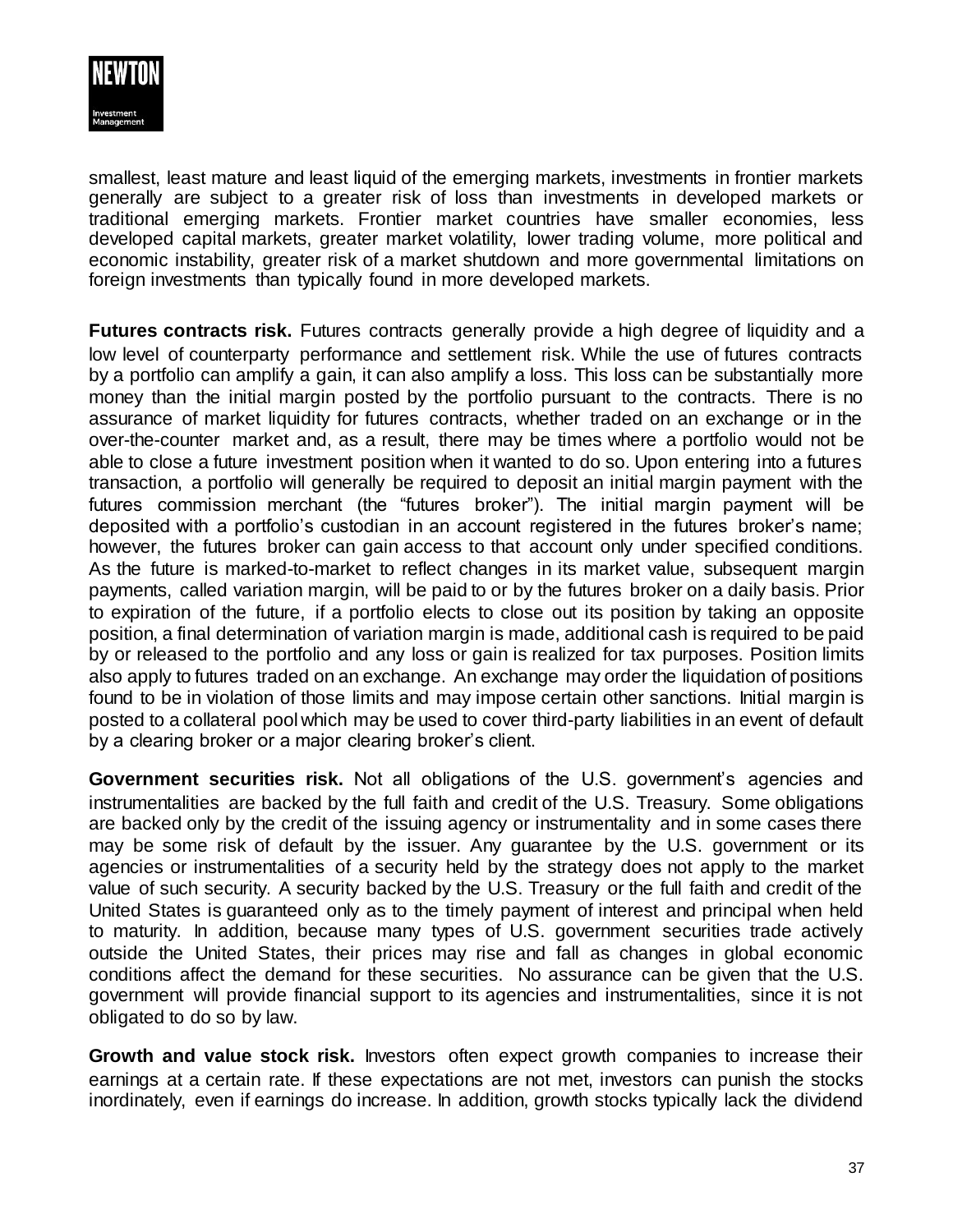smallest, least mature and least liquid of the emerging markets, investments in frontier markets generally are subject to a greater risk of loss than investments in developed markets or traditional emerging markets. Frontier market countries have smaller economies, less developed capital markets, greater market volatility, lower trading volume, more political and economic instability, greater risk of a market shutdown and more governmental limitations on foreign investments than typically found in more developed markets.

**Futures contracts risk.** Futures contracts generally provide a high degree of liquidity and a low level of counterparty performance and settlement risk. While the use of futures contracts by a portfolio can amplify a gain, it can also amplify a loss. This loss can be substantially more money than the initial margin posted by the portfolio pursuant to the contracts. There is no assurance of market liquidity for futures contracts, whether traded on an exchange or in the over-the-counter market and, as a result, there may be times where a portfolio would not be able to close a future investment position when it wanted to do so. Upon entering into a futures transaction, a portfolio will generally be required to deposit an initial margin payment with the futures commission merchant (the "futures broker"). The initial margin payment will be deposited with a portfolio's custodian in an account registered in the futures broker's name; however, the futures broker can gain access to that account only under specified conditions. As the future is marked-to-market to reflect changes in its market value, subsequent margin payments, called variation margin, will be paid to or by the futures broker on a daily basis. Prior to expiration of the future, if a portfolio elects to close out its position by taking an opposite position, a final determination of variation margin is made, additional cash is required to be paid by or released to the portfolio and any loss or gain is realized for tax purposes. Position limits also apply to futures traded on an exchange. An exchange may order the liquidation of positions found to be in violation of those limits and may impose certain other sanctions. Initial margin is posted to a collateral pool which may be used to cover third-party liabilities in an event of default by a clearing broker or a major clearing broker's client.

**Government securities risk.** Not all obligations of the U.S. government's agencies and instrumentalities are backed by the full faith and credit of the U.S. Treasury. Some obligations are backed only by the credit of the issuing agency or instrumentality and in some cases there may be some risk of default by the issuer. Any guarantee by the U.S. government or its agencies or instrumentalities of a security held by the strategy does not apply to the market value of such security. A security backed by the U.S. Treasury or the full faith and credit of the United States is guaranteed only as to the timely payment of interest and principal when held to maturity. In addition, because many types of U.S. government securities trade actively outside the United States, their prices may rise and fall as changes in global economic conditions affect the demand for these securities. No assurance can be given that the U.S. government will provide financial support to its agencies and instrumentalities, since it is not obligated to do so by law.

**Growth and value stock risk.** Investors often expect growth companies to increase their earnings at a certain rate. If these expectations are not met, investors can punish the stocks inordinately, even if earnings do increase. In addition, growth stocks typically lack the dividend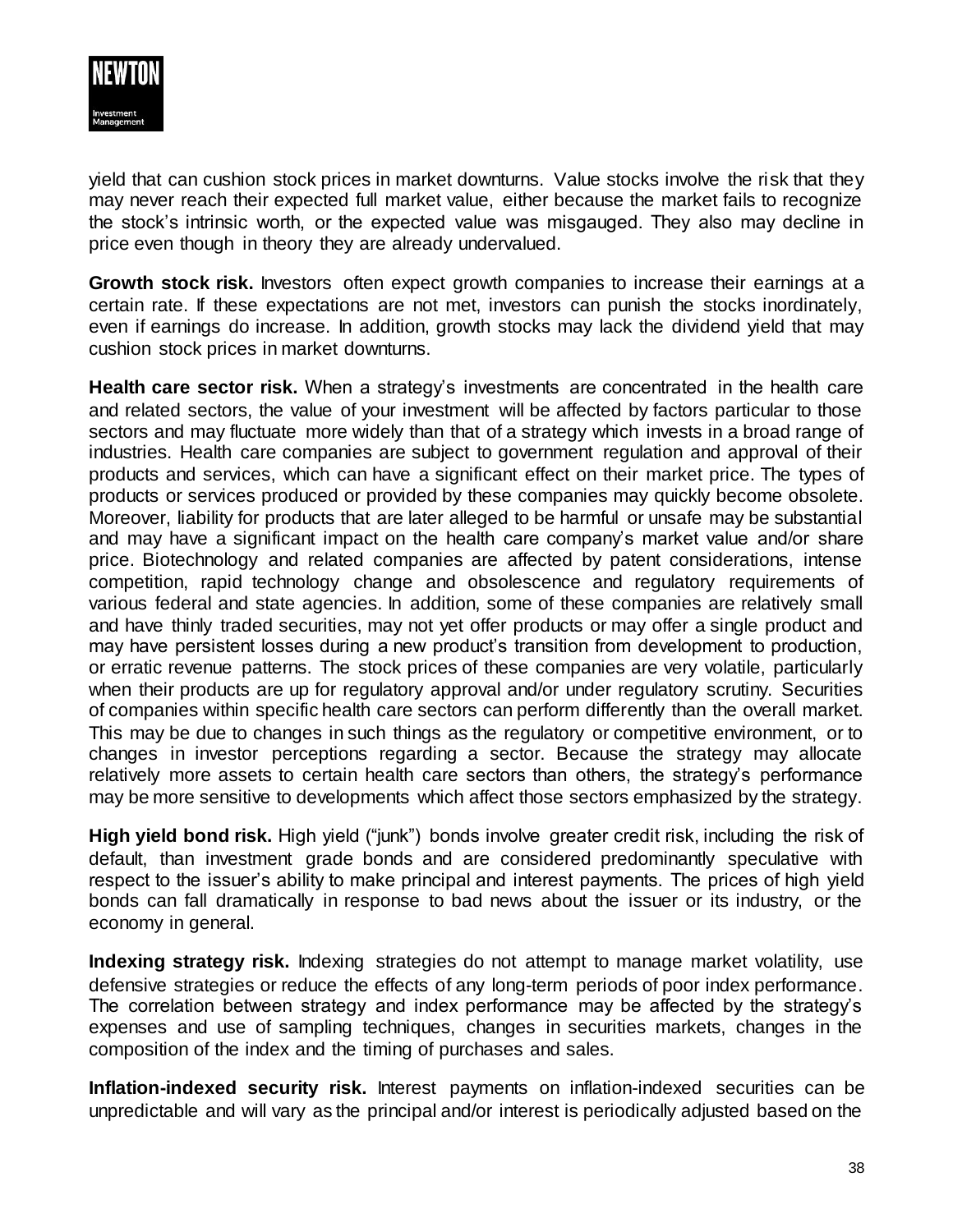yield that can cushion stock prices in market downturns. Value stocks involve the risk that they may never reach their expected full market value, either because the market fails to recognize the stock's intrinsic worth, or the expected value was misgauged. They also may decline in price even though in theory they are already undervalued.

**Growth stock risk.** Investors often expect growth companies to increase their earnings at a certain rate. If these expectations are not met, investors can punish the stocks inordinately, even if earnings do increase. In addition, growth stocks may lack the dividend yield that may cushion stock prices in market downturns.

**Health care sector risk.** When a strategy's investments are concentrated in the health care and related sectors, the value of your investment will be affected by factors particular to those sectors and may fluctuate more widely than that of a strategy which invests in a broad range of industries. Health care companies are subject to government regulation and approval of their products and services, which can have a significant effect on their market price. The types of products or services produced or provided by these companies may quickly become obsolete. Moreover, liability for products that are later alleged to be harmful or unsafe may be substantial and may have a significant impact on the health care company's market value and/or share price. Biotechnology and related companies are affected by patent considerations, intense competition, rapid technology change and obsolescence and regulatory requirements of various federal and state agencies. In addition, some of these companies are relatively small and have thinly traded securities, may not yet offer products or may offer a single product and may have persistent losses during a new product's transition from development to production, or erratic revenue patterns. The stock prices of these companies are very volatile, particularly when their products are up for regulatory approval and/or under regulatory scrutiny. Securities of companies within specific health care sectors can perform differently than the overall market. This may be due to changes in such things as the regulatory or competitive environment, or to changes in investor perceptions regarding a sector. Because the strategy may allocate relatively more assets to certain health care sectors than others, the strategy's performance may be more sensitive to developments which affect those sectors emphasized by the strategy.

**High yield bond risk.** High yield ("junk") bonds involve greater credit risk, including the risk of default, than investment grade bonds and are considered predominantly speculative with respect to the issuer's ability to make principal and interest payments. The prices of high yield bonds can fall dramatically in response to bad news about the issuer or its industry, or the economy in general.

**Indexing strategy risk.** Indexing strategies do not attempt to manage market volatility, use defensive strategies or reduce the effects of any long-term periods of poor index performance. The correlation between strategy and index performance may be affected by the strategy's expenses and use of sampling techniques, changes in securities markets, changes in the composition of the index and the timing of purchases and sales.

**Inflation-indexed security risk.** Interest payments on inflation-indexed securities can be unpredictable and will vary as the principal and/or interest is periodically adjusted based on the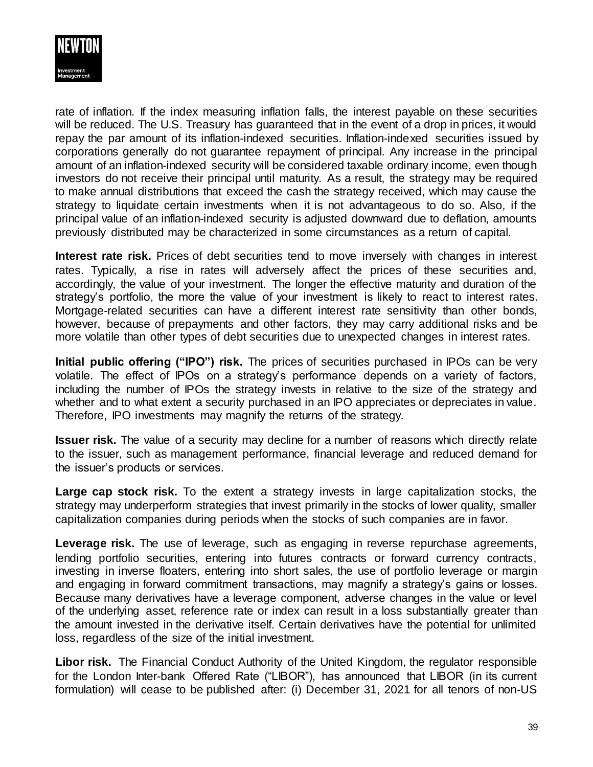rate of inflation. If the index measuring inflation falls, the interest payable on these securities will be reduced. The U.S. Treasury has guaranteed that in the event of a drop in prices, it would repay the par amount of its inflation-indexed securities. Inflation-indexed securities issued by corporations generally do not guarantee repayment of principal. Any increase in the principal amount of an inflation-indexed security will be considered taxable ordinary income, even though investors do not receive their principal until maturity. As a result, the strategy may be required to make annual distributions that exceed the cash the strategy received, which may cause the strategy to liquidate certain investments when it is not advantageous to do so. Also, if the principal value of an inflation-indexed security is adjusted downward due to deflation, amounts previously distributed may be characterized in some circumstances as a return of capital.

**Interest rate risk.** Prices of debt securities tend to move inversely with changes in interest rates. Typically, a rise in rates will adversely affect the prices of these securities and, accordingly, the value of your investment. The longer the effective maturity and duration of the strategy's portfolio, the more the value of your investment is likely to react to interest rates. Mortgage-related securities can have a different interest rate sensitivity than other bonds, however, because of prepayments and other factors, they may carry additional risks and be more volatile than other types of debt securities due to unexpected changes in interest rates.

**Initial public offering ("IPO") risk.** The prices of securities purchased in IPOs can be very volatile. The effect of IPOs on a strategy's performance depends on a variety of factors, including the number of IPOs the strategy invests in relative to the size of the strategy and whether and to what extent a security purchased in an IPO appreciates or depreciates in value. Therefore, IPO investments may magnify the returns of the strategy.

**Issuer risk.** The value of a security may decline for a number of reasons which directly relate to the issuer, such as management performance, financial leverage and reduced demand for the issuer's products or services.

**Large cap stock risk.** To the extent a strategy invests in large capitalization stocks, the strategy may underperform strategies that invest primarily in the stocks of lower quality, smaller capitalization companies during periods when the stocks of such companies are in favor.

**Leverage risk.** The use of leverage, such as engaging in reverse repurchase agreements, lending portfolio securities, entering into futures contracts or forward currency contracts, investing in inverse floaters, entering into short sales, the use of portfolio leverage or margin and engaging in forward commitment transactions, may magnify a strategy's gains or losses. Because many derivatives have a leverage component, adverse changes in the value or level of the underlying asset, reference rate or index can result in a loss substantially greater than the amount invested in the derivative itself. Certain derivatives have the potential for unlimited loss, regardless of the size of the initial investment.

**Libor risk.** The Financial Conduct Authority of the United Kingdom, the regulator responsible for the London Inter-bank Offered Rate ("LIBOR"), has announced that LIBOR (in its current formulation) will cease to be published after: (i) December 31, 2021 for all tenors of non-US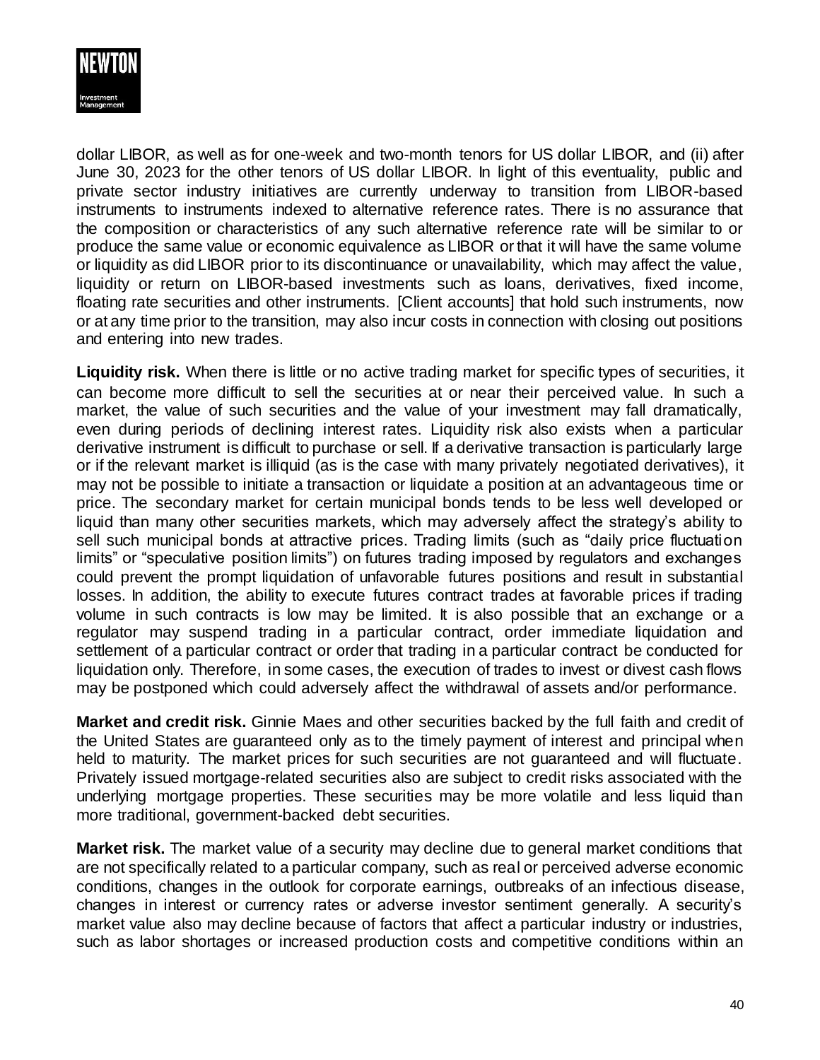dollar LIBOR, as well as for one-week and two-month tenors for US dollar LIBOR, and (ii) after June 30, 2023 for the other tenors of US dollar LIBOR. In light of this eventuality, public and private sector industry initiatives are currently underway to transition from LIBOR-based instruments to instruments indexed to alternative reference rates. There is no assurance that the composition or characteristics of any such alternative reference rate will be similar to or produce the same value or economic equivalence as LIBOR or that it will have the same volume or liquidity as did LIBOR prior to its discontinuance or unavailability, which may affect the value, liquidity or return on LIBOR-based investments such as loans, derivatives, fixed income, floating rate securities and other instruments. [Client accounts] that hold such instruments, now or at any time prior to the transition, may also incur costs in connection with closing out positions and entering into new trades.

**Liquidity risk.** When there is little or no active trading market for specific types of securities, it can become more difficult to sell the securities at or near their perceived value. In such a market, the value of such securities and the value of your investment may fall dramatically, even during periods of declining interest rates. Liquidity risk also exists when a particular derivative instrument is difficult to purchase or sell. If a derivative transaction is particularly large or if the relevant market is illiquid (as is the case with many privately negotiated derivatives), it may not be possible to initiate a transaction or liquidate a position at an advantageous time or price. The secondary market for certain municipal bonds tends to be less well developed or liquid than many other securities markets, which may adversely affect the strategy's ability to sell such municipal bonds at attractive prices. Trading limits (such as "daily price fluctuation limits" or "speculative position limits") on futures trading imposed by regulators and exchanges could prevent the prompt liquidation of unfavorable futures positions and result in substantial losses. In addition, the ability to execute futures contract trades at favorable prices if trading volume in such contracts is low may be limited. It is also possible that an exchange or a regulator may suspend trading in a particular contract, order immediate liquidation and settlement of a particular contract or order that trading in a particular contract be conducted for liquidation only. Therefore, in some cases, the execution of trades to invest or divest cash flows may be postponed which could adversely affect the withdrawal of assets and/or performance.

**Market and credit risk.** Ginnie Maes and other securities backed by the full faith and credit of the United States are guaranteed only as to the timely payment of interest and principal when held to maturity. The market prices for such securities are not guaranteed and will fluctuate. Privately issued mortgage-related securities also are subject to credit risks associated with the underlying mortgage properties. These securities may be more volatile and less liquid than more traditional, government-backed debt securities.

**Market risk.** The market value of a security may decline due to general market conditions that are not specifically related to a particular company, such as real or perceived adverse economic conditions, changes in the outlook for corporate earnings, outbreaks of an infectious disease, changes in interest or currency rates or adverse investor sentiment generally. A security's market value also may decline because of factors that affect a particular industry or industries, such as labor shortages or increased production costs and competitive conditions within an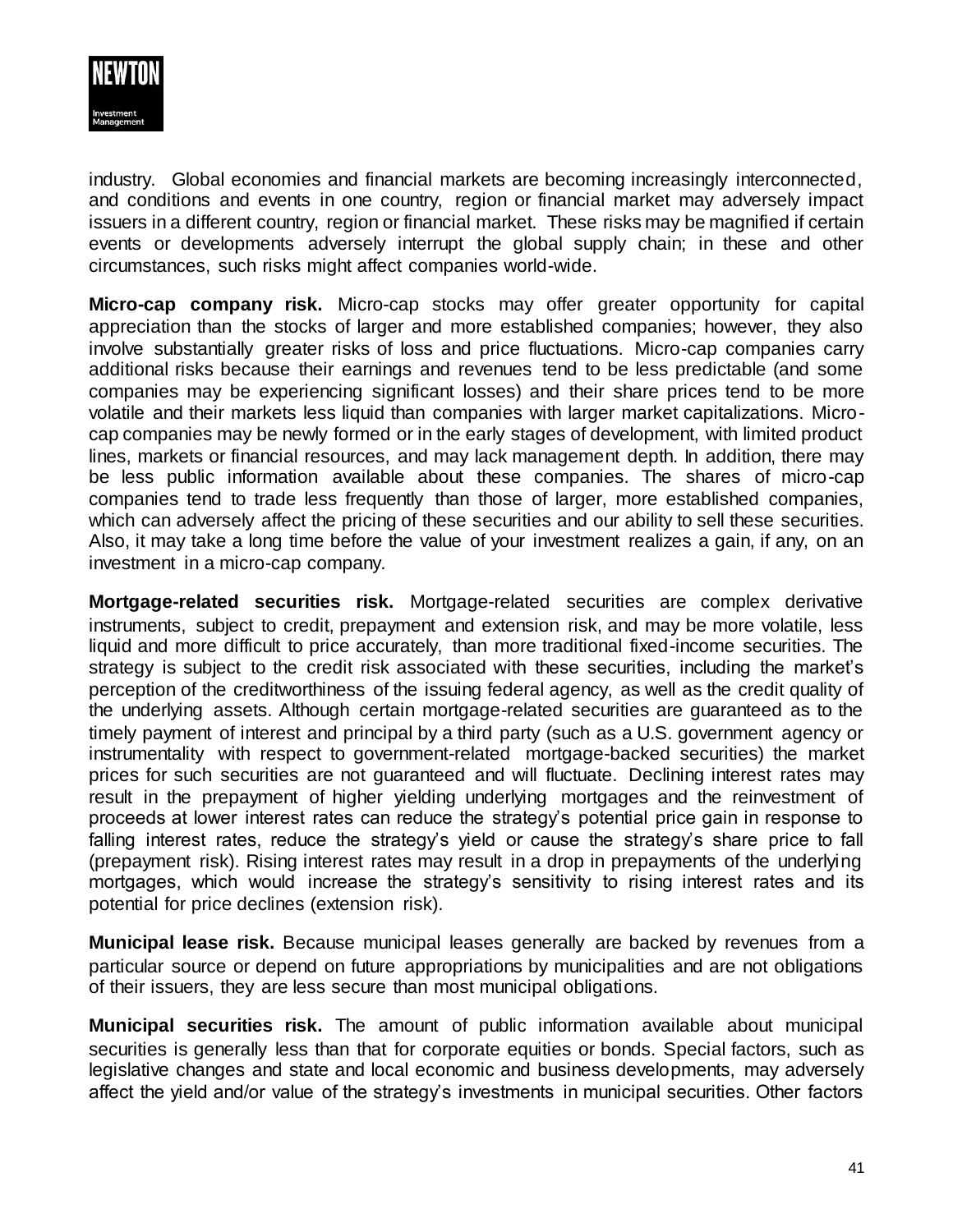industry. Global economies and financial markets are becoming increasingly interconnected, and conditions and events in one country, region or financial market may adversely impact issuers in a different country, region or financial market. These risks may be magnified if certain events or developments adversely interrupt the global supply chain; in these and other circumstances, such risks might affect companies world-wide.

**Micro-cap company risk.** Micro-cap stocks may offer greater opportunity for capital appreciation than the stocks of larger and more established companies; however, they also involve substantially greater risks of loss and price fluctuations. Micro-cap companies carry additional risks because their earnings and revenues tend to be less predictable (and some companies may be experiencing significant losses) and their share prices tend to be more volatile and their markets less liquid than companies with larger market capitalizations. Micro-cap companies may be newly formed or in the early stages of development, with limited product lines, markets or financial resources, and may lack management depth. In addition, there may be less public information available about these companies. The shares of micro-cap companies tend to trade less frequently than those of larger, more established companies, which can adversely affect the pricing of these securities and our ability to sell these securities. Also, it may take a long time before the value of your investment realizes a gain, if any, on an investment in a micro-cap company.

**Mortgage-related securities risk.** Mortgage-related securities are complex derivative instruments, subject to credit, prepayment and extension risk, and may be more volatile, less liquid and more difficult to price accurately, than more traditional fixed-income securities. The strategy is subject to the credit risk associated with these securities, including the market's perception of the creditworthiness of the issuing federal agency, as well as the credit quality of the underlying assets. Although certain mortgage-related securities are guaranteed as to the timely payment of interest and principal by a third party (such as a U.S. government agency or instrumentality with respect to government-related mortgage-backed securities) the market prices for such securities are not guaranteed and will fluctuate. Declining interest rates may result in the prepayment of higher yielding underlying mortgages and the reinvestment of proceeds at lower interest rates can reduce the strategy's potential price gain in response to falling interest rates, reduce the strategy's yield or cause the strategy's share price to fall (prepayment risk). Rising interest rates may result in a drop in prepayments of the underlying mortgages, which would increase the strategy's sensitivity to rising interest rates and its potential for price declines (extension risk).

**Municipal lease risk.** Because municipal leases generally are backed by revenues from a particular source or depend on future appropriations by municipalities and are not obligations of their issuers, they are less secure than most municipal obligations.

**Municipal securities risk.** The amount of public information available about municipal securities is generally less than that for corporate equities or bonds. Special factors, such as legislative changes and state and local economic and business developments, may adversely affect the yield and/or value of the strategy's investments in municipal securities. Other factors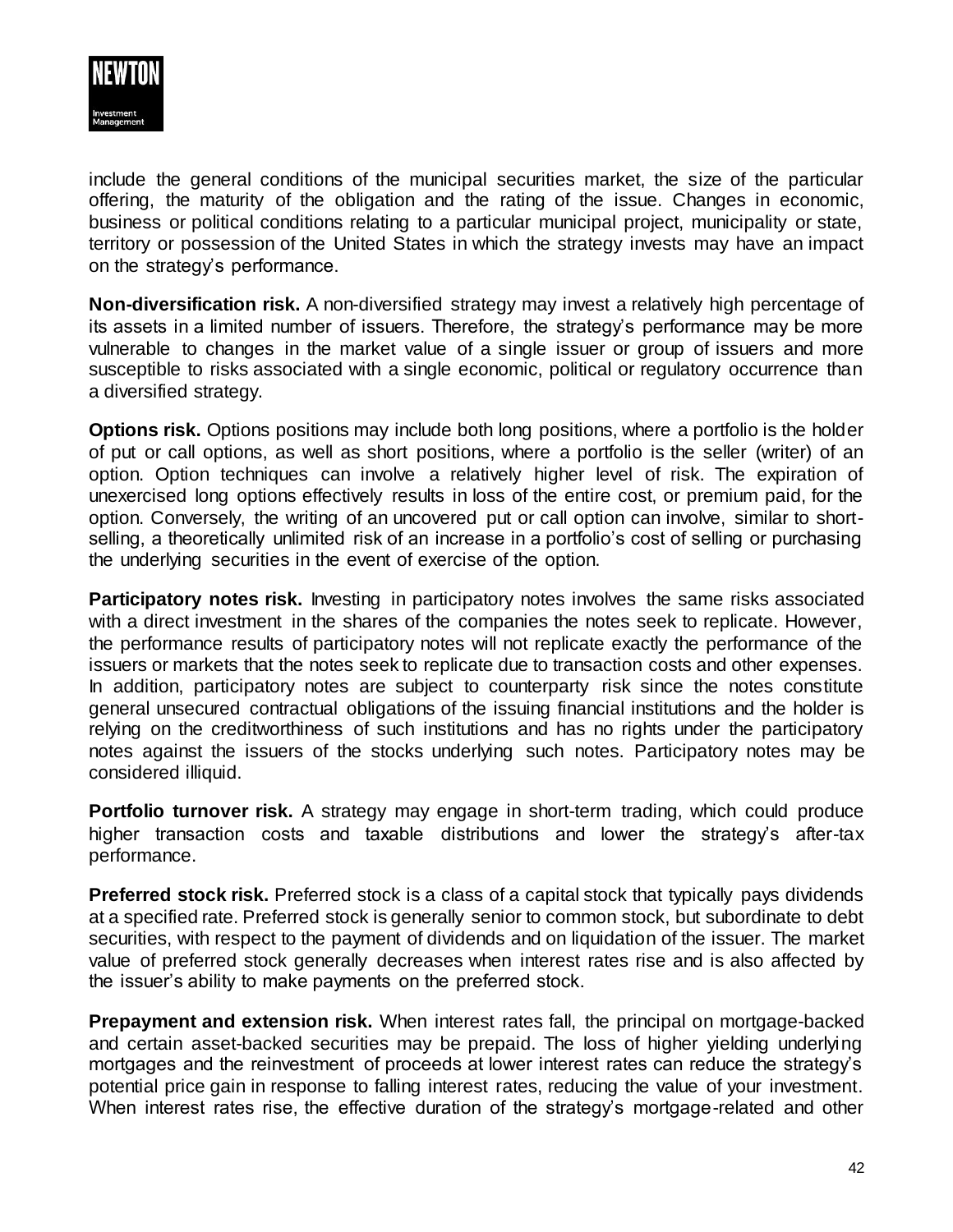include the general conditions of the municipal securities market, the size of the particular offering, the maturity of the obligation and the rating of the issue. Changes in economic, business or political conditions relating to a particular municipal project, municipality or state, territory or possession of the United States in which the strategy invests may have an impact on the strategy's performance.

**Non-diversification risk.** A non-diversified strategy may invest a relatively high percentage of its assets in a limited number of issuers. Therefore, the strategy's performance may be more vulnerable to changes in the market value of a single issuer or group of issuers and more susceptible to risks associated with a single economic, political or regulatory occurrence than a diversified strategy.

**Options risk.** Options positions may include both long positions, where a portfolio is the holder of put or call options, as well as short positions, where a portfolio is the seller (writer) of an option. Option techniques can involve a relatively higher level of risk. The expiration of unexercised long options effectively results in loss of the entire cost, or premium paid, for the option. Conversely, the writing of an uncovered put or call option can involve, similar to short-selling, a theoretically unlimited risk of an increase in a portfolio's cost of selling or purchasing the underlying securities in the event of exercise of the option.

**Participatory notes risk.** Investing in participatory notes involves the same risks associated with a direct investment in the shares of the companies the notes seek to replicate. However, the performance results of participatory notes will not replicate exactly the performance of the issuers or markets that the notes seek to replicate due to transaction costs and other expenses. In addition, participatory notes are subject to counterparty risk since the notes constitute general unsecured contractual obligations of the issuing financial institutions and the holder is relying on the creditworthiness of such institutions and has no rights under the participatory notes against the issuers of the stocks underlying such notes. Participatory notes may be considered illiquid.

**Portfolio turnover risk.** A strategy may engage in short-term trading, which could produce higher transaction costs and taxable distributions and lower the strategy's after-tax performance.

**Preferred stock risk.** Preferred stock is a class of a capital stock that typically pays dividends at a specified rate. Preferred stock is generally senior to common stock, but subordinate to debt securities, with respect to the payment of dividends and on liquidation of the issuer. The market value of preferred stock generally decreases when interest rates rise and is also affected by the issuer's ability to make payments on the preferred stock.

**Prepayment and extension risk.** When interest rates fall, the principal on mortgage-backed and certain asset-backed securities may be prepaid. The loss of higher yielding underlying mortgages and the reinvestment of proceeds at lower interest rates can reduce the strategy's potential price gain in response to falling interest rates, reducing the value of your investment. When interest rates rise, the effective duration of the strategy's mortgage-related and other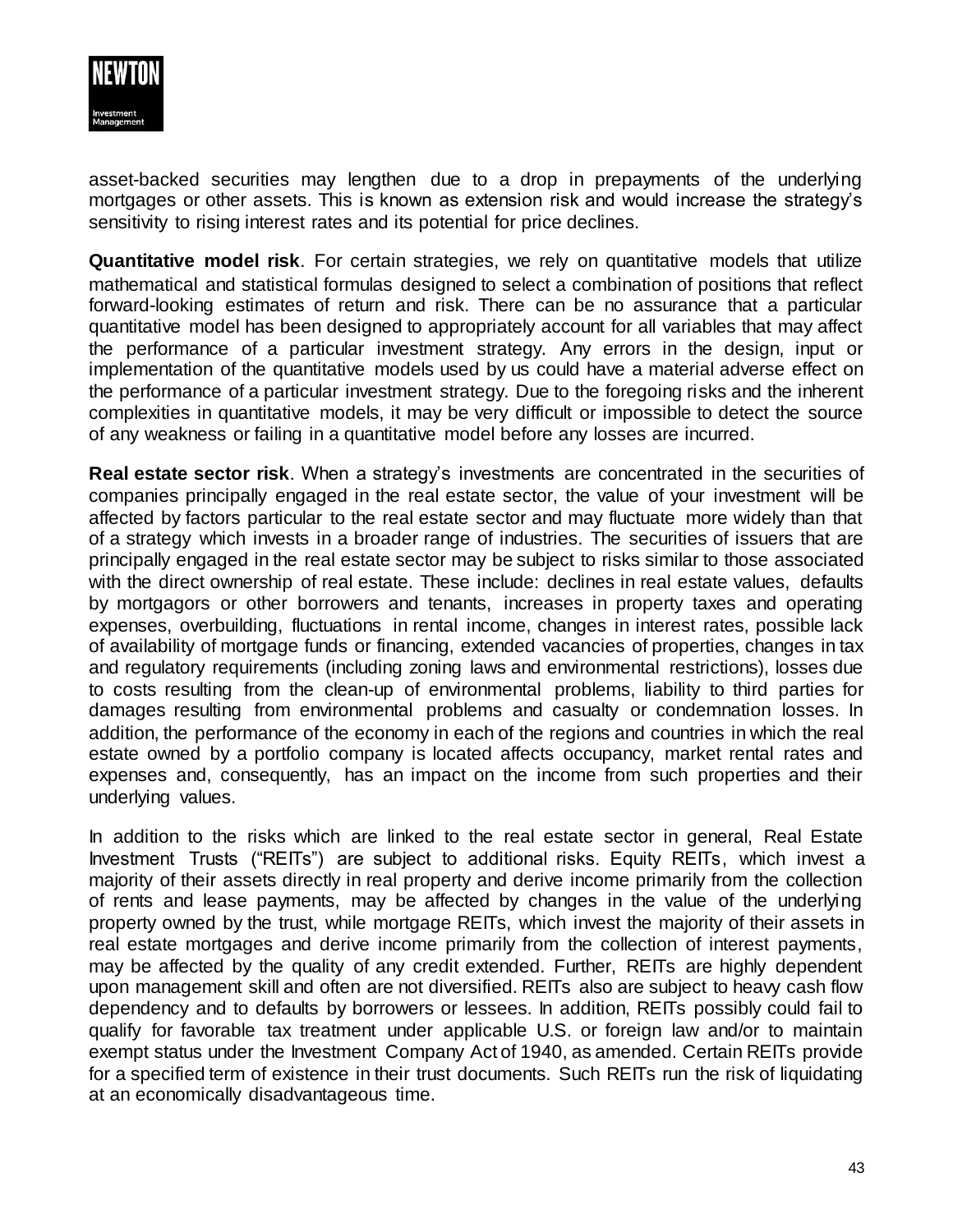asset-backed securities may lengthen due to a drop in prepayments of the underlying mortgages or other assets. This is known as extension risk and would increase the strategy's sensitivity to rising interest rates and its potential for price declines.

**Quantitative model risk**. For certain strategies, we rely on quantitative models that utilize mathematical and statistical formulas designed to select a combination of positions that reflect forward-looking estimates of return and risk. There can be no assurance that a particular quantitative model has been designed to appropriately account for all variables that may affect the performance of a particular investment strategy. Any errors in the design, input or implementation of the quantitative models used by us could have a material adverse effect on the performance of a particular investment strategy. Due to the foregoing risks and the inherent complexities in quantitative models, it may be very difficult or impossible to detect the source of any weakness or failing in a quantitative model before any losses are incurred.

**Real estate sector risk**. When a strategy's investments are concentrated in the securities of companies principally engaged in the real estate sector, the value of your investment will be affected by factors particular to the real estate sector and may fluctuate more widely than that of a strategy which invests in a broader range of industries. The securities of issuers that are principally engaged in the real estate sector may be subject to risks similar to those associated with the direct ownership of real estate. These include: declines in real estate values, defaults by mortgagors or other borrowers and tenants, increases in property taxes and operating expenses, overbuilding, fluctuations in rental income, changes in interest rates, possible lack of availability of mortgage funds or financing, extended vacancies of properties, changes in tax and regulatory requirements (including zoning laws and environmental restrictions), losses due to costs resulting from the clean-up of environmental problems, liability to third parties for damages resulting from environmental problems and casualty or condemnation losses. In addition, the performance of the economy in each of the regions and countries in which the real estate owned by a portfolio company is located affects occupancy, market rental rates and expenses and, consequently, has an impact on the income from such properties and their underlying values.

In addition to the risks which are linked to the real estate sector in general, Real Estate Investment Trusts ("REITs") are subject to additional risks. Equity REITs, which invest a majority of their assets directly in real property and derive income primarily from the collection of rents and lease payments, may be affected by changes in the value of the underlying property owned by the trust, while mortgage REITs, which invest the majority of their assets in real estate mortgages and derive income primarily from the collection of interest payments, may be affected by the quality of any credit extended. Further, REITs are highly dependent upon management skill and often are not diversified. REITs also are subject to heavy cash flow dependency and to defaults by borrowers or lessees. In addition, REITs possibly could fail to qualify for favorable tax treatment under applicable U.S. or foreign law and/or to maintain exempt status under the Investment Company Act of 1940, as amended. Certain REITs provide for a specified term of existence in their trust documents. Such REITs run the risk of liquidating at an economically disadvantageous time.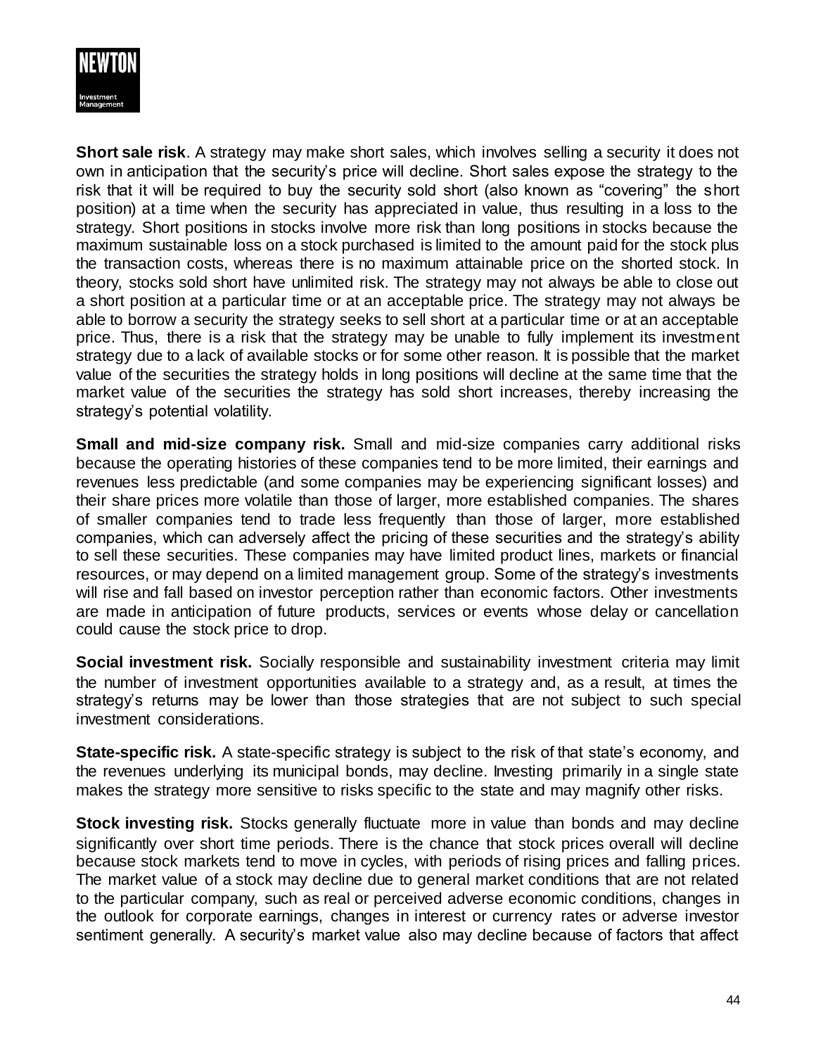**Short sale risk**. A strategy may make short sales, which involves selling a security it does not own in anticipation that the security's price will decline. Short sales expose the strategy to the risk that it will be required to buy the security sold short (also known as "covering" the short position) at a time when the security has appreciated in value, thus resulting in a loss to the strategy. Short positions in stocks involve more risk than long positions in stocks because the maximum sustainable loss on a stock purchased is limited to the amount paid for the stock plus the transaction costs, whereas there is no maximum attainable price on the shorted stock. In theory, stocks sold short have unlimited risk. The strategy may not always be able to close out a short position at a particular time or at an acceptable price. The strategy may not always be able to borrow a security the strategy seeks to sell short at a particular time or at an acceptable price. Thus, there is a risk that the strategy may be unable to fully implement its investment strategy due to a lack of available stocks or for some other reason. It is possible that the market value of the securities the strategy holds in long positions will decline at the same time that the market value of the securities the strategy has sold short increases, thereby increasing the strategy's potential volatility.

**Small and mid-size company risk.** Small and mid-size companies carry additional risks because the operating histories of these companies tend to be more limited, their earnings and revenues less predictable (and some companies may be experiencing significant losses) and their share prices more volatile than those of larger, more established companies. The shares of smaller companies tend to trade less frequently than those of larger, more established companies, which can adversely affect the pricing of these securities and the strategy's ability to sell these securities. These companies may have limited product lines, markets or financial resources, or may depend on a limited management group. Some of the strategy's investments will rise and fall based on investor perception rather than economic factors. Other investments are made in anticipation of future products, services or events whose delay or cancellation could cause the stock price to drop.

**Social investment risk.** Socially responsible and sustainability investment criteria may limit the number of investment opportunities available to a strategy and, as a result, at times the strategy's returns may be lower than those strategies that are not subject to such special investment considerations.

**State-specific risk.** A state-specific strategy is subject to the risk of that state's economy, and the revenues underlying its municipal bonds, may decline. Investing primarily in a single state makes the strategy more sensitive to risks specific to the state and may magnify other risks.

**Stock investing risk.** Stocks generally fluctuate more in value than bonds and may decline significantly over short time periods. There is the chance that stock prices overall will decline because stock markets tend to move in cycles, with periods of rising prices and falling prices. The market value of a stock may decline due to general market conditions that are not related to the particular company, such as real or perceived adverse economic conditions, changes in the outlook for corporate earnings, changes in interest or currency rates or adverse investor sentiment generally. A security's market value also may decline because of factors that affect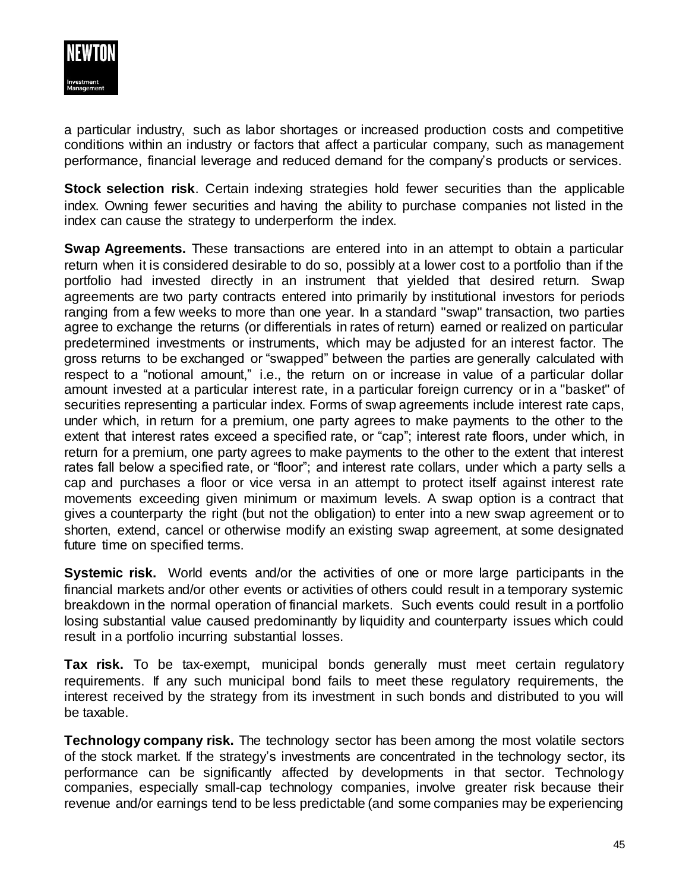a particular industry, such as labor shortages or increased production costs and competitive conditions within an industry or factors that affect a particular company, such as management performance, financial leverage and reduced demand for the company's products or services.

**Stock selection risk**. Certain indexing strategies hold fewer securities than the applicable index. Owning fewer securities and having the ability to purchase companies not listed in the index can cause the strategy to underperform the index.

**Swap Agreements.** These transactions are entered into in an attempt to obtain a particular return when it is considered desirable to do so, possibly at a lower cost to a portfolio than if the portfolio had invested directly in an instrument that yielded that desired return. Swap agreements are two party contracts entered into primarily by institutional investors for periods ranging from a few weeks to more than one year. In a standard "swap" transaction, two parties agree to exchange the returns (or differentials in rates of return) earned or realized on particular predetermined investments or instruments, which may be adjusted for an interest factor. The gross returns to be exchanged or "swapped" between the parties are generally calculated with respect to a "notional amount," i.e., the return on or increase in value of a particular dollar amount invested at a particular interest rate, in a particular foreign currency or in a "basket" of securities representing a particular index. Forms of swap agreements include interest rate caps, under which, in return for a premium, one party agrees to make payments to the other to the extent that interest rates exceed a specified rate, or "cap"; interest rate floors, under which, in return for a premium, one party agrees to make payments to the other to the extent that interest rates fall below a specified rate, or "floor"; and interest rate collars, under which a party sells a cap and purchases a floor or vice versa in an attempt to protect itself against interest rate movements exceeding given minimum or maximum levels. A swap option is a contract that gives a counterparty the right (but not the obligation) to enter into a new swap agreement or to shorten, extend, cancel or otherwise modify an existing swap agreement, at some designated future time on specified terms.

**Systemic risk.** World events and/or the activities of one or more large participants in the financial markets and/or other events or activities of others could result in a temporary systemic breakdown in the normal operation of financial markets. Such events could result in a portfolio losing substantial value caused predominantly by liquidity and counterparty issues which could result in a portfolio incurring substantial losses.

**Tax risk.** To be tax-exempt, municipal bonds generally must meet certain regulatory requirements. If any such municipal bond fails to meet these regulatory requirements, the interest received by the strategy from its investment in such bonds and distributed to you will be taxable.

**Technology company risk.** The technology sector has been among the most volatile sectors of the stock market. If the strategy's investments are concentrated in the technology sector, its performance can be significantly affected by developments in that sector. Technology companies, especially small-cap technology companies, involve greater risk because their revenue and/or earnings tend to be less predictable (and some companies may be experiencing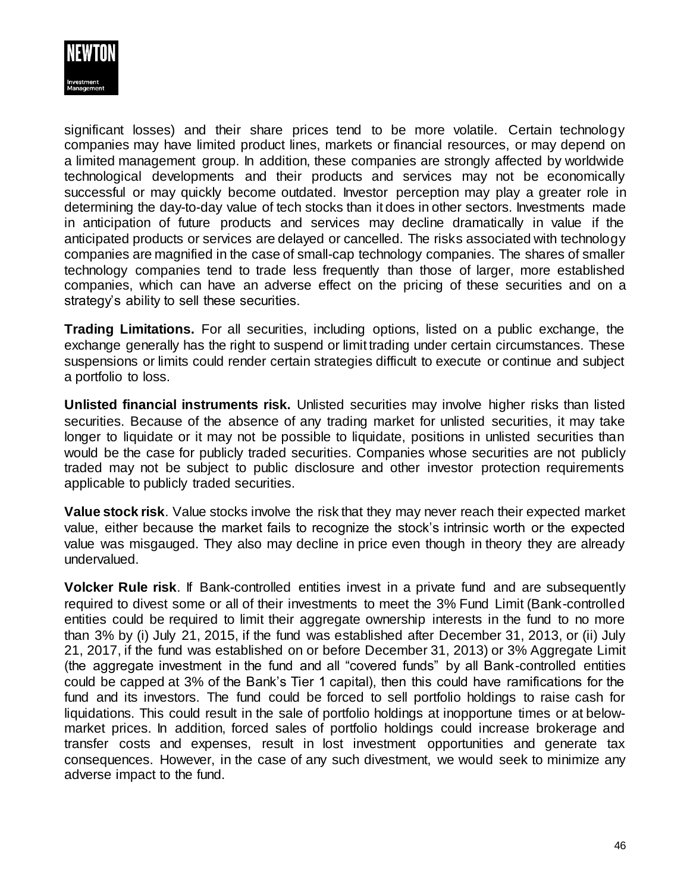significant losses) and their share prices tend to be more volatile. Certain technology companies may have limited product lines, markets or financial resources, or may depend on a limited management group. In addition, these companies are strongly affected by worldwide technological developments and their products and services may not be economically successful or may quickly become outdated. Investor perception may play a greater role in determining the day-to-day value of tech stocks than it does in other sectors. Investments made in anticipation of future products and services may decline dramatically in value if the anticipated products or services are delayed or cancelled. The risks associated with technology companies are magnified in the case of small-cap technology companies. The shares of smaller technology companies tend to trade less frequently than those of larger, more established companies, which can have an adverse effect on the pricing of these securities and on a strategy's ability to sell these securities.

**Trading Limitations.** For all securities, including options, listed on a public exchange, the exchange generally has the right to suspend or limit trading under certain circumstances. These suspensions or limits could render certain strategies difficult to execute or continue and subject a portfolio to loss.

**Unlisted financial instruments risk.** Unlisted securities may involve higher risks than listed securities. Because of the absence of any trading market for unlisted securities, it may take longer to liquidate or it may not be possible to liquidate, positions in unlisted securities than would be the case for publicly traded securities. Companies whose securities are not publicly traded may not be subject to public disclosure and other investor protection requirements applicable to publicly traded securities.

**Value stock risk**. Value stocks involve the risk that they may never reach their expected market value, either because the market fails to recognize the stock's intrinsic worth or the expected value was misgauged. They also may decline in price even though in theory they are already undervalued.

**Volcker Rule risk**. If Bank-controlled entities invest in a private fund and are subsequently required to divest some or all of their investments to meet the 3% Fund Limit (Bank-controlled entities could be required to limit their aggregate ownership interests in the fund to no more than 3% by (i) July 21, 2015, if the fund was established after December 31, 2013, or (ii) July 21, 2017, if the fund was established on or before December 31, 2013) or 3% Aggregate Limit (the aggregate investment in the fund and all "covered funds" by all Bank-controlled entities could be capped at 3% of the Bank's Tier 1 capital), then this could have ramifications for the fund and its investors. The fund could be forced to sell portfolio holdings to raise cash for liquidations. This could result in the sale of portfolio holdings at inopportune times or at below-market prices. In addition, forced sales of portfolio holdings could increase brokerage and transfer costs and expenses, result in lost investment opportunities and generate tax consequences. However, in the case of any such divestment, we would seek to minimize any adverse impact to the fund.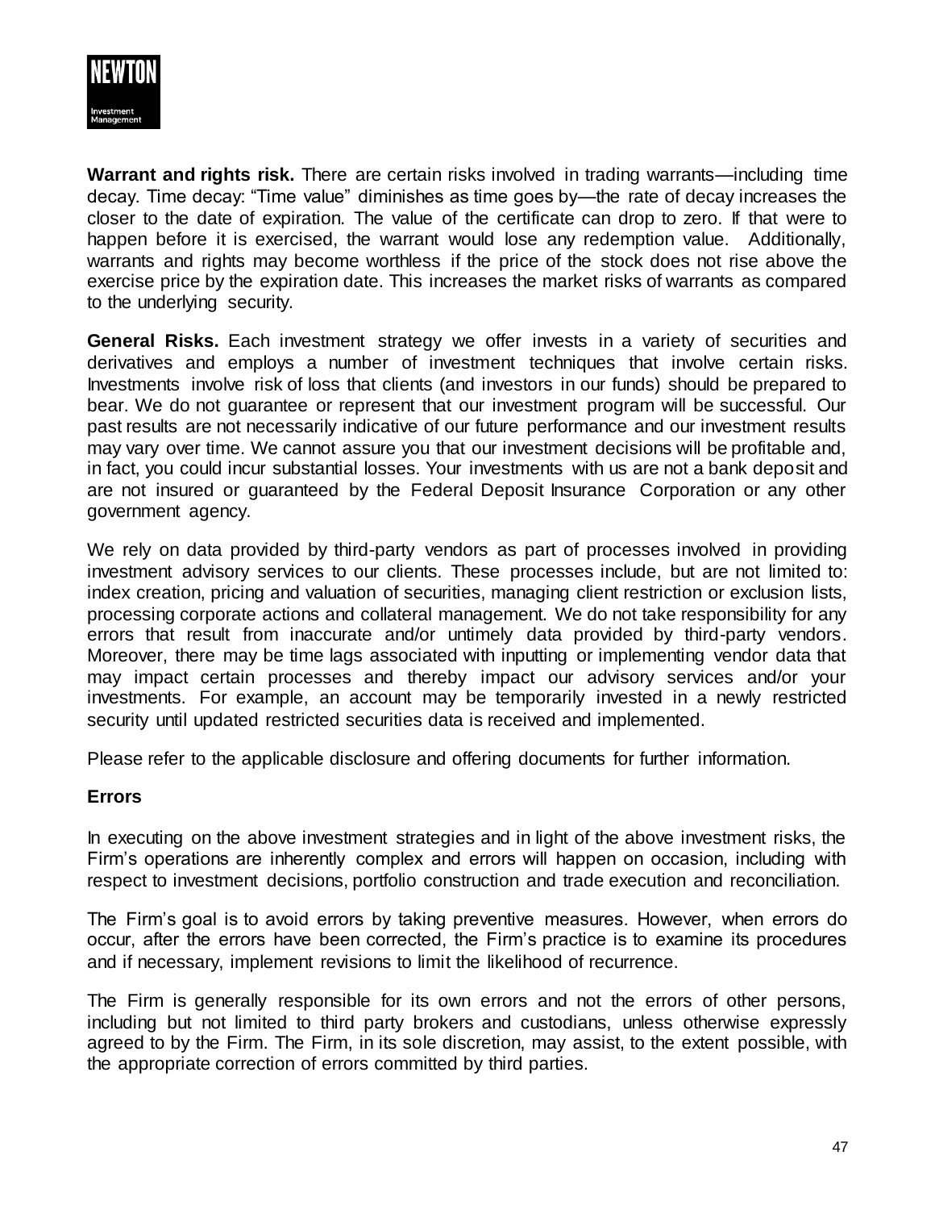**Warrant and rights risk.** There are certain risks involved in trading warrants—including time decay. Time decay: "Time value" diminishes as time goes by—the rate of decay increases the closer to the date of expiration. The value of the certificate can drop to zero. If that were to happen before it is exercised, the warrant would lose any redemption value. Additionally, warrants and rights may become worthless if the price of the stock does not rise above the exercise price by the expiration date. This increases the market risks of warrants as compared to the underlying security.

**General Risks.** Each investment strategy we offer invests in a variety of securities and derivatives and employs a number of investment techniques that involve certain risks. Investments involve risk of loss that clients (and investors in our funds) should be prepared to bear. We do not guarantee or represent that our investment program will be successful. Our past results are not necessarily indicative of our future performance and our investment results may vary over time. We cannot assure you that our investment decisions will be profitable and, in fact, you could incur substantial losses. Your investments with us are not a bank deposit and are not insured or guaranteed by the Federal Deposit Insurance Corporation or any other government agency.

We rely on data provided by third-party vendors as part of processes involved in providing investment advisory services to our clients. These processes include, but are not limited to: index creation, pricing and valuation of securities, managing client restriction or exclusion lists, processing corporate actions and collateral management. We do not take responsibility for any errors that result from inaccurate and/or untimely data provided by third-party vendors. Moreover, there may be time lags associated with inputting or implementing vendor data that may impact certain processes and thereby impact our advisory services and/or your investments. For example, an account may be temporarily invested in a newly restricted security until updated restricted securities data is received and implemented.

Please refer to the applicable disclosure and offering documents for further information.

**Errors**

In executing on the above investment strategies and in light of the above investment risks, the Firm's operations are inherently complex and errors will happen on occasion, including with respect to investment decisions, portfolio construction and trade execution and reconciliation.

The Firm's goal is to avoid errors by taking preventive measures. However, when errors do occur, after the errors have been corrected, the Firm's practice is to examine its procedures and if necessary, implement revisions to limit the likelihood of recurrence.

The Firm is generally responsible for its own errors and not the errors of other persons, including but not limited to third party brokers and custodians, unless otherwise expressly agreed to by the Firm. The Firm, in its sole discretion, may assist, to the extent possible, with the appropriate correction of errors committed by third parties.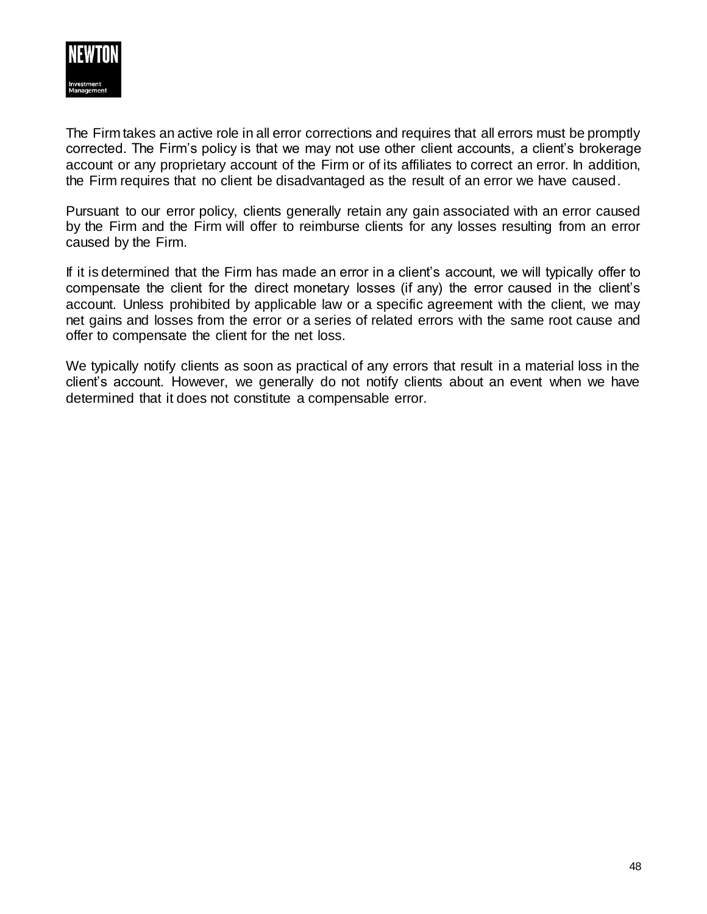The Firm takes an active role in all error corrections and requires that all errors must be promptly corrected. The Firm's policy is that we may not use other client accounts, a client's brokerage account or any proprietary account of the Firm or of its affiliates to correct an error. In addition, the Firm requires that no client be disadvantaged as the result of an error we have caused.

Pursuant to our error policy, clients generally retain any gain associated with an error caused by the Firm and the Firm will offer to reimburse clients for any losses resulting from an error caused by the Firm.

If it is determined that the Firm has made an error in a client's account, we will typically offer to compensate the client for the direct monetary losses (if any) the error caused in the client's account. Unless prohibited by applicable law or a specific agreement with the client, we may net gains and losses from the error or a series of related errors with the same root cause and offer to compensate the client for the net loss.

We typically notify clients as soon as practical of any errors that result in a material loss in the client's account. However, we generally do not notify clients about an event when we have determined that it does not constitute a compensable error.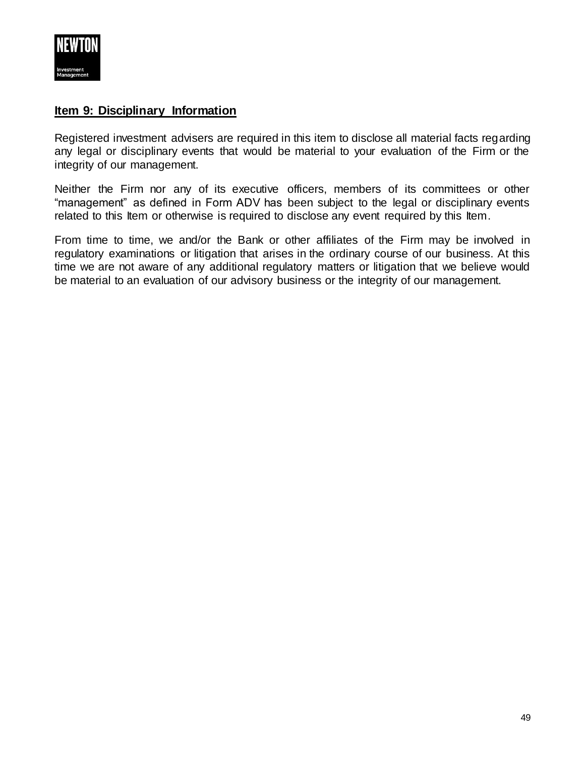## Item 9: Disciplinary Information

Registered investment advisers are required in this item to disclose all material facts regarding any legal or disciplinary events that would be material to your evaluation of the Firm or the integrity of our management.

Neither the Firm nor any of its executive officers, members of its committees or other "management" as defined in Form ADV has been subject to the legal or disciplinary events related to this Item or otherwise is required to disclose any event required by this Item.

From time to time, we and/or the Bank or other affiliates of the Firm may be involved in regulatory examinations or litigation that arises in the ordinary course of our business. At this time we are not aware of any additional regulatory matters or litigation that we believe would be material to an evaluation of our advisory business or the integrity of our management.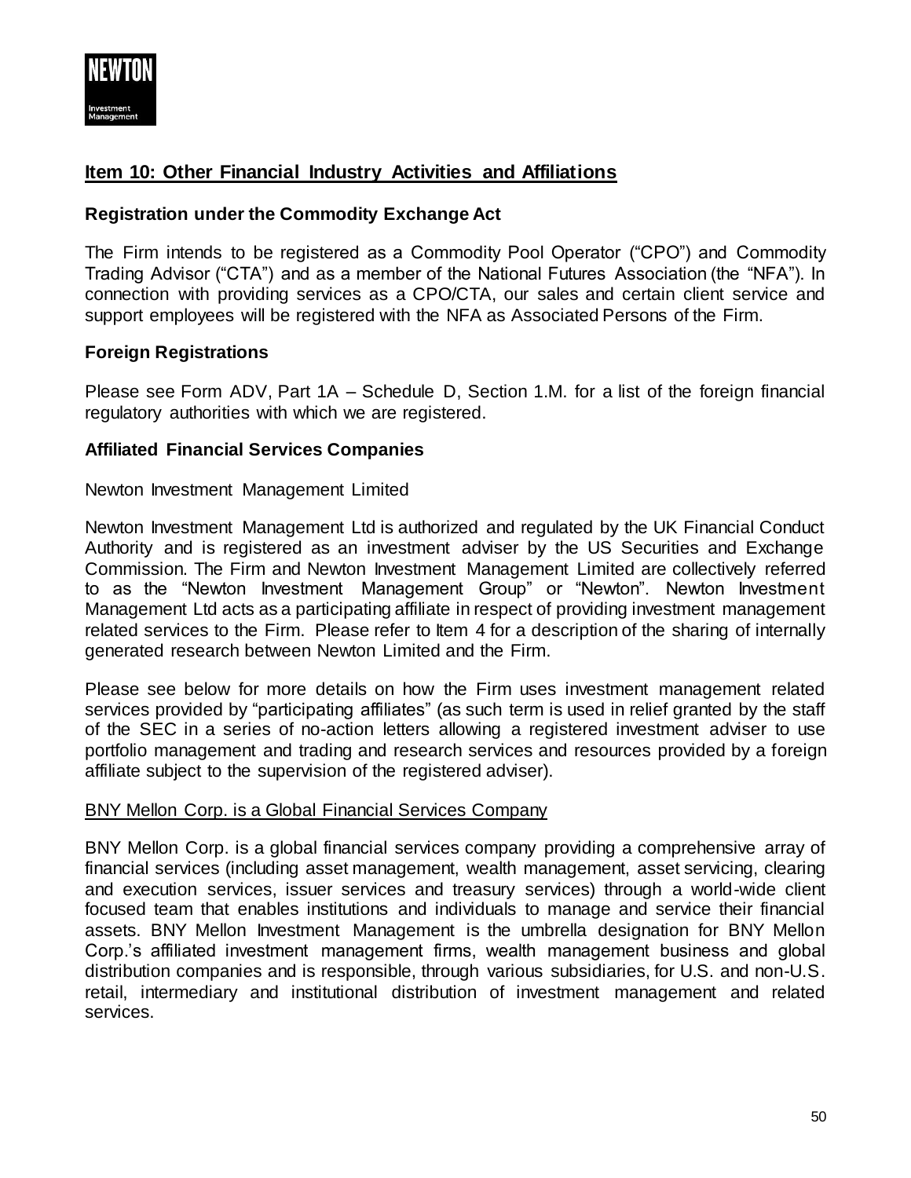## Item 10: Other Financial Industry Activities and Affiliations

### Registration under the Commodity Exchange Act

The Firm intends to be registered as a Commodity Pool Operator ("CPO") and Commodity Trading Advisor ("CTA") and as a member of the National Futures Association (the "NFA"). In connection with providing services as a CPO/CTA, our sales and certain client service and support employees will be registered with the NFA as Associated Persons of the Firm.

### Foreign Registrations

Please see Form ADV, Part 1A – Schedule D, Section 1.M. for a list of the foreign financial regulatory authorities with which we are registered.

### Affiliated Financial Services Companies

Newton Investment Management Limited

Newton Investment Management Ltd is authorized and regulated by the UK Financial Conduct Authority and is registered as an investment adviser by the US Securities and Exchange Commission. The Firm and Newton Investment Management Limited are collectively referred to as the "Newton Investment Management Group" or "Newton". Newton Investment Management Ltd acts as a participating affiliate in respect of providing investment management related services to the Firm. Please refer to Item 4 for a description of the sharing of internally generated research between Newton Limited and the Firm.

Please see below for more details on how the Firm uses investment management related services provided by "participating affiliates" (as such term is used in relief granted by the staff of the SEC in a series of no-action letters allowing a registered investment adviser to use portfolio management and trading and research services and resources provided by a foreign affiliate subject to the supervision of the registered adviser).

BNY Mellon Corp. is a Global Financial Services Company

BNY Mellon Corp. is a global financial services company providing a comprehensive array of financial services (including asset management, wealth management, asset servicing, clearing and execution services, issuer services and treasury services) through a world-wide client focused team that enables institutions and individuals to manage and service their financial assets. BNY Mellon Investment Management is the umbrella designation for BNY Mellon Corp.'s affiliated investment management firms, wealth management business and global distribution companies and is responsible, through various subsidiaries, for U.S. and non-U.S. retail, intermediary and institutional distribution of investment management and related services.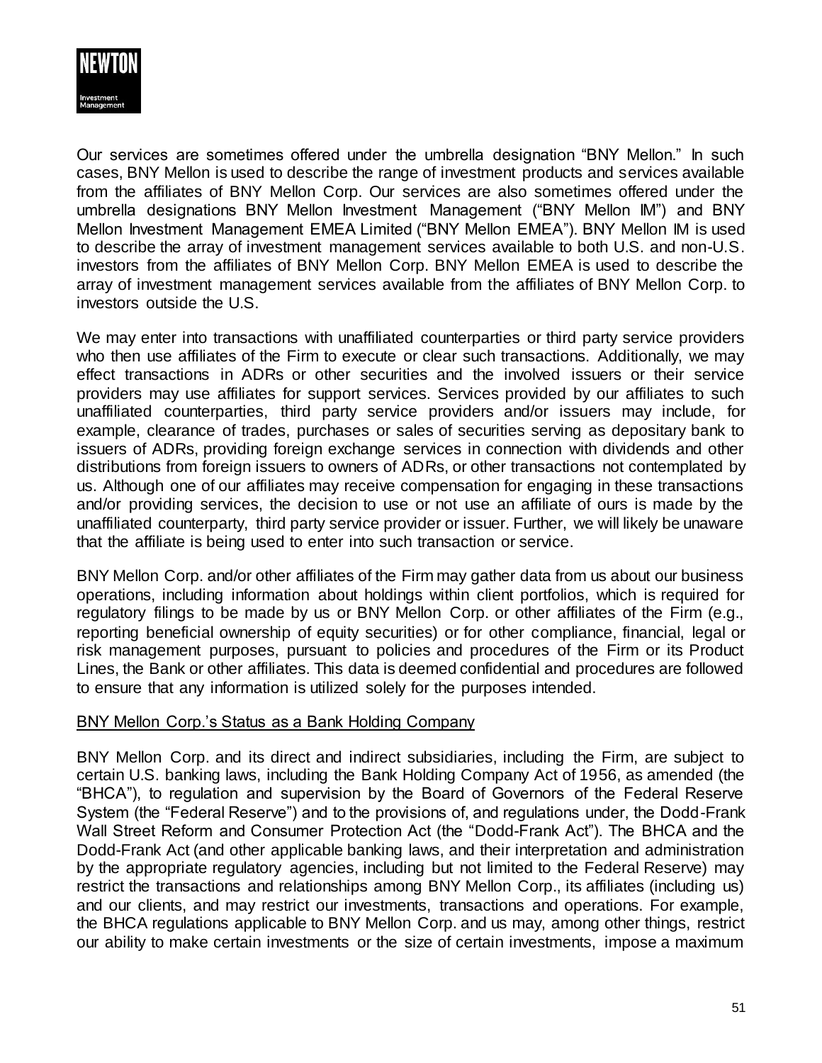Our services are sometimes offered under the umbrella designation "BNY Mellon." In such cases, BNY Mellon is used to describe the range of investment products and services available from the affiliates of BNY Mellon Corp. Our services are also sometimes offered under the umbrella designations BNY Mellon Investment Management ("BNY Mellon IM") and BNY Mellon Investment Management EMEA Limited ("BNY Mellon EMEA"). BNY Mellon IM is used to describe the array of investment management services available to both U.S. and non-U.S. investors from the affiliates of BNY Mellon Corp. BNY Mellon EMEA is used to describe the array of investment management services available from the affiliates of BNY Mellon Corp. to investors outside the U.S.

We may enter into transactions with unaffiliated counterparties or third party service providers who then use affiliates of the Firm to execute or clear such transactions. Additionally, we may effect transactions in ADRs or other securities and the involved issuers or their service providers may use affiliates for support services. Services provided by our affiliates to such unaffiliated counterparties, third party service providers and/or issuers may include, for example, clearance of trades, purchases or sales of securities serving as depositary bank to issuers of ADRs, providing foreign exchange services in connection with dividends and other distributions from foreign issuers to owners of ADRs, or other transactions not contemplated by us. Although one of our affiliates may receive compensation for engaging in these transactions and/or providing services, the decision to use or not use an affiliate of ours is made by the unaffiliated counterparty, third party service provider or issuer. Further, we will likely be unaware that the affiliate is being used to enter into such transaction or service.

BNY Mellon Corp. and/or other affiliates of the Firm may gather data from us about our business operations, including information about holdings within client portfolios, which is required for regulatory filings to be made by us or BNY Mellon Corp. or other affiliates of the Firm (e.g., reporting beneficial ownership of equity securities) or for other compliance, financial, legal or risk management purposes, pursuant to policies and procedures of the Firm or its Product Lines, the Bank or other affiliates. This data is deemed confidential and procedures are followed to ensure that any information is utilized solely for the purposes intended.

BNY Mellon Corp.'s Status as a Bank Holding Company

BNY Mellon Corp. and its direct and indirect subsidiaries, including the Firm, are subject to certain U.S. banking laws, including the Bank Holding Company Act of 1956, as amended (the "BHCA"), to regulation and supervision by the Board of Governors of the Federal Reserve System (the "Federal Reserve") and to the provisions of, and regulations under, the Dodd-Frank Wall Street Reform and Consumer Protection Act (the "Dodd-Frank Act"). The BHCA and the Dodd-Frank Act (and other applicable banking laws, and their interpretation and administration by the appropriate regulatory agencies, including but not limited to the Federal Reserve) may restrict the transactions and relationships among BNY Mellon Corp., its affiliates (including us) and our clients, and may restrict our investments, transactions and operations. For example, the BHCA regulations applicable to BNY Mellon Corp. and us may, among other things, restrict our ability to make certain investments or the size of certain investments, impose a maximum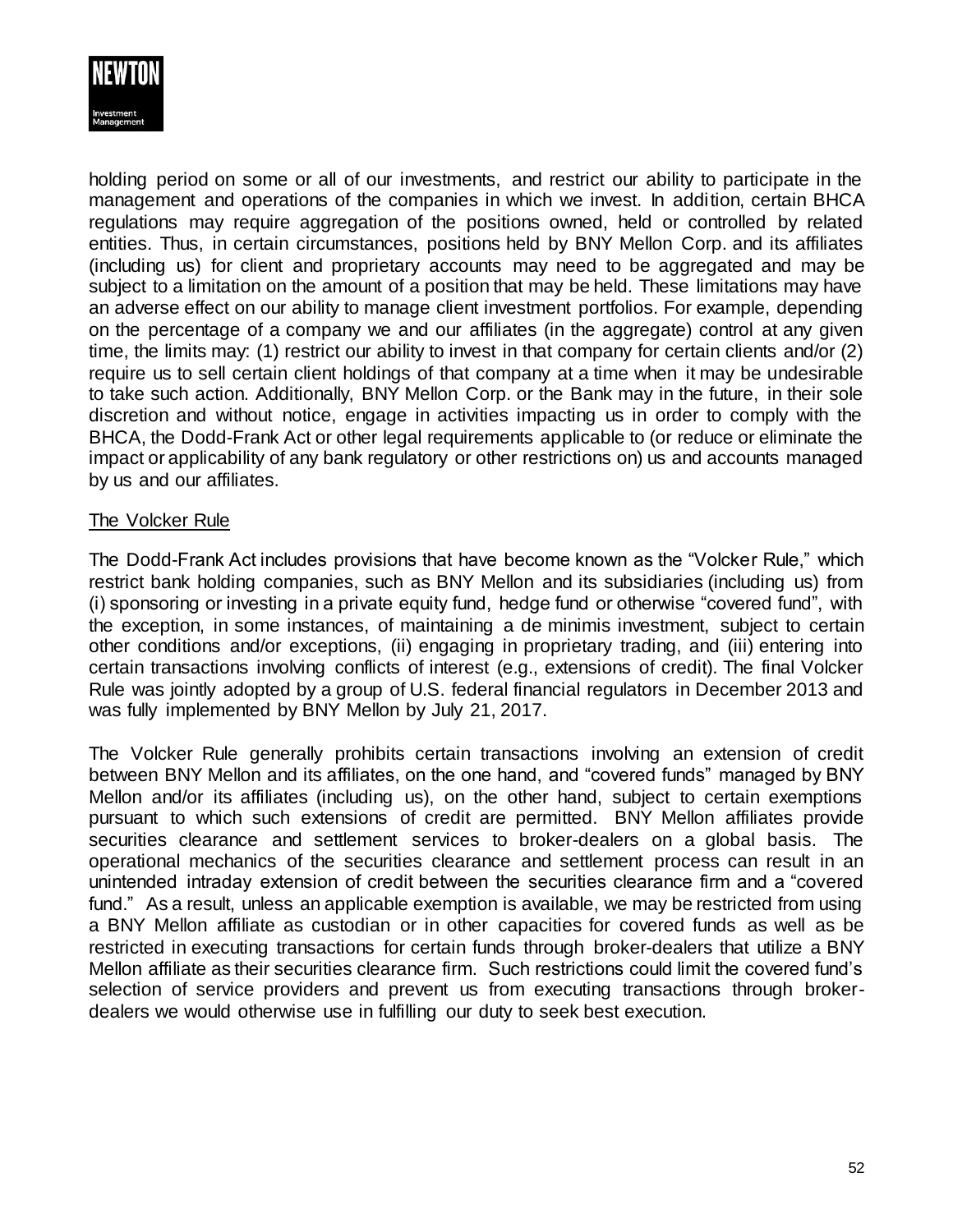holding period on some or all of our investments, and restrict our ability to participate in the management and operations of the companies in which we invest. In addition, certain BHCA regulations may require aggregation of the positions owned, held or controlled by related entities. Thus, in certain circumstances, positions held by BNY Mellon Corp. and its affiliates (including us) for client and proprietary accounts may need to be aggregated and may be subject to a limitation on the amount of a position that may be held. These limitations may have an adverse effect on our ability to manage client investment portfolios. For example, depending on the percentage of a company we and our affiliates (in the aggregate) control at any given time, the limits may: (1) restrict our ability to invest in that company for certain clients and/or (2) require us to sell certain client holdings of that company at a time when it may be undesirable to take such action. Additionally, BNY Mellon Corp. or the Bank may in the future, in their sole discretion and without notice, engage in activities impacting us in order to comply with the BHCA, the Dodd-Frank Act or other legal requirements applicable to (or reduce or eliminate the impact or applicability of any bank regulatory or other restrictions on) us and accounts managed by us and our affiliates.

<u>The Volcker Rule</u>

The Dodd-Frank Act includes provisions that have become known as the "Volcker Rule," which restrict bank holding companies, such as BNY Mellon and its subsidiaries (including us) from (i) sponsoring or investing in a private equity fund, hedge fund or otherwise "covered fund", with the exception, in some instances, of maintaining a de minimis investment, subject to certain other conditions and/or exceptions, (ii) engaging in proprietary trading, and (iii) entering into certain transactions involving conflicts of interest (e.g., extensions of credit). The final Volcker Rule was jointly adopted by a group of U.S. federal financial regulators in December 2013 and was fully implemented by BNY Mellon by July 21, 2017.

The Volcker Rule generally prohibits certain transactions involving an extension of credit between BNY Mellon and its affiliates, on the one hand, and "covered funds" managed by BNY Mellon and/or its affiliates (including us), on the other hand, subject to certain exemptions pursuant to which such extensions of credit are permitted. BNY Mellon affiliates provide securities clearance and settlement services to broker-dealers on a global basis. The operational mechanics of the securities clearance and settlement process can result in an unintended intraday extension of credit between the securities clearance firm and a "covered fund." As a result, unless an applicable exemption is available, we may be restricted from using a BNY Mellon affiliate as custodian or in other capacities for covered funds as well as be restricted in executing transactions for certain funds through broker-dealers that utilize a BNY Mellon affiliate as their securities clearance firm. Such restrictions could limit the covered fund's selection of service providers and prevent us from executing transactions through broker-dealers we would otherwise use in fulfilling our duty to seek best execution.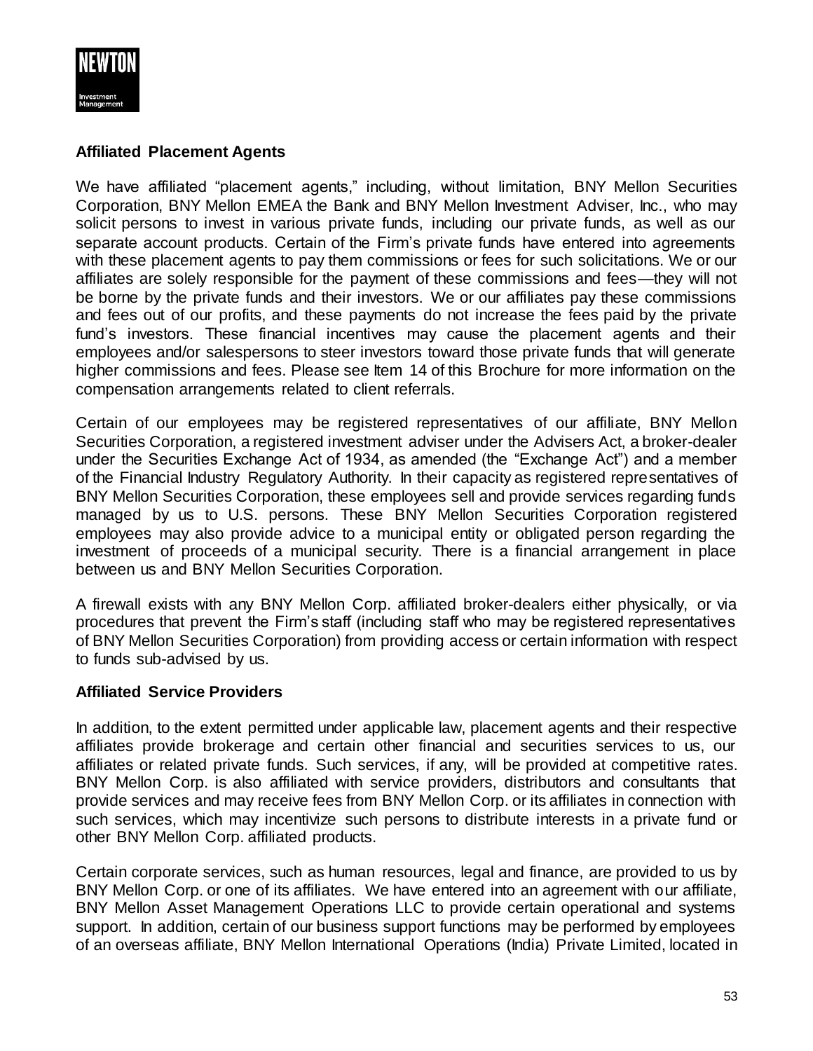**Affiliated Placement Agents**

We have affiliated "placement agents," including, without limitation, BNY Mellon Securities Corporation, BNY Mellon EMEA the Bank and BNY Mellon Investment Adviser, Inc., who may solicit persons to invest in various private funds, including our private funds, as well as our separate account products. Certain of the Firm's private funds have entered into agreements with these placement agents to pay them commissions or fees for such solicitations. We or our affiliates are solely responsible for the payment of these commissions and fees—they will not be borne by the private funds and their investors. We or our affiliates pay these commissions and fees out of our profits, and these payments do not increase the fees paid by the private fund's investors. These financial incentives may cause the placement agents and their employees and/or salespersons to steer investors toward those private funds that will generate higher commissions and fees. Please see Item 14 of this Brochure for more information on the compensation arrangements related to client referrals.

Certain of our employees may be registered representatives of our affiliate, BNY Mellon Securities Corporation, a registered investment adviser under the Advisers Act, a broker-dealer under the Securities Exchange Act of 1934, as amended (the "Exchange Act") and a member of the Financial Industry Regulatory Authority. In their capacity as registered representatives of BNY Mellon Securities Corporation, these employees sell and provide services regarding funds managed by us to U.S. persons. These BNY Mellon Securities Corporation registered employees may also provide advice to a municipal entity or obligated person regarding the investment of proceeds of a municipal security. There is a financial arrangement in place between us and BNY Mellon Securities Corporation.

A firewall exists with any BNY Mellon Corp. affiliated broker-dealers either physically, or via procedures that prevent the Firm's staff (including staff who may be registered representatives of BNY Mellon Securities Corporation) from providing access or certain information with respect to funds sub-advised by us.

**Affiliated Service Providers**

In addition, to the extent permitted under applicable law, placement agents and their respective affiliates provide brokerage and certain other financial and securities services to us, our affiliates or related private funds. Such services, if any, will be provided at competitive rates. BNY Mellon Corp. is also affiliated with service providers, distributors and consultants that provide services and may receive fees from BNY Mellon Corp. or its affiliates in connection with such services, which may incentivize such persons to distribute interests in a private fund or other BNY Mellon Corp. affiliated products.

Certain corporate services, such as human resources, legal and finance, are provided to us by BNY Mellon Corp. or one of its affiliates. We have entered into an agreement with our affiliate, BNY Mellon Asset Management Operations LLC to provide certain operational and systems support. In addition, certain of our business support functions may be performed by employees of an overseas affiliate, BNY Mellon International Operations (India) Private Limited, located in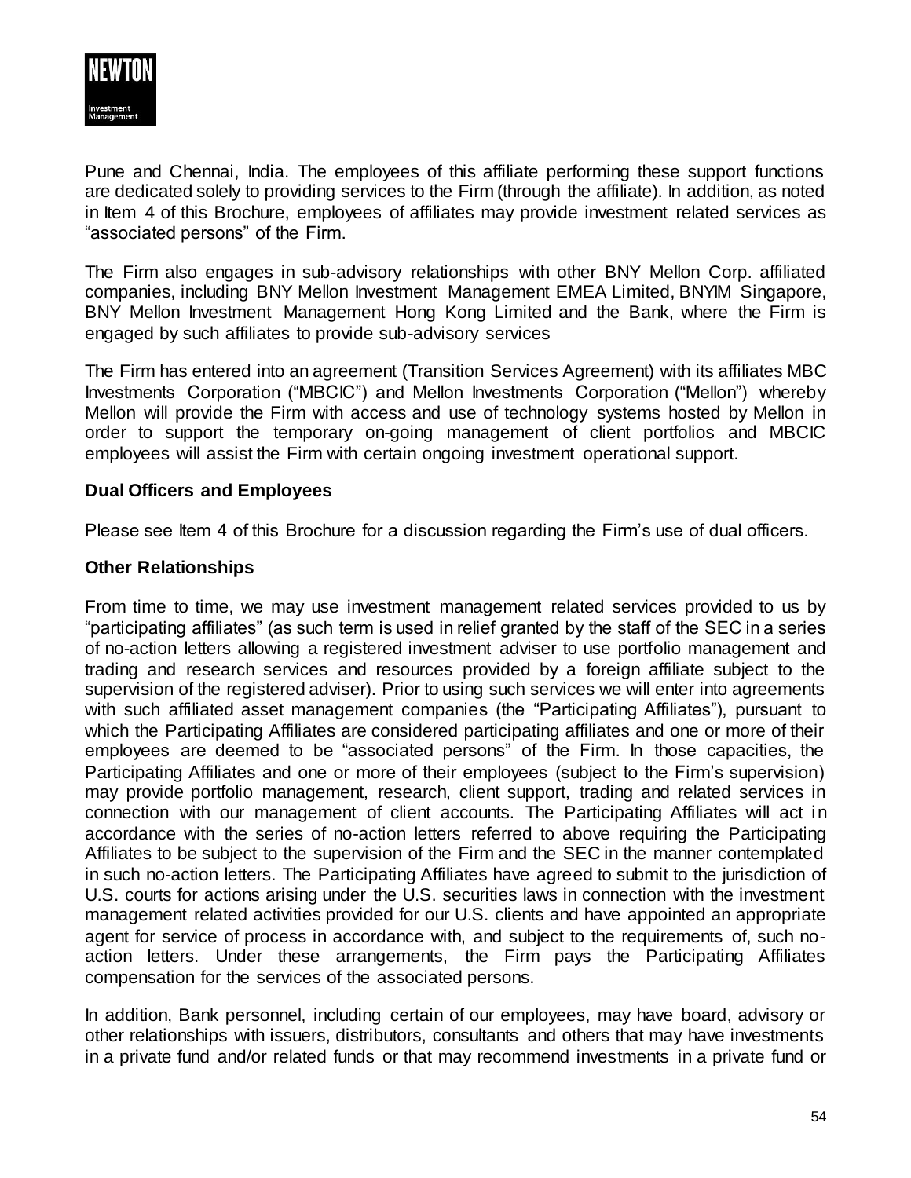Pune and Chennai, India. The employees of this affiliate performing these support functions are dedicated solely to providing services to the Firm (through the affiliate). In addition, as noted in Item 4 of this Brochure, employees of affiliates may provide investment related services as "associated persons" of the Firm.

The Firm also engages in sub-advisory relationships with other BNY Mellon Corp. affiliated companies, including BNY Mellon Investment Management EMEA Limited, BNYIM Singapore, BNY Mellon Investment Management Hong Kong Limited and the Bank, where the Firm is engaged by such affiliates to provide sub-advisory services

The Firm has entered into an agreement (Transition Services Agreement) with its affiliates MBC Investments Corporation ("MBCIC") and Mellon Investments Corporation ("Mellon") whereby Mellon will provide the Firm with access and use of technology systems hosted by Mellon in order to support the temporary on-going management of client portfolios and MBCIC employees will assist the Firm with certain ongoing investment operational support.

**Dual Officers and Employees**

Please see Item 4 of this Brochure for a discussion regarding the Firm's use of dual officers.

**Other Relationships**

From time to time, we may use investment management related services provided to us by "participating affiliates" (as such term is used in relief granted by the staff of the SEC in a series of no-action letters allowing a registered investment adviser to use portfolio management and trading and research services and resources provided by a foreign affiliate subject to the supervision of the registered adviser). Prior to using such services we will enter into agreements with such affiliated asset management companies (the "Participating Affiliates"), pursuant to which the Participating Affiliates are considered participating affiliates and one or more of their employees are deemed to be "associated persons" of the Firm. In those capacities, the Participating Affiliates and one or more of their employees (subject to the Firm's supervision) may provide portfolio management, research, client support, trading and related services in connection with our management of client accounts. The Participating Affiliates will act in accordance with the series of no-action letters referred to above requiring the Participating Affiliates to be subject to the supervision of the Firm and the SEC in the manner contemplated in such no-action letters. The Participating Affiliates have agreed to submit to the jurisdiction of U.S. courts for actions arising under the U.S. securities laws in connection with the investment management related activities provided for our U.S. clients and have appointed an appropriate agent for service of process in accordance with, and subject to the requirements of, such no-action letters. Under these arrangements, the Firm pays the Participating Affiliates compensation for the services of the associated persons.

In addition, Bank personnel, including certain of our employees, may have board, advisory or other relationships with issuers, distributors, consultants and others that may have investments in a private fund and/or related funds or that may recommend investments in a private fund or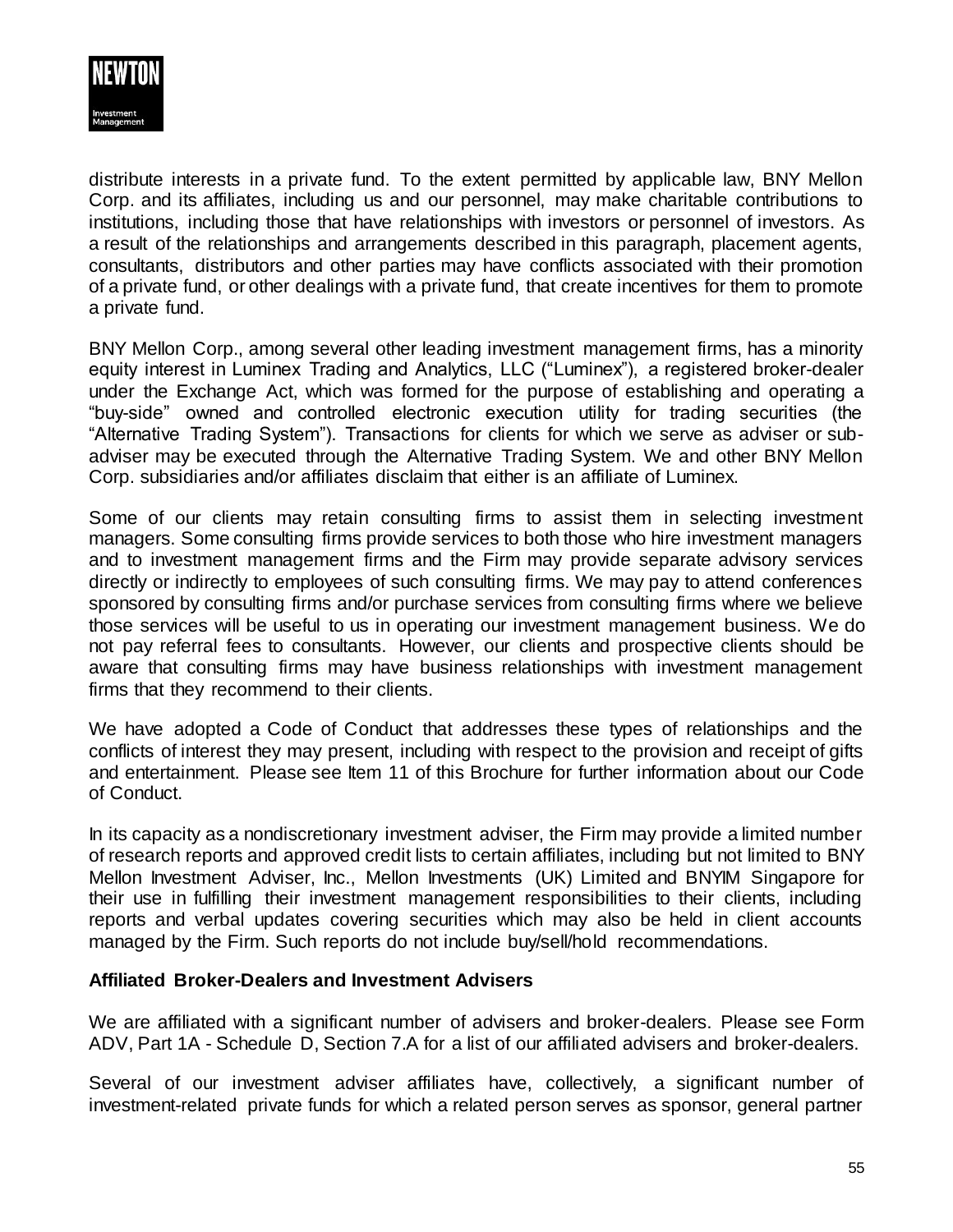distribute interests in a private fund. To the extent permitted by applicable law, BNY Mellon Corp. and its affiliates, including us and our personnel, may make charitable contributions to institutions, including those that have relationships with investors or personnel of investors. As a result of the relationships and arrangements described in this paragraph, placement agents, consultants, distributors and other parties may have conflicts associated with their promotion of a private fund, or other dealings with a private fund, that create incentives for them to promote a private fund.

BNY Mellon Corp., among several other leading investment management firms, has a minority equity interest in Luminex Trading and Analytics, LLC ("Luminex"), a registered broker-dealer under the Exchange Act, which was formed for the purpose of establishing and operating a "buy-side" owned and controlled electronic execution utility for trading securities (the "Alternative Trading System"). Transactions for clients for which we serve as adviser or sub-adviser may be executed through the Alternative Trading System. We and other BNY Mellon Corp. subsidiaries and/or affiliates disclaim that either is an affiliate of Luminex.

Some of our clients may retain consulting firms to assist them in selecting investment managers. Some consulting firms provide services to both those who hire investment managers and to investment management firms and the Firm may provide separate advisory services directly or indirectly to employees of such consulting firms. We may pay to attend conferences sponsored by consulting firms and/or purchase services from consulting firms where we believe those services will be useful to us in operating our investment management business. We do not pay referral fees to consultants. However, our clients and prospective clients should be aware that consulting firms may have business relationships with investment management firms that they recommend to their clients.

We have adopted a Code of Conduct that addresses these types of relationships and the conflicts of interest they may present, including with respect to the provision and receipt of gifts and entertainment. Please see Item 11 of this Brochure for further information about our Code of Conduct.

In its capacity as a nondiscretionary investment adviser, the Firm may provide a limited number of research reports and approved credit lists to certain affiliates, including but not limited to BNY Mellon Investment Adviser, Inc., Mellon Investments (UK) Limited and BNYIM Singapore for their use in fulfilling their investment management responsibilities to their clients, including reports and verbal updates covering securities which may also be held in client accounts managed by the Firm. Such reports do not include buy/sell/hold recommendations.

**Affiliated Broker-Dealers and Investment Advisers**

We are affiliated with a significant number of advisers and broker-dealers. Please see Form ADV, Part 1A - Schedule D, Section 7.A for a list of our affiliated advisers and broker-dealers.

Several of our investment adviser affiliates have, collectively, a significant number of investment-related private funds for which a related person serves as sponsor, general partner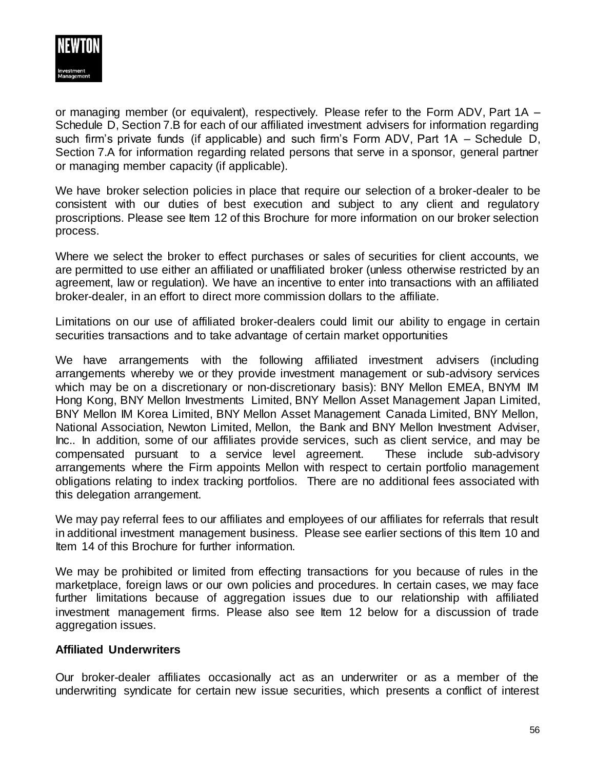or managing member (or equivalent), respectively. Please refer to the Form ADV, Part 1A – Schedule D, Section 7.B for each of our affiliated investment advisers for information regarding such firm's private funds (if applicable) and such firm's Form ADV, Part 1A – Schedule D, Section 7.A for information regarding related persons that serve in a sponsor, general partner or managing member capacity (if applicable).

We have broker selection policies in place that require our selection of a broker-dealer to be consistent with our duties of best execution and subject to any client and regulatory proscriptions. Please see Item 12 of this Brochure for more information on our broker selection process.

Where we select the broker to effect purchases or sales of securities for client accounts, we are permitted to use either an affiliated or unaffiliated broker (unless otherwise restricted by an agreement, law or regulation). We have an incentive to enter into transactions with an affiliated broker-dealer, in an effort to direct more commission dollars to the affiliate.

Limitations on our use of affiliated broker-dealers could limit our ability to engage in certain securities transactions and to take advantage of certain market opportunities

We have arrangements with the following affiliated investment advisers (including arrangements whereby we or they provide investment management or sub-advisory services which may be on a discretionary or non-discretionary basis): BNY Mellon EMEA, BNYM IM Hong Kong, BNY Mellon Investments Limited, BNY Mellon Asset Management Japan Limited, BNY Mellon IM Korea Limited, BNY Mellon Asset Management Canada Limited, BNY Mellon, National Association, Newton Limited, Mellon, the Bank and BNY Mellon Investment Adviser, Inc.. In addition, some of our affiliates provide services, such as client service, and may be compensated pursuant to a service level agreement. These include sub-advisory arrangements where the Firm appoints Mellon with respect to certain portfolio management obligations relating to index tracking portfolios. There are no additional fees associated with this delegation arrangement.

We may pay referral fees to our affiliates and employees of our affiliates for referrals that result in additional investment management business. Please see earlier sections of this Item 10 and Item 14 of this Brochure for further information.

We may be prohibited or limited from effecting transactions for you because of rules in the marketplace, foreign laws or our own policies and procedures. In certain cases, we may face further limitations because of aggregation issues due to our relationship with affiliated investment management firms. Please also see Item 12 below for a discussion of trade aggregation issues.

**Affiliated Underwriters**

Our broker-dealer affiliates occasionally act as an underwriter or as a member of the underwriting syndicate for certain new issue securities, which presents a conflict of interest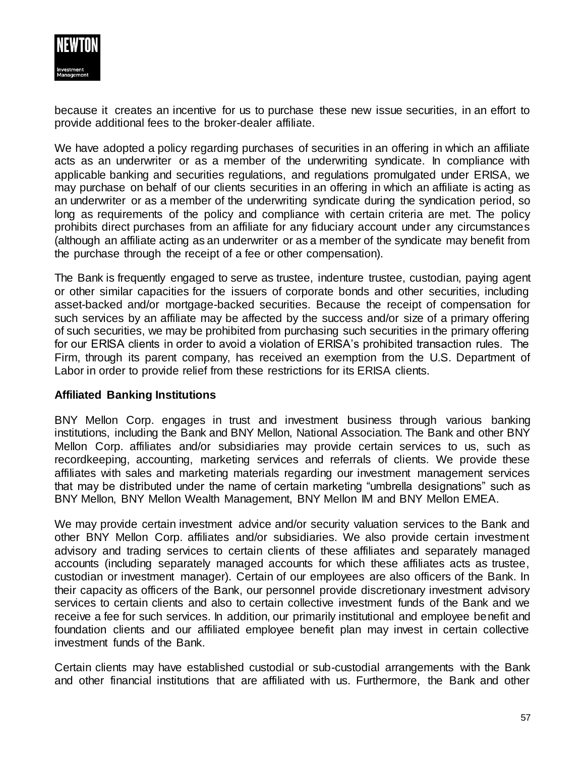because it creates an incentive for us to purchase these new issue securities, in an effort to provide additional fees to the broker-dealer affiliate.

We have adopted a policy regarding purchases of securities in an offering in which an affiliate acts as an underwriter or as a member of the underwriting syndicate. In compliance with applicable banking and securities regulations, and regulations promulgated under ERISA, we may purchase on behalf of our clients securities in an offering in which an affiliate is acting as an underwriter or as a member of the underwriting syndicate during the syndication period, so long as requirements of the policy and compliance with certain criteria are met. The policy prohibits direct purchases from an affiliate for any fiduciary account under any circumstances (although an affiliate acting as an underwriter or as a member of the syndicate may benefit from the purchase through the receipt of a fee or other compensation).

The Bank is frequently engaged to serve as trustee, indenture trustee, custodian, paying agent or other similar capacities for the issuers of corporate bonds and other securities, including asset-backed and/or mortgage-backed securities. Because the receipt of compensation for such services by an affiliate may be affected by the success and/or size of a primary offering of such securities, we may be prohibited from purchasing such securities in the primary offering for our ERISA clients in order to avoid a violation of ERISA's prohibited transaction rules. The Firm, through its parent company, has received an exemption from the U.S. Department of Labor in order to provide relief from these restrictions for its ERISA clients.

**Affiliated Banking Institutions**

BNY Mellon Corp. engages in trust and investment business through various banking institutions, including the Bank and BNY Mellon, National Association. The Bank and other BNY Mellon Corp. affiliates and/or subsidiaries may provide certain services to us, such as recordkeeping, accounting, marketing services and referrals of clients. We provide these affiliates with sales and marketing materials regarding our investment management services that may be distributed under the name of certain marketing "umbrella designations" such as BNY Mellon, BNY Mellon Wealth Management, BNY Mellon IM and BNY Mellon EMEA.

We may provide certain investment advice and/or security valuation services to the Bank and other BNY Mellon Corp. affiliates and/or subsidiaries. We also provide certain investment advisory and trading services to certain clients of these affiliates and separately managed accounts (including separately managed accounts for which these affiliates acts as trustee, custodian or investment manager). Certain of our employees are also officers of the Bank. In their capacity as officers of the Bank, our personnel provide discretionary investment advisory services to certain clients and also to certain collective investment funds of the Bank and we receive a fee for such services. In addition, our primarily institutional and employee benefit and foundation clients and our affiliated employee benefit plan may invest in certain collective investment funds of the Bank.

Certain clients may have established custodial or sub-custodial arrangements with the Bank and other financial institutions that are affiliated with us. Furthermore, the Bank and other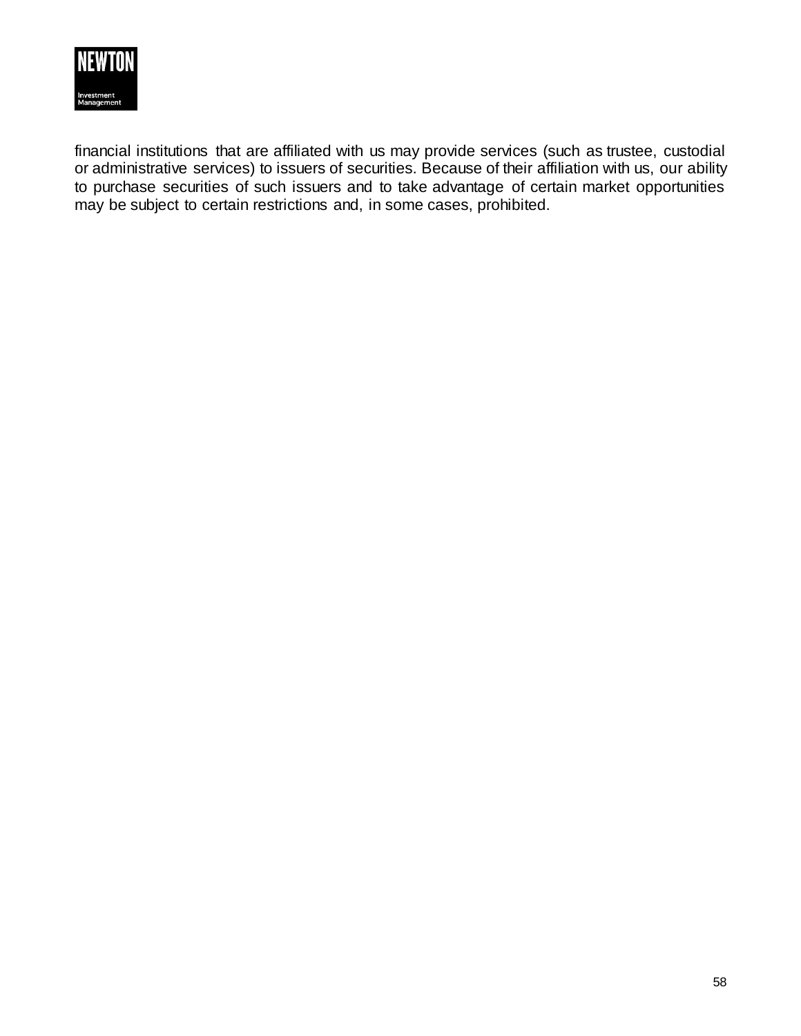financial institutions that are affiliated with us may provide services (such as trustee, custodial or administrative services) to issuers of securities. Because of their affiliation with us, our ability to purchase securities of such issuers and to take advantage of certain market opportunities may be subject to certain restrictions and, in some cases, prohibited.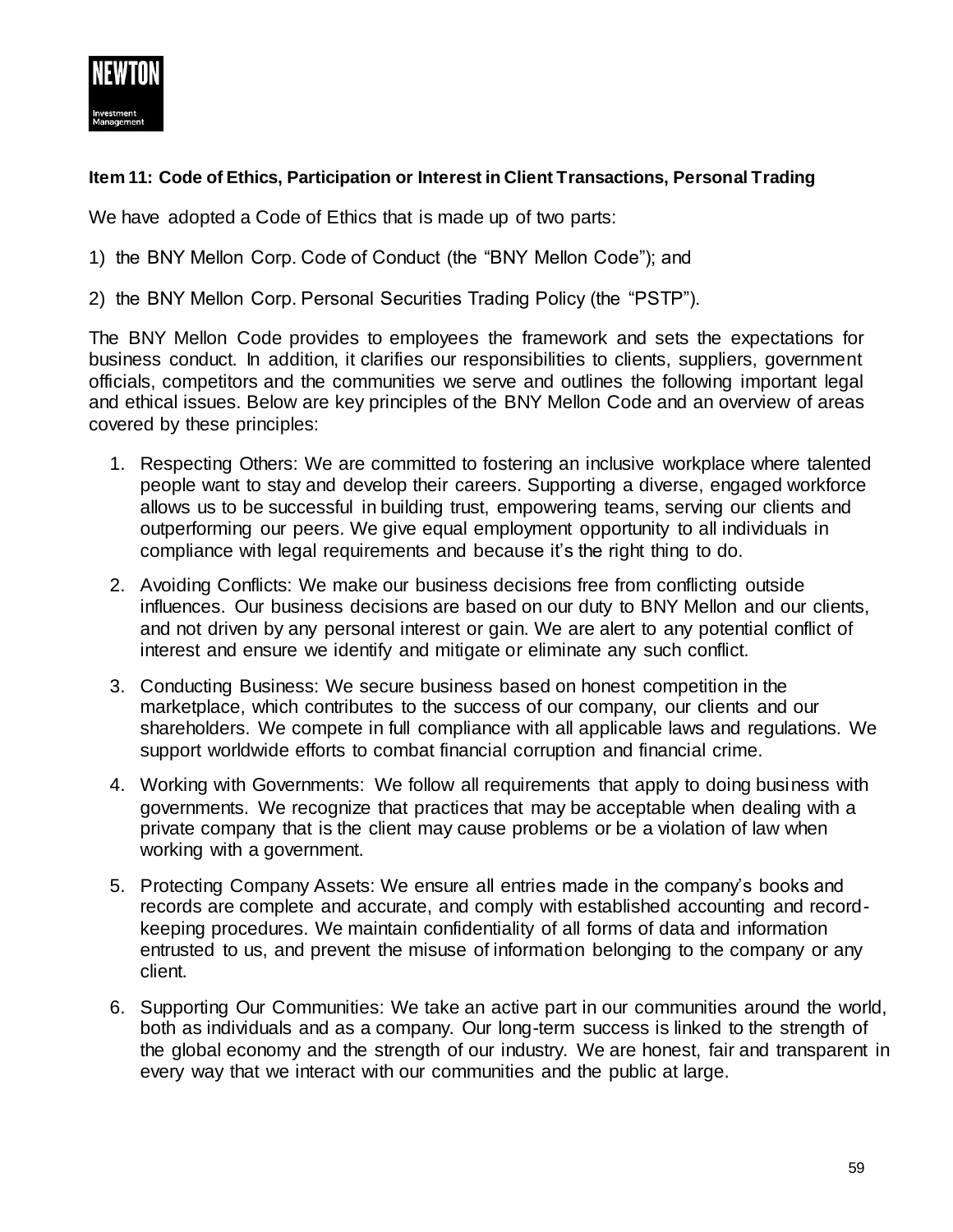**Item 11: Code of Ethics, Participation or Interest in Client Transactions, Personal Trading**

We have adopted a Code of Ethics that is made up of two parts:

1) the BNY Mellon Corp. Code of Conduct (the "BNY Mellon Code"); and

2) the BNY Mellon Corp. Personal Securities Trading Policy (the "PSTP").

The BNY Mellon Code provides to employees the framework and sets the expectations for business conduct. In addition, it clarifies our responsibilities to clients, suppliers, government officials, competitors and the communities we serve and outlines the following important legal and ethical issues. Below are key principles of the BNY Mellon Code and an overview of areas covered by these principles:

1. Respecting Others: We are committed to fostering an inclusive workplace where talented people want to stay and develop their careers. Supporting a diverse, engaged workforce allows us to be successful in building trust, empowering teams, serving our clients and outperforming our peers. We give equal employment opportunity to all individuals in compliance with legal requirements and because it's the right thing to do.
2. Avoiding Conflicts: We make our business decisions free from conflicting outside influences. Our business decisions are based on our duty to BNY Mellon and our clients, and not driven by any personal interest or gain. We are alert to any potential conflict of interest and ensure we identify and mitigate or eliminate any such conflict.
3. Conducting Business: We secure business based on honest competition in the marketplace, which contributes to the success of our company, our clients and our shareholders. We compete in full compliance with all applicable laws and regulations. We support worldwide efforts to combat financial corruption and financial crime.
4. Working with Governments: We follow all requirements that apply to doing business with governments. We recognize that practices that may be acceptable when dealing with a private company that is the client may cause problems or be a violation of law when working with a government.
5. Protecting Company Assets: We ensure all entries made in the company's books and records are complete and accurate, and comply with established accounting and record-keeping procedures. We maintain confidentiality of all forms of data and information entrusted to us, and prevent the misuse of information belonging to the company or any client.
6. Supporting Our Communities: We take an active part in our communities around the world, both as individuals and as a company. Our long-term success is linked to the strength of the global economy and the strength of our industry. We are honest, fair and transparent in every way that we interact with our communities and the public at large.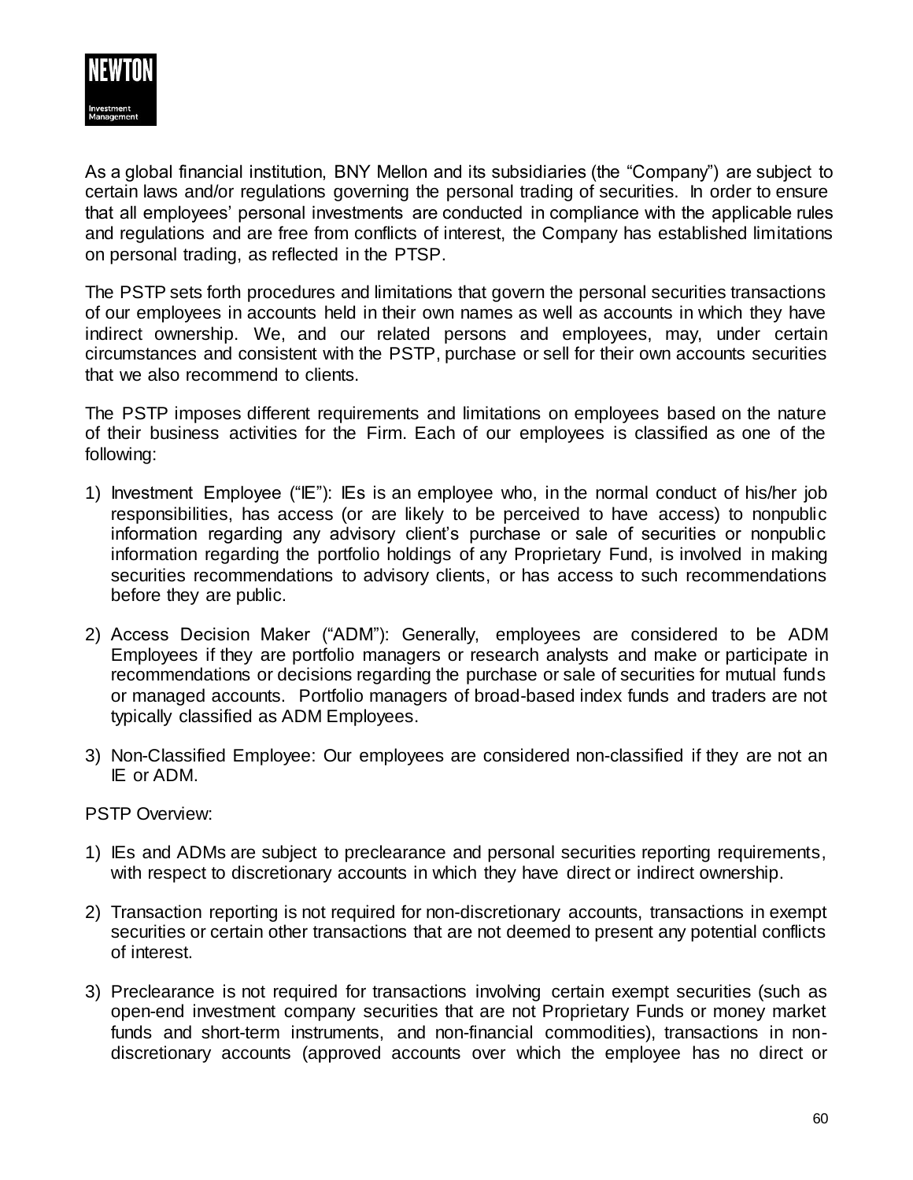As a global financial institution, BNY Mellon and its subsidiaries (the "Company") are subject to certain laws and/or regulations governing the personal trading of securities. In order to ensure that all employees' personal investments are conducted in compliance with the applicable rules and regulations and are free from conflicts of interest, the Company has established limitations on personal trading, as reflected in the PTSP.

The PSTP sets forth procedures and limitations that govern the personal securities transactions of our employees in accounts held in their own names as well as accounts in which they have indirect ownership. We, and our related persons and employees, may, under certain circumstances and consistent with the PSTP, purchase or sell for their own accounts securities that we also recommend to clients.

The PSTP imposes different requirements and limitations on employees based on the nature of their business activities for the Firm. Each of our employees is classified as one of the following:

1) Investment Employee ("IE"): IEs is an employee who, in the normal conduct of his/her job responsibilities, has access (or are likely to be perceived to have access) to nonpublic information regarding any advisory client's purchase or sale of securities or nonpublic information regarding the portfolio holdings of any Proprietary Fund, is involved in making securities recommendations to advisory clients, or has access to such recommendations before they are public.

2) Access Decision Maker ("ADM"): Generally, employees are considered to be ADM Employees if they are portfolio managers or research analysts and make or participate in recommendations or decisions regarding the purchase or sale of securities for mutual funds or managed accounts. Portfolio managers of broad-based index funds and traders are not typically classified as ADM Employees.

3) Non-Classified Employee: Our employees are considered non-classified if they are not an IE or ADM.

PSTP Overview:

1) IEs and ADMs are subject to preclearance and personal securities reporting requirements, with respect to discretionary accounts in which they have direct or indirect ownership.

2) Transaction reporting is not required for non-discretionary accounts, transactions in exempt securities or certain other transactions that are not deemed to present any potential conflicts of interest.

3) Preclearance is not required for transactions involving certain exempt securities (such as open-end investment company securities that are not Proprietary Funds or money market funds and short-term instruments, and non-financial commodities), transactions in non-discretionary accounts (approved accounts over which the employee has no direct or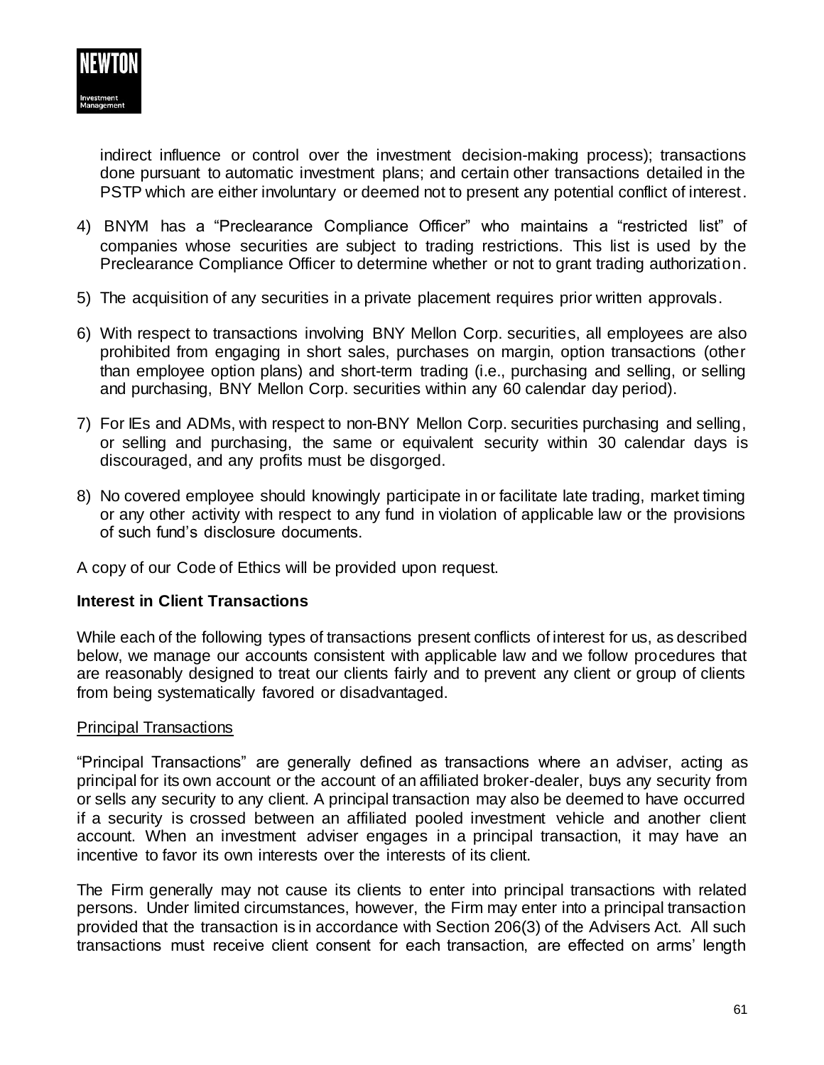indirect influence or control over the investment decision-making process); transactions done pursuant to automatic investment plans; and certain other transactions detailed in the PSTP which are either involuntary or deemed not to present any potential conflict of interest.

4) BNYM has a "Preclearance Compliance Officer" who maintains a "restricted list" of companies whose securities are subject to trading restrictions. This list is used by the Preclearance Compliance Officer to determine whether or not to grant trading authorization.

5) The acquisition of any securities in a private placement requires prior written approvals.

6) With respect to transactions involving BNY Mellon Corp. securities, all employees are also prohibited from engaging in short sales, purchases on margin, option transactions (other than employee option plans) and short-term trading (i.e., purchasing and selling, or selling and purchasing, BNY Mellon Corp. securities within any 60 calendar day period).

7) For IEs and ADMs, with respect to non-BNY Mellon Corp. securities purchasing and selling, or selling and purchasing, the same or equivalent security within 30 calendar days is discouraged, and any profits must be disgorged.

8) No covered employee should knowingly participate in or facilitate late trading, market timing or any other activity with respect to any fund in violation of applicable law or the provisions of such fund's disclosure documents.

A copy of our Code of Ethics will be provided upon request.

**Interest in Client Transactions**

While each of the following types of transactions present conflicts of interest for us, as described below, we manage our accounts consistent with applicable law and we follow procedures that are reasonably designed to treat our clients fairly and to prevent any client or group of clients from being systematically favored or disadvantaged.

<u>Principal Transactions</u>

"Principal Transactions" are generally defined as transactions where an adviser, acting as principal for its own account or the account of an affiliated broker-dealer, buys any security from or sells any security to any client. A principal transaction may also be deemed to have occurred if a security is crossed between an affiliated pooled investment vehicle and another client account. When an investment adviser engages in a principal transaction, it may have an incentive to favor its own interests over the interests of its client.

The Firm generally may not cause its clients to enter into principal transactions with related persons. Under limited circumstances, however, the Firm may enter into a principal transaction provided that the transaction is in accordance with Section 206(3) of the Advisers Act. All such transactions must receive client consent for each transaction, are effected on arms' length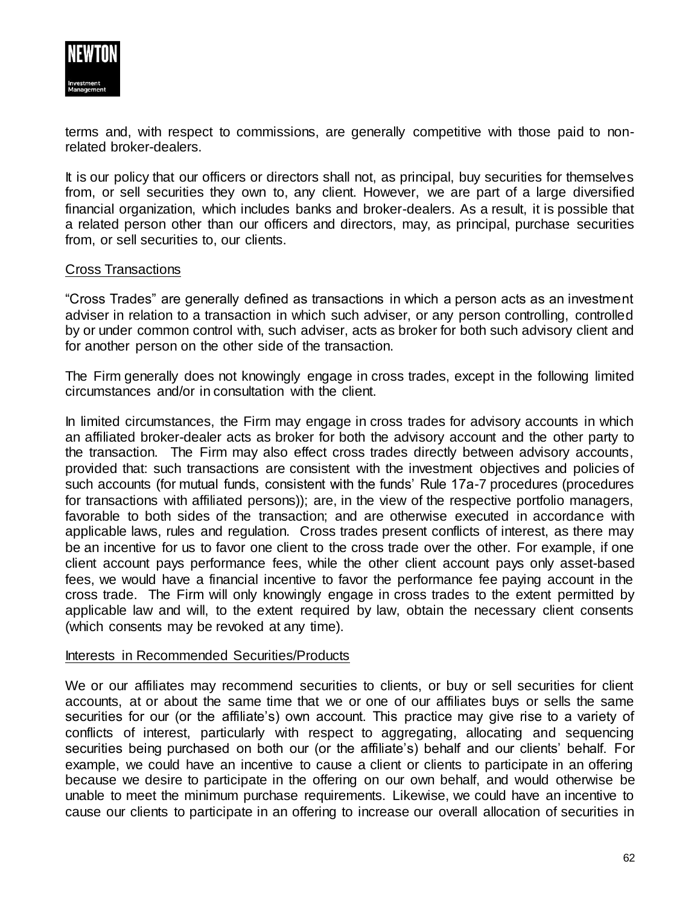terms and, with respect to commissions, are generally competitive with those paid to non-related broker-dealers.

It is our policy that our officers or directors shall not, as principal, buy securities for themselves from, or sell securities they own to, any client. However, we are part of a large diversified financial organization, which includes banks and broker-dealers. As a result, it is possible that a related person other than our officers and directors, may, as principal, purchase securities from, or sell securities to, our clients.

Cross Transactions

"Cross Trades" are generally defined as transactions in which a person acts as an investment adviser in relation to a transaction in which such adviser, or any person controlling, controlled by or under common control with, such adviser, acts as broker for both such advisory client and for another person on the other side of the transaction.

The Firm generally does not knowingly engage in cross trades, except in the following limited circumstances and/or in consultation with the client.

In limited circumstances, the Firm may engage in cross trades for advisory accounts in which an affiliated broker-dealer acts as broker for both the advisory account and the other party to the transaction. The Firm may also effect cross trades directly between advisory accounts, provided that: such transactions are consistent with the investment objectives and policies of such accounts (for mutual funds, consistent with the funds' Rule 17a-7 procedures (procedures for transactions with affiliated persons)); are, in the view of the respective portfolio managers, favorable to both sides of the transaction; and are otherwise executed in accordance with applicable laws, rules and regulation. Cross trades present conflicts of interest, as there may be an incentive for us to favor one client to the cross trade over the other. For example, if one client account pays performance fees, while the other client account pays only asset-based fees, we would have a financial incentive to favor the performance fee paying account in the cross trade. The Firm will only knowingly engage in cross trades to the extent permitted by applicable law and will, to the extent required by law, obtain the necessary client consents (which consents may be revoked at any time).

Interests in Recommended Securities/Products

We or our affiliates may recommend securities to clients, or buy or sell securities for client accounts, at or about the same time that we or one of our affiliates buys or sells the same securities for our (or the affiliate's) own account. This practice may give rise to a variety of conflicts of interest, particularly with respect to aggregating, allocating and sequencing securities being purchased on both our (or the affiliate's) behalf and our clients' behalf. For example, we could have an incentive to cause a client or clients to participate in an offering because we desire to participate in the offering on our own behalf, and would otherwise be unable to meet the minimum purchase requirements. Likewise, we could have an incentive to cause our clients to participate in an offering to increase our overall allocation of securities in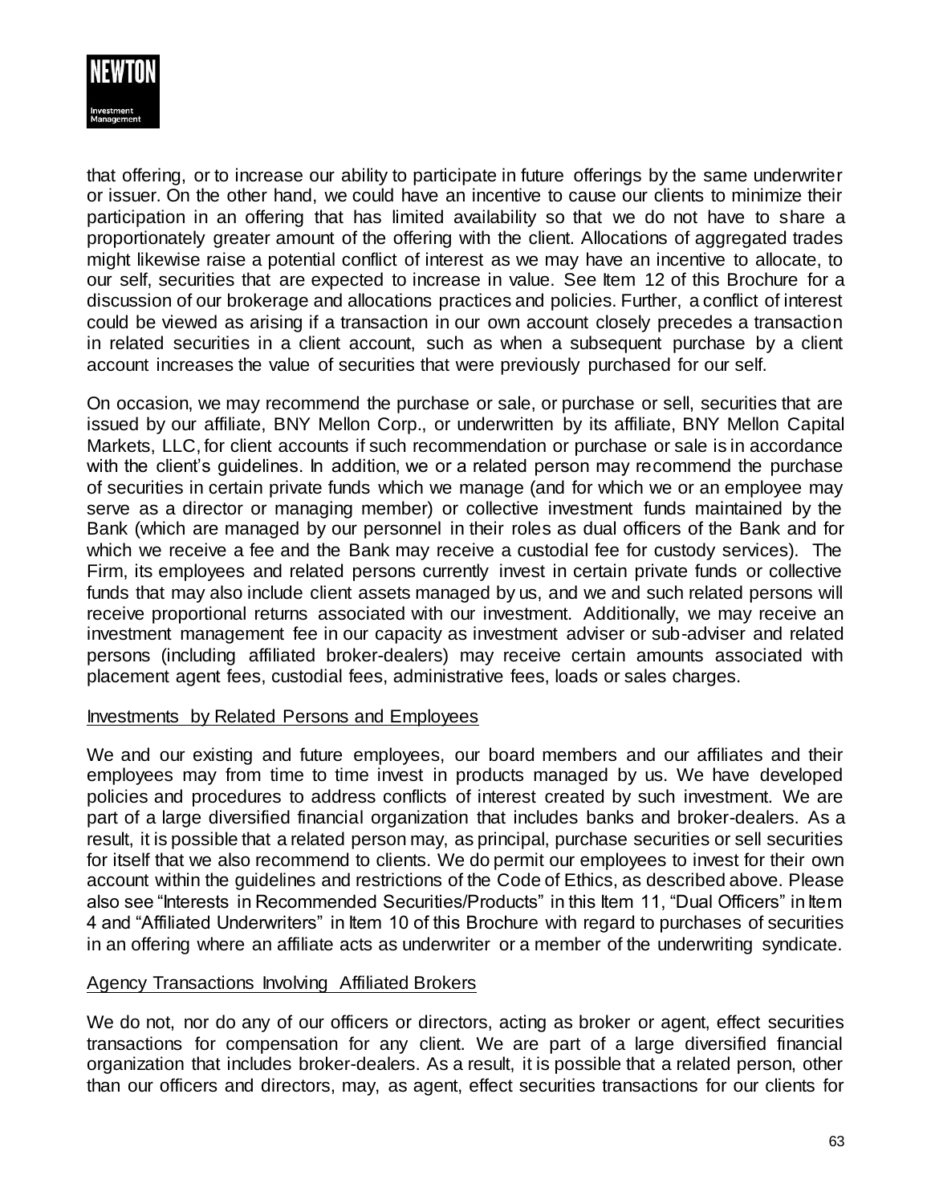that offering, or to increase our ability to participate in future offerings by the same underwriter or issuer. On the other hand, we could have an incentive to cause our clients to minimize their participation in an offering that has limited availability so that we do not have to share a proportionately greater amount of the offering with the client. Allocations of aggregated trades might likewise raise a potential conflict of interest as we may have an incentive to allocate, to our self, securities that are expected to increase in value. See Item 12 of this Brochure for a discussion of our brokerage and allocations practices and policies. Further, a conflict of interest could be viewed as arising if a transaction in our own account closely precedes a transaction in related securities in a client account, such as when a subsequent purchase by a client account increases the value of securities that were previously purchased for our self.

On occasion, we may recommend the purchase or sale, or purchase or sell, securities that are issued by our affiliate, BNY Mellon Corp., or underwritten by its affiliate, BNY Mellon Capital Markets, LLC, for client accounts if such recommendation or purchase or sale is in accordance with the client's guidelines. In addition, we or a related person may recommend the purchase of securities in certain private funds which we manage (and for which we or an employee may serve as a director or managing member) or collective investment funds maintained by the Bank (which are managed by our personnel in their roles as dual officers of the Bank and for which we receive a fee and the Bank may receive a custodial fee for custody services). The Firm, its employees and related persons currently invest in certain private funds or collective funds that may also include client assets managed by us, and we and such related persons will receive proportional returns associated with our investment. Additionally, we may receive an investment management fee in our capacity as investment adviser or sub-adviser and related persons (including affiliated broker-dealers) may receive certain amounts associated with placement agent fees, custodial fees, administrative fees, loads or sales charges.

Investments by Related Persons and Employees

We and our existing and future employees, our board members and our affiliates and their employees may from time to time invest in products managed by us. We have developed policies and procedures to address conflicts of interest created by such investment. We are part of a large diversified financial organization that includes banks and broker-dealers. As a result, it is possible that a related person may, as principal, purchase securities or sell securities for itself that we also recommend to clients. We do permit our employees to invest for their own account within the guidelines and restrictions of the Code of Ethics, as described above. Please also see "Interests in Recommended Securities/Products" in this Item 11, "Dual Officers" in Item 4 and "Affiliated Underwriters" in Item 10 of this Brochure with regard to purchases of securities in an offering where an affiliate acts as underwriter or a member of the underwriting syndicate.

Agency Transactions Involving Affiliated Brokers

We do not, nor do any of our officers or directors, acting as broker or agent, effect securities transactions for compensation for any client. We are part of a large diversified financial organization that includes broker-dealers. As a result, it is possible that a related person, other than our officers and directors, may, as agent, effect securities transactions for our clients for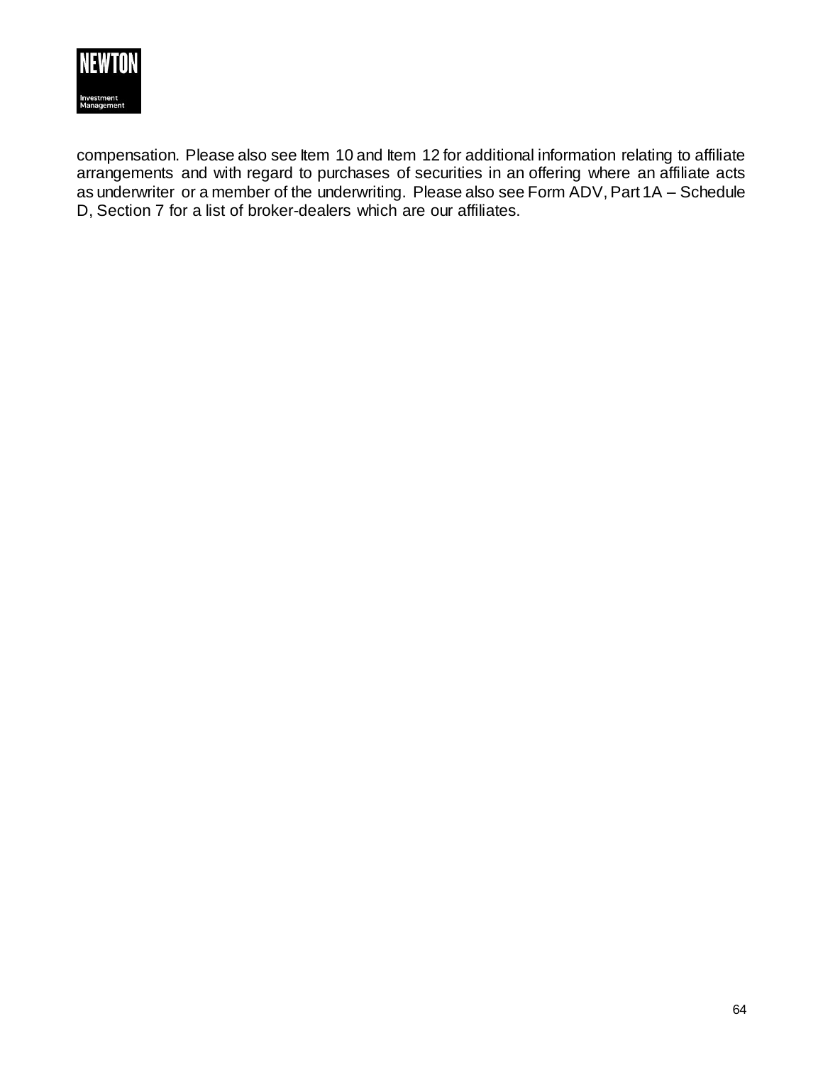compensation. Please also see Item 10 and Item 12 for additional information relating to affiliate arrangements and with regard to purchases of securities in an offering where an affiliate acts as underwriter or a member of the underwriting. Please also see Form ADV, Part 1A – Schedule D, Section 7 for a list of broker-dealers which are our affiliates.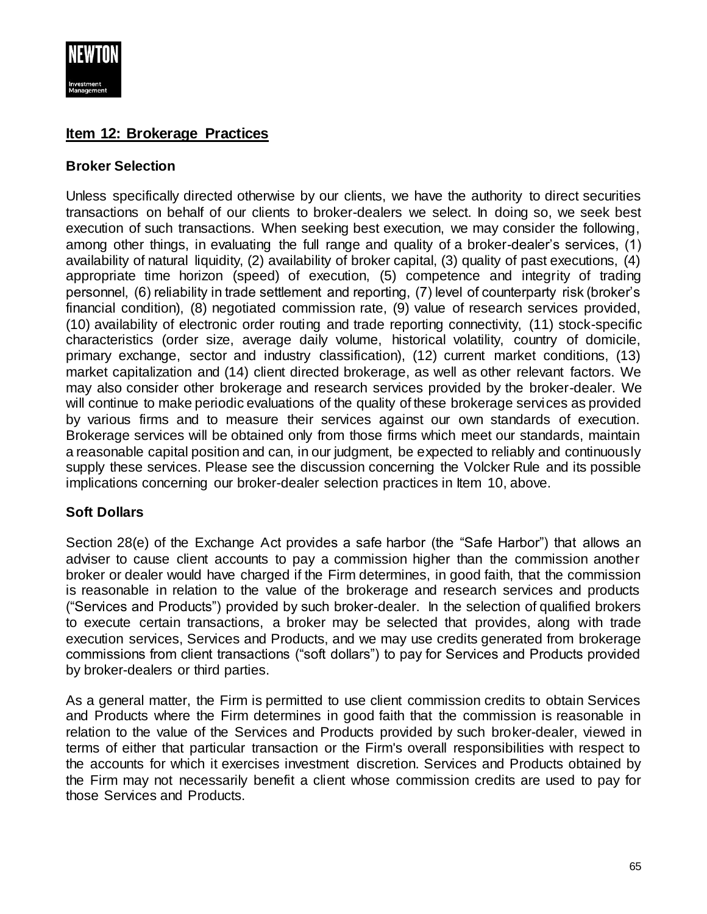## Item 12: Brokerage Practices

### Broker Selection

Unless specifically directed otherwise by our clients, we have the authority to direct securities transactions on behalf of our clients to broker-dealers we select. In doing so, we seek best execution of such transactions. When seeking best execution, we may consider the following, among other things, in evaluating the full range and quality of a broker-dealer's services, (1) availability of natural liquidity, (2) availability of broker capital, (3) quality of past executions, (4) appropriate time horizon (speed) of execution, (5) competence and integrity of trading personnel, (6) reliability in trade settlement and reporting, (7) level of counterparty risk (broker's financial condition), (8) negotiated commission rate, (9) value of research services provided, (10) availability of electronic order routing and trade reporting connectivity, (11) stock-specific characteristics (order size, average daily volume, historical volatility, country of domicile, primary exchange, sector and industry classification), (12) current market conditions, (13) market capitalization and (14) client directed brokerage, as well as other relevant factors. We may also consider other brokerage and research services provided by the broker-dealer. We will continue to make periodic evaluations of the quality of these brokerage services as provided by various firms and to measure their services against our own standards of execution. Brokerage services will be obtained only from those firms which meet our standards, maintain a reasonable capital position and can, in our judgment, be expected to reliably and continuously supply these services. Please see the discussion concerning the Volcker Rule and its possible implications concerning our broker-dealer selection practices in Item 10, above.

### Soft Dollars

Section 28(e) of the Exchange Act provides a safe harbor (the "Safe Harbor") that allows an adviser to cause client accounts to pay a commission higher than the commission another broker or dealer would have charged if the Firm determines, in good faith, that the commission is reasonable in relation to the value of the brokerage and research services and products ("Services and Products") provided by such broker-dealer. In the selection of qualified brokers to execute certain transactions, a broker may be selected that provides, along with trade execution services, Services and Products, and we may use credits generated from brokerage commissions from client transactions ("soft dollars") to pay for Services and Products provided by broker-dealers or third parties.

As a general matter, the Firm is permitted to use client commission credits to obtain Services and Products where the Firm determines in good faith that the commission is reasonable in relation to the value of the Services and Products provided by such broker-dealer, viewed in terms of either that particular transaction or the Firm's overall responsibilities with respect to the accounts for which it exercises investment discretion. Services and Products obtained by the Firm may not necessarily benefit a client whose commission credits are used to pay for those Services and Products.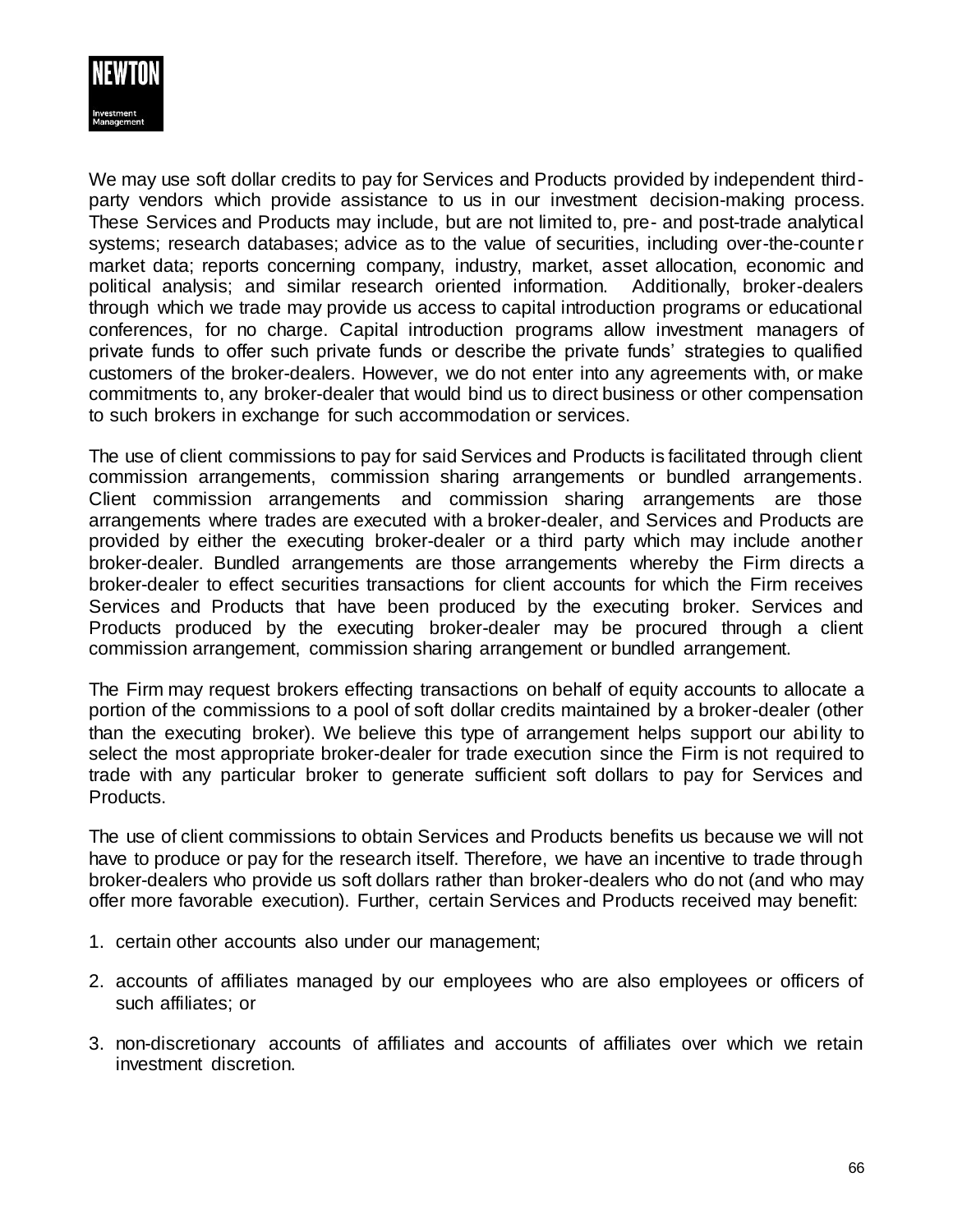We may use soft dollar credits to pay for Services and Products provided by independent third-party vendors which provide assistance to us in our investment decision-making process. These Services and Products may include, but are not limited to, pre- and post-trade analytical systems; research databases; advice as to the value of securities, including over-the-counter market data; reports concerning company, industry, market, asset allocation, economic and political analysis; and similar research oriented information. Additionally, broker-dealers through which we trade may provide us access to capital introduction programs or educational conferences, for no charge. Capital introduction programs allow investment managers of private funds to offer such private funds or describe the private funds' strategies to qualified customers of the broker-dealers. However, we do not enter into any agreements with, or make commitments to, any broker-dealer that would bind us to direct business or other compensation to such brokers in exchange for such accommodation or services.

The use of client commissions to pay for said Services and Products is facilitated through client commission arrangements, commission sharing arrangements or bundled arrangements. Client commission arrangements and commission sharing arrangements are those arrangements where trades are executed with a broker-dealer, and Services and Products are provided by either the executing broker-dealer or a third party which may include another broker-dealer. Bundled arrangements are those arrangements whereby the Firm directs a broker-dealer to effect securities transactions for client accounts for which the Firm receives Services and Products that have been produced by the executing broker. Services and Products produced by the executing broker-dealer may be procured through a client commission arrangement, commission sharing arrangement or bundled arrangement.

The Firm may request brokers effecting transactions on behalf of equity accounts to allocate a portion of the commissions to a pool of soft dollar credits maintained by a broker-dealer (other than the executing broker). We believe this type of arrangement helps support our ability to select the most appropriate broker-dealer for trade execution since the Firm is not required to trade with any particular broker to generate sufficient soft dollars to pay for Services and Products.

The use of client commissions to obtain Services and Products benefits us because we will not have to produce or pay for the research itself. Therefore, we have an incentive to trade through broker-dealers who provide us soft dollars rather than broker-dealers who do not (and who may offer more favorable execution). Further, certain Services and Products received may benefit:

1. certain other accounts also under our management;
2. accounts of affiliates managed by our employees who are also employees or officers of such affiliates; or
3. non-discretionary accounts of affiliates and accounts of affiliates over which we retain investment discretion.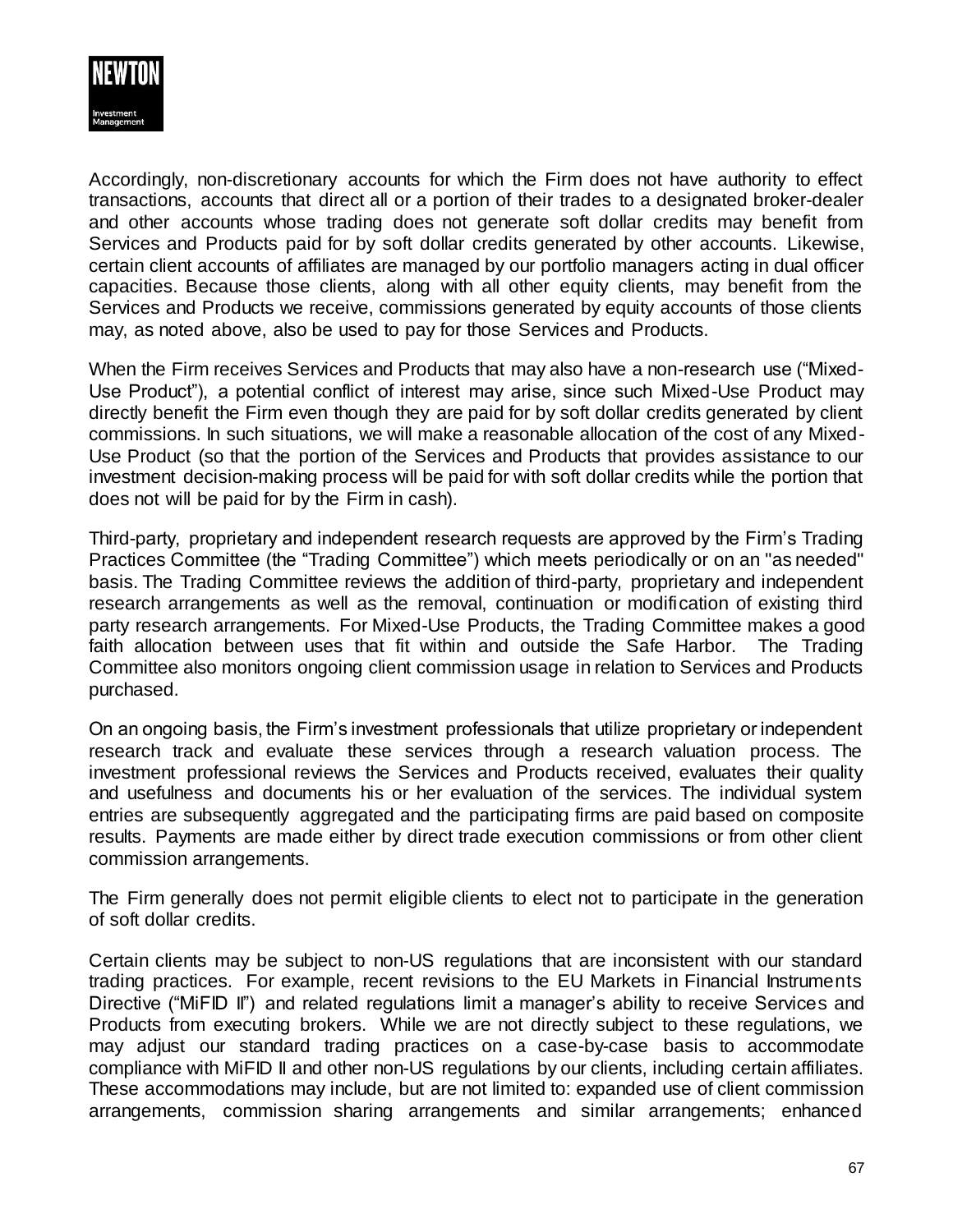Accordingly, non-discretionary accounts for which the Firm does not have authority to effect transactions, accounts that direct all or a portion of their trades to a designated broker-dealer and other accounts whose trading does not generate soft dollar credits may benefit from Services and Products paid for by soft dollar credits generated by other accounts. Likewise, certain client accounts of affiliates are managed by our portfolio managers acting in dual officer capacities. Because those clients, along with all other equity clients, may benefit from the Services and Products we receive, commissions generated by equity accounts of those clients may, as noted above, also be used to pay for those Services and Products.

When the Firm receives Services and Products that may also have a non-research use ("Mixed-Use Product"), a potential conflict of interest may arise, since such Mixed-Use Product may directly benefit the Firm even though they are paid for by soft dollar credits generated by client commissions. In such situations, we will make a reasonable allocation of the cost of any Mixed-Use Product (so that the portion of the Services and Products that provides assistance to our investment decision-making process will be paid for with soft dollar credits while the portion that does not will be paid for by the Firm in cash).

Third-party, proprietary and independent research requests are approved by the Firm's Trading Practices Committee (the "Trading Committee") which meets periodically or on an "as needed" basis. The Trading Committee reviews the addition of third-party, proprietary and independent research arrangements as well as the removal, continuation or modification of existing third party research arrangements. For Mixed-Use Products, the Trading Committee makes a good faith allocation between uses that fit within and outside the Safe Harbor. The Trading Committee also monitors ongoing client commission usage in relation to Services and Products purchased.

On an ongoing basis, the Firm's investment professionals that utilize proprietary or independent research track and evaluate these services through a research valuation process. The investment professional reviews the Services and Products received, evaluates their quality and usefulness and documents his or her evaluation of the services. The individual system entries are subsequently aggregated and the participating firms are paid based on composite results. Payments are made either by direct trade execution commissions or from other client commission arrangements.

The Firm generally does not permit eligible clients to elect not to participate in the generation of soft dollar credits.

Certain clients may be subject to non-US regulations that are inconsistent with our standard trading practices. For example, recent revisions to the EU Markets in Financial Instruments Directive ("MiFID II") and related regulations limit a manager's ability to receive Services and Products from executing brokers. While we are not directly subject to these regulations, we may adjust our standard trading practices on a case-by-case basis to accommodate compliance with MiFID II and other non-US regulations by our clients, including certain affiliates. These accommodations may include, but are not limited to: expanded use of client commission arrangements, commission sharing arrangements and similar arrangements; enhanced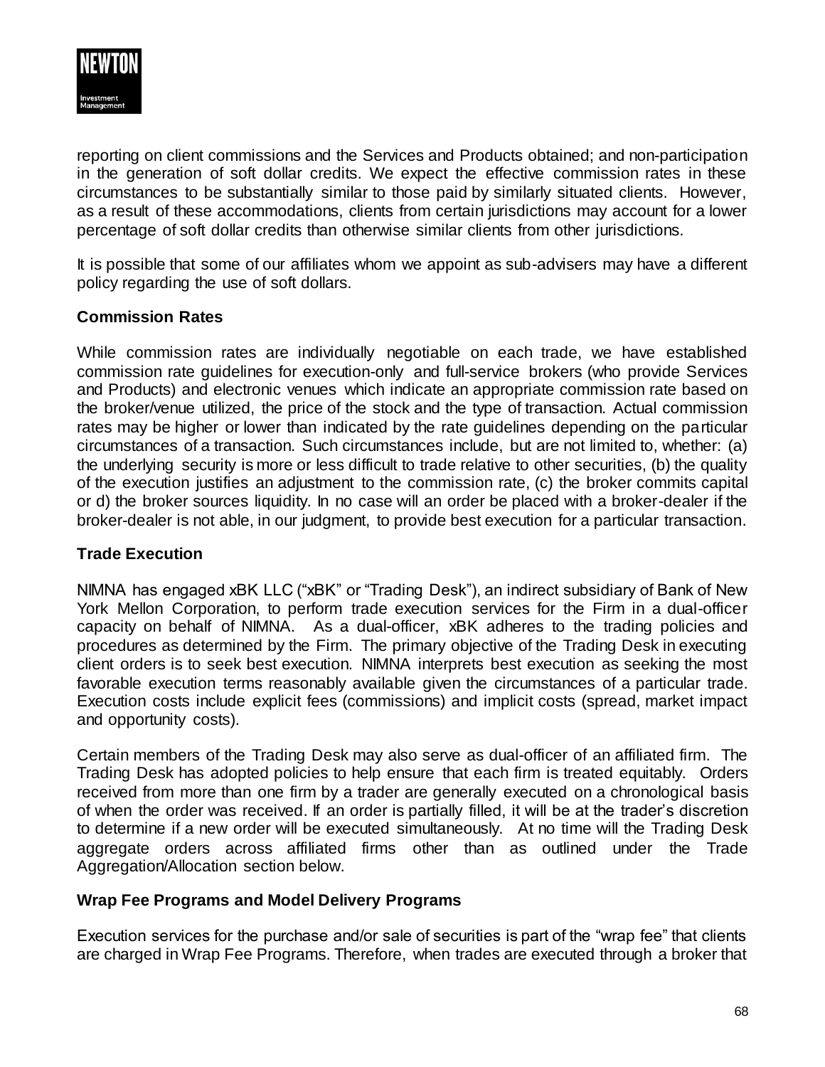reporting on client commissions and the Services and Products obtained; and non-participation in the generation of soft dollar credits. We expect the effective commission rates in these circumstances to be substantially similar to those paid by similarly situated clients. However, as a result of these accommodations, clients from certain jurisdictions may account for a lower percentage of soft dollar credits than otherwise similar clients from other jurisdictions.

It is possible that some of our affiliates whom we appoint as sub-advisers may have a different policy regarding the use of soft dollars.

**Commission Rates**

While commission rates are individually negotiable on each trade, we have established commission rate guidelines for execution-only and full-service brokers (who provide Services and Products) and electronic venues which indicate an appropriate commission rate based on the broker/venue utilized, the price of the stock and the type of transaction. Actual commission rates may be higher or lower than indicated by the rate guidelines depending on the particular circumstances of a transaction. Such circumstances include, but are not limited to, whether: (a) the underlying security is more or less difficult to trade relative to other securities, (b) the quality of the execution justifies an adjustment to the commission rate, (c) the broker commits capital or d) the broker sources liquidity. In no case will an order be placed with a broker-dealer if the broker-dealer is not able, in our judgment, to provide best execution for a particular transaction.

**Trade Execution**

NIMNA has engaged xBK LLC ("xBK" or "Trading Desk"), an indirect subsidiary of Bank of New York Mellon Corporation, to perform trade execution services for the Firm in a dual-officer capacity on behalf of NIMNA. As a dual-officer, xBK adheres to the trading policies and procedures as determined by the Firm. The primary objective of the Trading Desk in executing client orders is to seek best execution. NIMNA interprets best execution as seeking the most favorable execution terms reasonably available given the circumstances of a particular trade. Execution costs include explicit fees (commissions) and implicit costs (spread, market impact and opportunity costs).

Certain members of the Trading Desk may also serve as dual-officer of an affiliated firm. The Trading Desk has adopted policies to help ensure that each firm is treated equitably. Orders received from more than one firm by a trader are generally executed on a chronological basis of when the order was received. If an order is partially filled, it will be at the trader's discretion to determine if a new order will be executed simultaneously. At no time will the Trading Desk aggregate orders across affiliated firms other than as outlined under the Trade Aggregation/Allocation section below.

**Wrap Fee Programs and Model Delivery Programs**

Execution services for the purchase and/or sale of securities is part of the "wrap fee" that clients are charged in Wrap Fee Programs. Therefore, when trades are executed through a broker that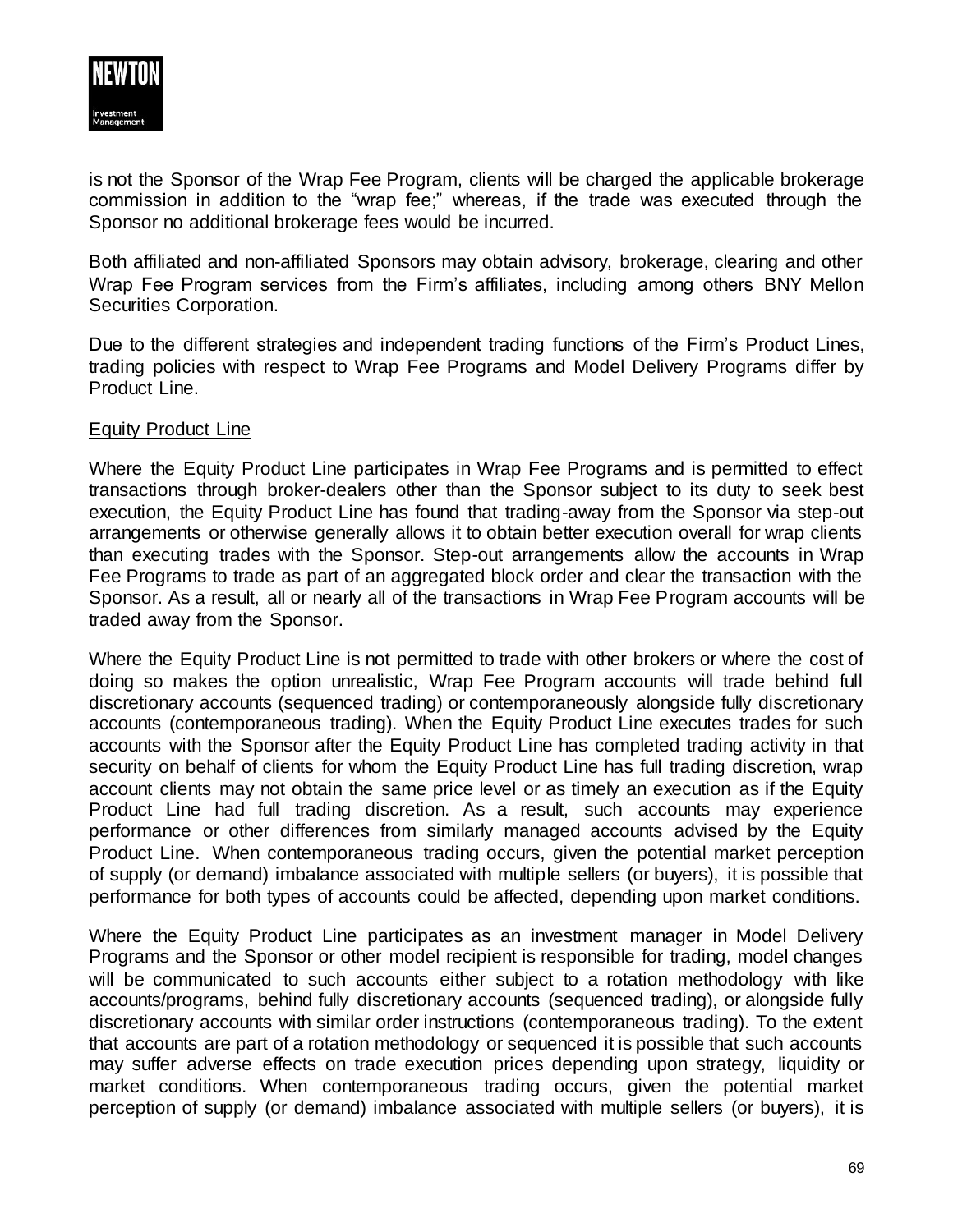is not the Sponsor of the Wrap Fee Program, clients will be charged the applicable brokerage commission in addition to the "wrap fee;" whereas, if the trade was executed through the Sponsor no additional brokerage fees would be incurred.

Both affiliated and non-affiliated Sponsors may obtain advisory, brokerage, clearing and other Wrap Fee Program services from the Firm's affiliates, including among others BNY Mellon Securities Corporation.

Due to the different strategies and independent trading functions of the Firm's Product Lines, trading policies with respect to Wrap Fee Programs and Model Delivery Programs differ by Product Line.

Equity Product Line

Where the Equity Product Line participates in Wrap Fee Programs and is permitted to effect transactions through broker-dealers other than the Sponsor subject to its duty to seek best execution, the Equity Product Line has found that trading-away from the Sponsor via step-out arrangements or otherwise generally allows it to obtain better execution overall for wrap clients than executing trades with the Sponsor. Step-out arrangements allow the accounts in Wrap Fee Programs to trade as part of an aggregated block order and clear the transaction with the Sponsor. As a result, all or nearly all of the transactions in Wrap Fee Program accounts will be traded away from the Sponsor.

Where the Equity Product Line is not permitted to trade with other brokers or where the cost of doing so makes the option unrealistic, Wrap Fee Program accounts will trade behind full discretionary accounts (sequenced trading) or contemporaneously alongside fully discretionary accounts (contemporaneous trading). When the Equity Product Line executes trades for such accounts with the Sponsor after the Equity Product Line has completed trading activity in that security on behalf of clients for whom the Equity Product Line has full trading discretion, wrap account clients may not obtain the same price level or as timely an execution as if the Equity Product Line had full trading discretion. As a result, such accounts may experience performance or other differences from similarly managed accounts advised by the Equity Product Line. When contemporaneous trading occurs, given the potential market perception of supply (or demand) imbalance associated with multiple sellers (or buyers), it is possible that performance for both types of accounts could be affected, depending upon market conditions.

Where the Equity Product Line participates as an investment manager in Model Delivery Programs and the Sponsor or other model recipient is responsible for trading, model changes will be communicated to such accounts either subject to a rotation methodology with like accounts/programs, behind fully discretionary accounts (sequenced trading), or alongside fully discretionary accounts with similar order instructions (contemporaneous trading). To the extent that accounts are part of a rotation methodology or sequenced it is possible that such accounts may suffer adverse effects on trade execution prices depending upon strategy, liquidity or market conditions. When contemporaneous trading occurs, given the potential market perception of supply (or demand) imbalance associated with multiple sellers (or buyers), it is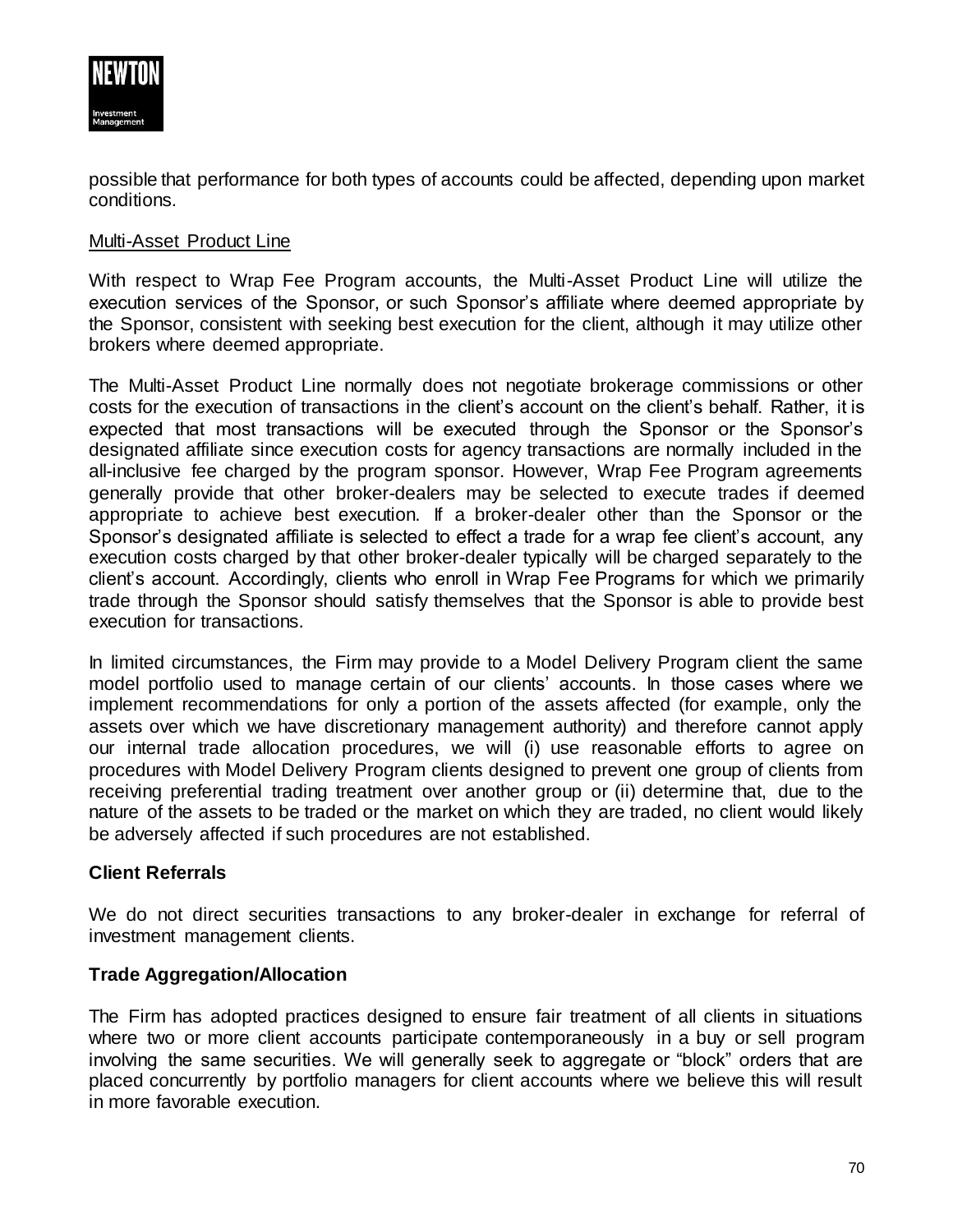possible that performance for both types of accounts could be affected, depending upon market conditions.

<u>Multi-Asset Product Line</u>

With respect to Wrap Fee Program accounts, the Multi-Asset Product Line will utilize the execution services of the Sponsor, or such Sponsor's affiliate where deemed appropriate by the Sponsor, consistent with seeking best execution for the client, although it may utilize other brokers where deemed appropriate.

The Multi-Asset Product Line normally does not negotiate brokerage commissions or other costs for the execution of transactions in the client's account on the client's behalf. Rather, it is expected that most transactions will be executed through the Sponsor or the Sponsor's designated affiliate since execution costs for agency transactions are normally included in the all-inclusive fee charged by the program sponsor. However, Wrap Fee Program agreements generally provide that other broker-dealers may be selected to execute trades if deemed appropriate to achieve best execution. If a broker-dealer other than the Sponsor or the Sponsor's designated affiliate is selected to effect a trade for a wrap fee client's account, any execution costs charged by that other broker-dealer typically will be charged separately to the client's account. Accordingly, clients who enroll in Wrap Fee Programs for which we primarily trade through the Sponsor should satisfy themselves that the Sponsor is able to provide best execution for transactions.

In limited circumstances, the Firm may provide to a Model Delivery Program client the same model portfolio used to manage certain of our clients' accounts. In those cases where we implement recommendations for only a portion of the assets affected (for example, only the assets over which we have discretionary management authority) and therefore cannot apply our internal trade allocation procedures, we will (i) use reasonable efforts to agree on procedures with Model Delivery Program clients designed to prevent one group of clients from receiving preferential trading treatment over another group or (ii) determine that, due to the nature of the assets to be traded or the market on which they are traded, no client would likely be adversely affected if such procedures are not established.

**Client Referrals**

We do not direct securities transactions to any broker-dealer in exchange for referral of investment management clients.

**Trade Aggregation/Allocation**

The Firm has adopted practices designed to ensure fair treatment of all clients in situations where two or more client accounts participate contemporaneously in a buy or sell program involving the same securities. We will generally seek to aggregate or "block" orders that are placed concurrently by portfolio managers for client accounts where we believe this will result in more favorable execution.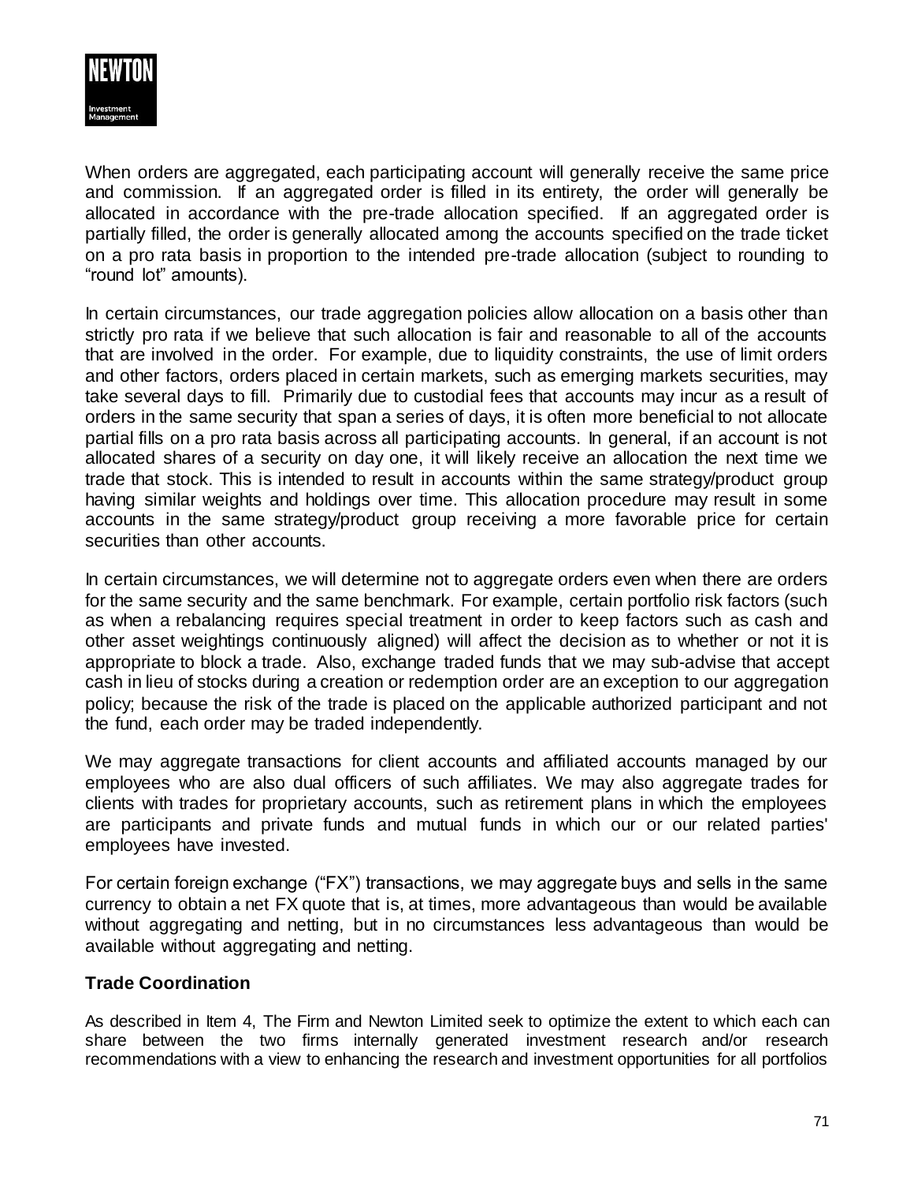When orders are aggregated, each participating account will generally receive the same price and commission. If an aggregated order is filled in its entirety, the order will generally be allocated in accordance with the pre-trade allocation specified. If an aggregated order is partially filled, the order is generally allocated among the accounts specified on the trade ticket on a pro rata basis in proportion to the intended pre-trade allocation (subject to rounding to "round lot" amounts).

In certain circumstances, our trade aggregation policies allow allocation on a basis other than strictly pro rata if we believe that such allocation is fair and reasonable to all of the accounts that are involved in the order. For example, due to liquidity constraints, the use of limit orders and other factors, orders placed in certain markets, such as emerging markets securities, may take several days to fill. Primarily due to custodial fees that accounts may incur as a result of orders in the same security that span a series of days, it is often more beneficial to not allocate partial fills on a pro rata basis across all participating accounts. In general, if an account is not allocated shares of a security on day one, it will likely receive an allocation the next time we trade that stock. This is intended to result in accounts within the same strategy/product group having similar weights and holdings over time. This allocation procedure may result in some accounts in the same strategy/product group receiving a more favorable price for certain securities than other accounts.

In certain circumstances, we will determine not to aggregate orders even when there are orders for the same security and the same benchmark. For example, certain portfolio risk factors (such as when a rebalancing requires special treatment in order to keep factors such as cash and other asset weightings continuously aligned) will affect the decision as to whether or not it is appropriate to block a trade. Also, exchange traded funds that we may sub-advise that accept cash in lieu of stocks during a creation or redemption order are an exception to our aggregation policy; because the risk of the trade is placed on the applicable authorized participant and not the fund, each order may be traded independently.

We may aggregate transactions for client accounts and affiliated accounts managed by our employees who are also dual officers of such affiliates. We may also aggregate trades for clients with trades for proprietary accounts, such as retirement plans in which the employees are participants and private funds and mutual funds in which our or our related parties' employees have invested.

For certain foreign exchange ("FX") transactions, we may aggregate buys and sells in the same currency to obtain a net FX quote that is, at times, more advantageous than would be available without aggregating and netting, but in no circumstances less advantageous than would be available without aggregating and netting.

**Trade Coordination**

As described in Item 4, The Firm and Newton Limited seek to optimize the extent to which each can share between the two firms internally generated investment research and/or research recommendations with a view to enhancing the research and investment opportunities for all portfolios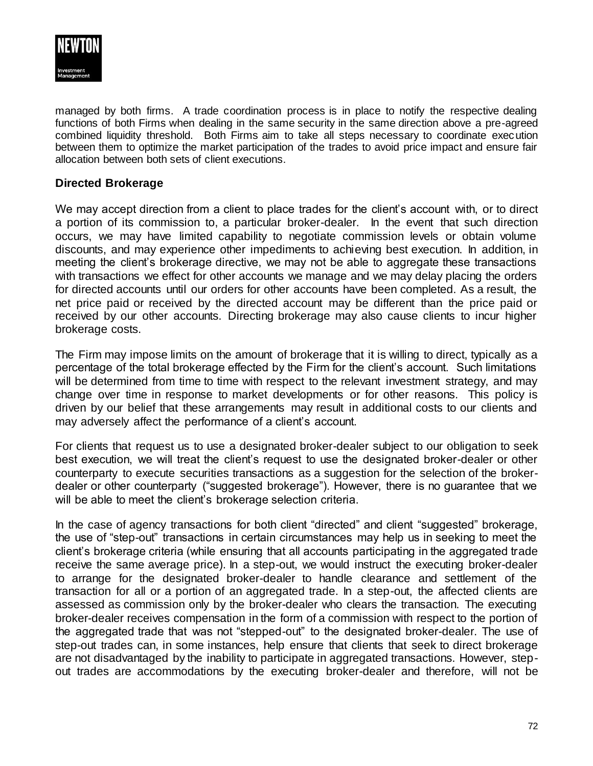managed by both firms. A trade coordination process is in place to notify the respective dealing functions of both Firms when dealing in the same security in the same direction above a pre-agreed combined liquidity threshold. Both Firms aim to take all steps necessary to coordinate execution between them to optimize the market participation of the trades to avoid price impact and ensure fair allocation between both sets of client executions.

## Directed Brokerage

We may accept direction from a client to place trades for the client's account with, or to direct a portion of its commission to, a particular broker-dealer. In the event that such direction occurs, we may have limited capability to negotiate commission levels or obtain volume discounts, and may experience other impediments to achieving best execution. In addition, in meeting the client's brokerage directive, we may not be able to aggregate these transactions with transactions we effect for other accounts we manage and we may delay placing the orders for directed accounts until our orders for other accounts have been completed. As a result, the net price paid or received by the directed account may be different than the price paid or received by our other accounts. Directing brokerage may also cause clients to incur higher brokerage costs.

The Firm may impose limits on the amount of brokerage that it is willing to direct, typically as a percentage of the total brokerage effected by the Firm for the client's account. Such limitations will be determined from time to time with respect to the relevant investment strategy, and may change over time in response to market developments or for other reasons. This policy is driven by our belief that these arrangements may result in additional costs to our clients and may adversely affect the performance of a client's account.

For clients that request us to use a designated broker-dealer subject to our obligation to seek best execution, we will treat the client's request to use the designated broker-dealer or other counterparty to execute securities transactions as a suggestion for the selection of the broker-dealer or other counterparty ("suggested brokerage"). However, there is no guarantee that we will be able to meet the client's brokerage selection criteria.

In the case of agency transactions for both client "directed" and client "suggested" brokerage, the use of "step-out" transactions in certain circumstances may help us in seeking to meet the client's brokerage criteria (while ensuring that all accounts participating in the aggregated trade receive the same average price). In a step-out, we would instruct the executing broker-dealer to arrange for the designated broker-dealer to handle clearance and settlement of the transaction for all or a portion of an aggregated trade. In a step-out, the affected clients are assessed as commission only by the broker-dealer who clears the transaction. The executing broker-dealer receives compensation in the form of a commission with respect to the portion of the aggregated trade that was not "stepped-out" to the designated broker-dealer. The use of step-out trades can, in some instances, help ensure that clients that seek to direct brokerage are not disadvantaged by the inability to participate in aggregated transactions. However, step-out trades are accommodations by the executing broker-dealer and therefore, will not be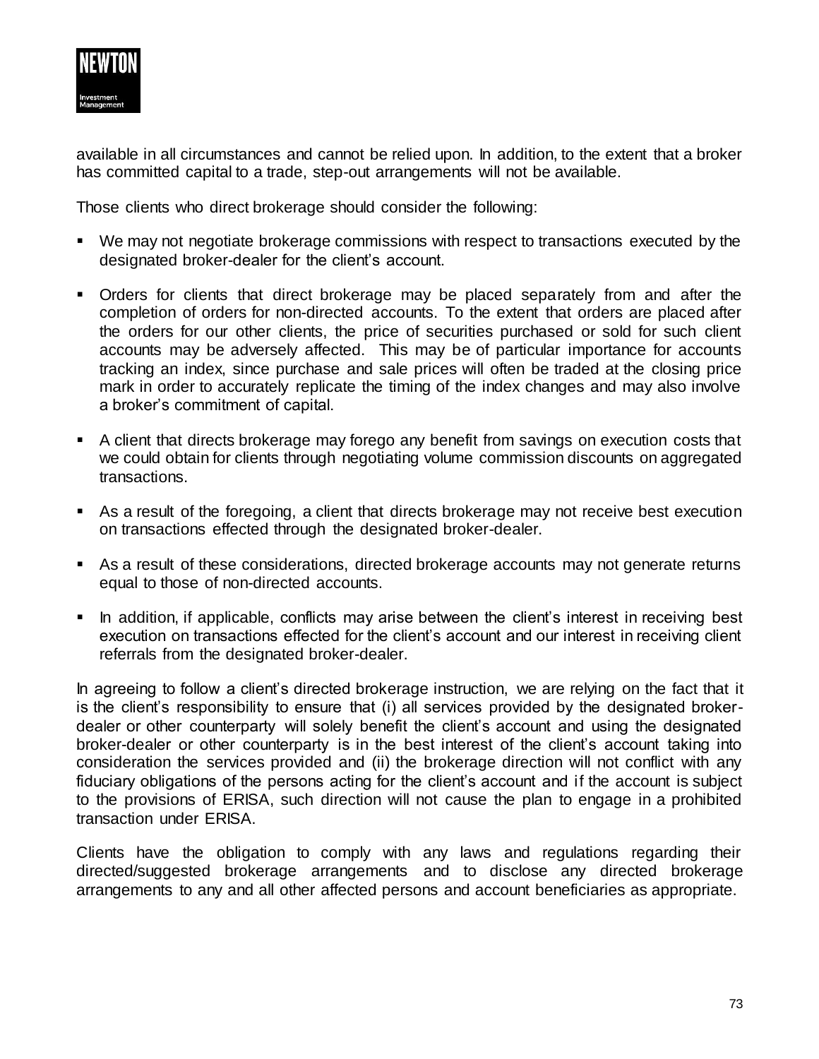available in all circumstances and cannot be relied upon. In addition, to the extent that a broker has committed capital to a trade, step-out arrangements will not be available.

Those clients who direct brokerage should consider the following:

- We may not negotiate brokerage commissions with respect to transactions executed by the designated broker-dealer for the client's account.
- Orders for clients that direct brokerage may be placed separately from and after the completion of orders for non-directed accounts. To the extent that orders are placed after the orders for our other clients, the price of securities purchased or sold for such client accounts may be adversely affected. This may be of particular importance for accounts tracking an index, since purchase and sale prices will often be traded at the closing price mark in order to accurately replicate the timing of the index changes and may also involve a broker's commitment of capital.
- A client that directs brokerage may forego any benefit from savings on execution costs that we could obtain for clients through negotiating volume commission discounts on aggregated transactions.
- As a result of the foregoing, a client that directs brokerage may not receive best execution on transactions effected through the designated broker-dealer.
- As a result of these considerations, directed brokerage accounts may not generate returns equal to those of non-directed accounts.
- In addition, if applicable, conflicts may arise between the client's interest in receiving best execution on transactions effected for the client's account and our interest in receiving client referrals from the designated broker-dealer.

In agreeing to follow a client's directed brokerage instruction, we are relying on the fact that it is the client's responsibility to ensure that (i) all services provided by the designated broker-dealer or other counterparty will solely benefit the client's account and using the designated broker-dealer or other counterparty is in the best interest of the client's account taking into consideration the services provided and (ii) the brokerage direction will not conflict with any fiduciary obligations of the persons acting for the client's account and if the account is subject to the provisions of ERISA, such direction will not cause the plan to engage in a prohibited transaction under ERISA.

Clients have the obligation to comply with any laws and regulations regarding their directed/suggested brokerage arrangements and to disclose any directed brokerage arrangements to any and all other affected persons and account beneficiaries as appropriate.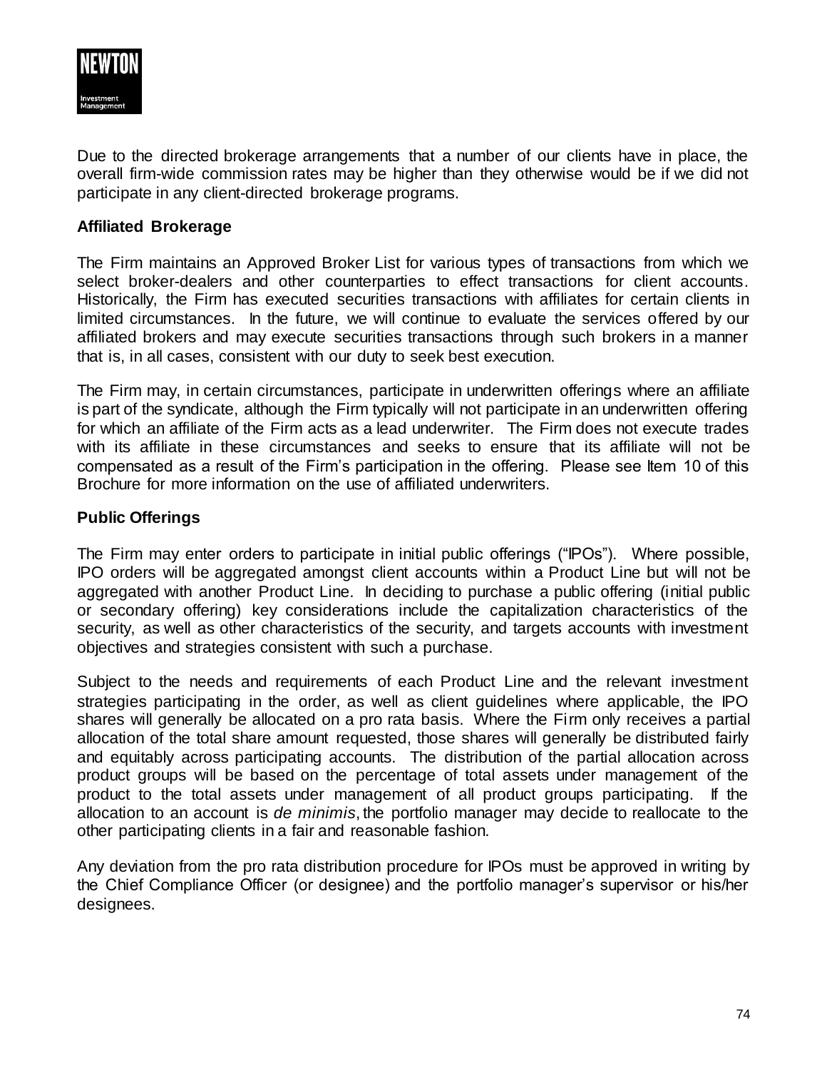Due to the directed brokerage arrangements that a number of our clients have in place, the overall firm-wide commission rates may be higher than they otherwise would be if we did not participate in any client-directed brokerage programs.

**Affiliated Brokerage**

The Firm maintains an Approved Broker List for various types of transactions from which we select broker-dealers and other counterparties to effect transactions for client accounts. Historically, the Firm has executed securities transactions with affiliates for certain clients in limited circumstances. In the future, we will continue to evaluate the services offered by our affiliated brokers and may execute securities transactions through such brokers in a manner that is, in all cases, consistent with our duty to seek best execution.

The Firm may, in certain circumstances, participate in underwritten offerings where an affiliate is part of the syndicate, although the Firm typically will not participate in an underwritten offering for which an affiliate of the Firm acts as a lead underwriter. The Firm does not execute trades with its affiliate in these circumstances and seeks to ensure that its affiliate will not be compensated as a result of the Firm's participation in the offering. Please see Item 10 of this Brochure for more information on the use of affiliated underwriters.

**Public Offerings**

The Firm may enter orders to participate in initial public offerings ("IPOs"). Where possible, IPO orders will be aggregated amongst client accounts within a Product Line but will not be aggregated with another Product Line. In deciding to purchase a public offering (initial public or secondary offering) key considerations include the capitalization characteristics of the security, as well as other characteristics of the security, and targets accounts with investment objectives and strategies consistent with such a purchase.

Subject to the needs and requirements of each Product Line and the relevant investment strategies participating in the order, as well as client guidelines where applicable, the IPO shares will generally be allocated on a pro rata basis. Where the Firm only receives a partial allocation of the total share amount requested, those shares will generally be distributed fairly and equitably across participating accounts. The distribution of the partial allocation across product groups will be based on the percentage of total assets under management of the product to the total assets under management of all product groups participating. If the allocation to an account is *de minimis*, the portfolio manager may decide to reallocate to the other participating clients in a fair and reasonable fashion.

Any deviation from the pro rata distribution procedure for IPOs must be approved in writing by the Chief Compliance Officer (or designee) and the portfolio manager's supervisor or his/her designees.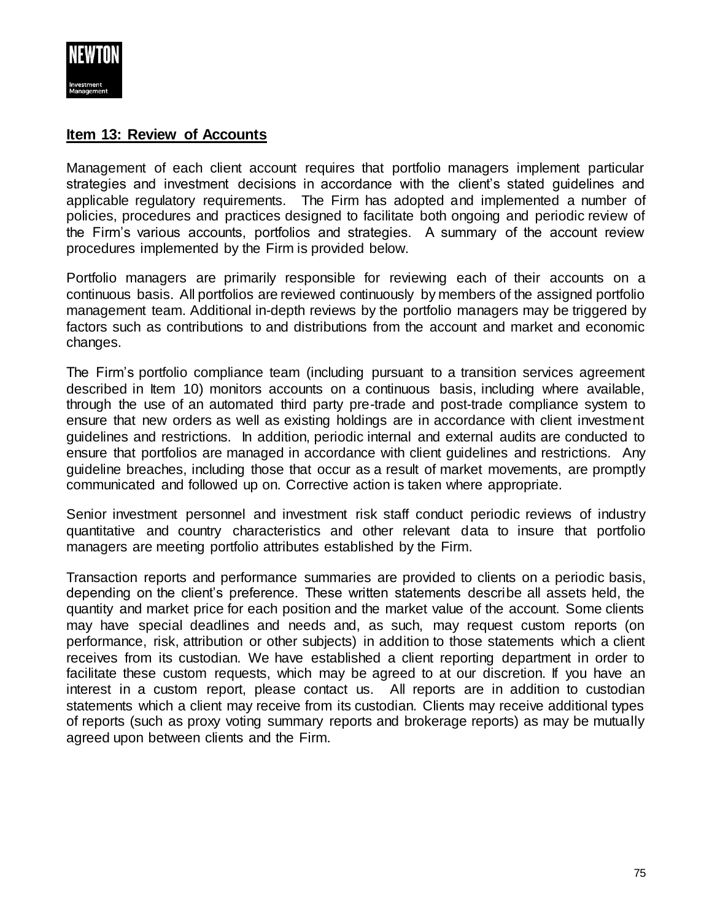## Item 13: Review of Accounts

Management of each client account requires that portfolio managers implement particular strategies and investment decisions in accordance with the client's stated guidelines and applicable regulatory requirements. The Firm has adopted and implemented a number of policies, procedures and practices designed to facilitate both ongoing and periodic review of the Firm's various accounts, portfolios and strategies. A summary of the account review procedures implemented by the Firm is provided below.

Portfolio managers are primarily responsible for reviewing each of their accounts on a continuous basis. All portfolios are reviewed continuously by members of the assigned portfolio management team. Additional in-depth reviews by the portfolio managers may be triggered by factors such as contributions to and distributions from the account and market and economic changes.

The Firm's portfolio compliance team (including pursuant to a transition services agreement described in Item 10) monitors accounts on a continuous basis, including where available, through the use of an automated third party pre-trade and post-trade compliance system to ensure that new orders as well as existing holdings are in accordance with client investment guidelines and restrictions. In addition, periodic internal and external audits are conducted to ensure that portfolios are managed in accordance with client guidelines and restrictions. Any guideline breaches, including those that occur as a result of market movements, are promptly communicated and followed up on. Corrective action is taken where appropriate.

Senior investment personnel and investment risk staff conduct periodic reviews of industry quantitative and country characteristics and other relevant data to insure that portfolio managers are meeting portfolio attributes established by the Firm.

Transaction reports and performance summaries are provided to clients on a periodic basis, depending on the client's preference. These written statements describe all assets held, the quantity and market price for each position and the market value of the account. Some clients may have special deadlines and needs and, as such, may request custom reports (on performance, risk, attribution or other subjects) in addition to those statements which a client receives from its custodian. We have established a client reporting department in order to facilitate these custom requests, which may be agreed to at our discretion. If you have an interest in a custom report, please contact us. All reports are in addition to custodian statements which a client may receive from its custodian. Clients may receive additional types of reports (such as proxy voting summary reports and brokerage reports) as may be mutually agreed upon between clients and the Firm.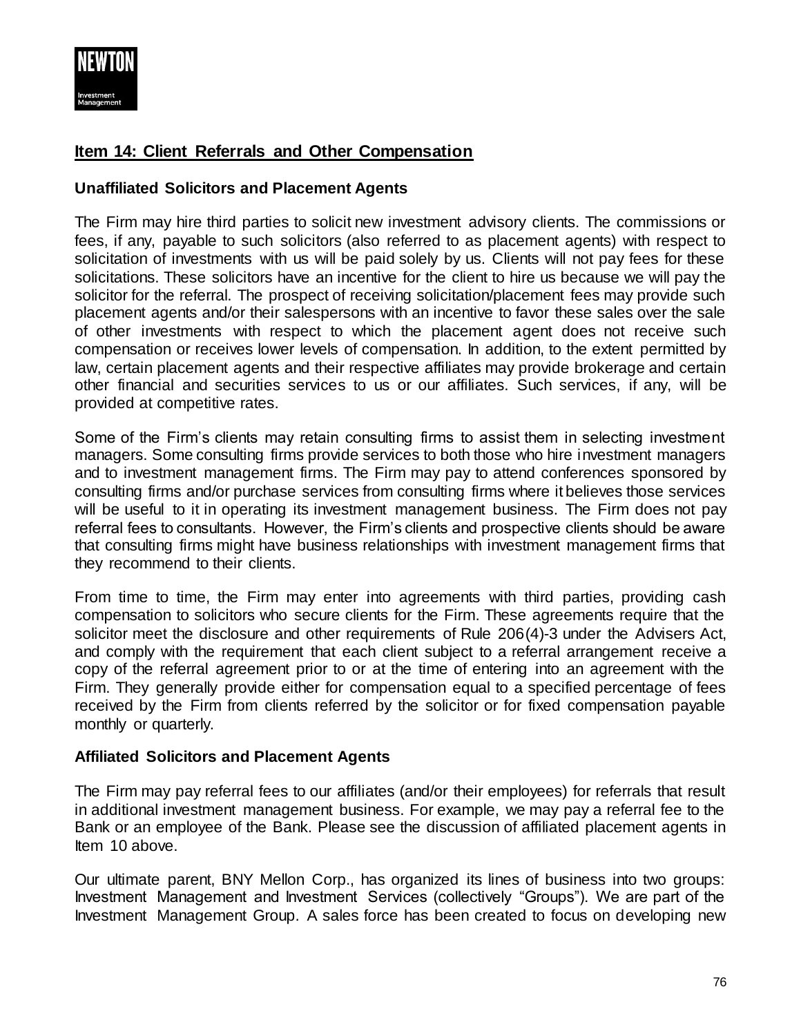## Item 14: Client Referrals and Other Compensation

### Unaffiliated Solicitors and Placement Agents

The Firm may hire third parties to solicit new investment advisory clients. The commissions or fees, if any, payable to such solicitors (also referred to as placement agents) with respect to solicitation of investments with us will be paid solely by us. Clients will not pay fees for these solicitations. These solicitors have an incentive for the client to hire us because we will pay the solicitor for the referral. The prospect of receiving solicitation/placement fees may provide such placement agents and/or their salespersons with an incentive to favor these sales over the sale of other investments with respect to which the placement agent does not receive such compensation or receives lower levels of compensation. In addition, to the extent permitted by law, certain placement agents and their respective affiliates may provide brokerage and certain other financial and securities services to us or our affiliates. Such services, if any, will be provided at competitive rates.

Some of the Firm's clients may retain consulting firms to assist them in selecting investment managers. Some consulting firms provide services to both those who hire investment managers and to investment management firms. The Firm may pay to attend conferences sponsored by consulting firms and/or purchase services from consulting firms where it believes those services will be useful to it in operating its investment management business. The Firm does not pay referral fees to consultants. However, the Firm's clients and prospective clients should be aware that consulting firms might have business relationships with investment management firms that they recommend to their clients.

From time to time, the Firm may enter into agreements with third parties, providing cash compensation to solicitors who secure clients for the Firm. These agreements require that the solicitor meet the disclosure and other requirements of Rule 206(4)-3 under the Advisers Act, and comply with the requirement that each client subject to a referral arrangement receive a copy of the referral agreement prior to or at the time of entering into an agreement with the Firm. They generally provide either for compensation equal to a specified percentage of fees received by the Firm from clients referred by the solicitor or for fixed compensation payable monthly or quarterly.

### Affiliated Solicitors and Placement Agents

The Firm may pay referral fees to our affiliates (and/or their employees) for referrals that result in additional investment management business. For example, we may pay a referral fee to the Bank or an employee of the Bank. Please see the discussion of affiliated placement agents in Item 10 above.

Our ultimate parent, BNY Mellon Corp., has organized its lines of business into two groups: Investment Management and Investment Services (collectively "Groups"). We are part of the Investment Management Group. A sales force has been created to focus on developing new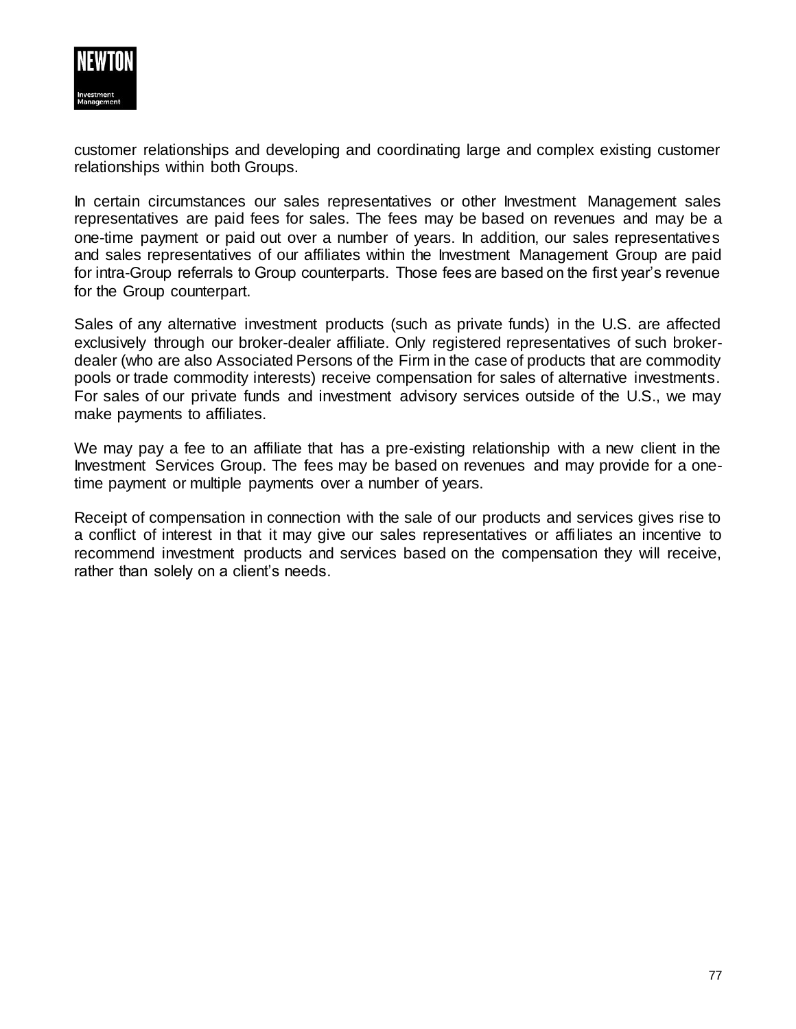customer relationships and developing and coordinating large and complex existing customer relationships within both Groups.

In certain circumstances our sales representatives or other Investment Management sales representatives are paid fees for sales. The fees may be based on revenues and may be a one-time payment or paid out over a number of years. In addition, our sales representatives and sales representatives of our affiliates within the Investment Management Group are paid for intra-Group referrals to Group counterparts. Those fees are based on the first year's revenue for the Group counterpart.

Sales of any alternative investment products (such as private funds) in the U.S. are affected exclusively through our broker-dealer affiliate. Only registered representatives of such broker-dealer (who are also Associated Persons of the Firm in the case of products that are commodity pools or trade commodity interests) receive compensation for sales of alternative investments. For sales of our private funds and investment advisory services outside of the U.S., we may make payments to affiliates.

We may pay a fee to an affiliate that has a pre-existing relationship with a new client in the Investment Services Group. The fees may be based on revenues and may provide for a one-time payment or multiple payments over a number of years.

Receipt of compensation in connection with the sale of our products and services gives rise to a conflict of interest in that it may give our sales representatives or affiliates an incentive to recommend investment products and services based on the compensation they will receive, rather than solely on a client's needs.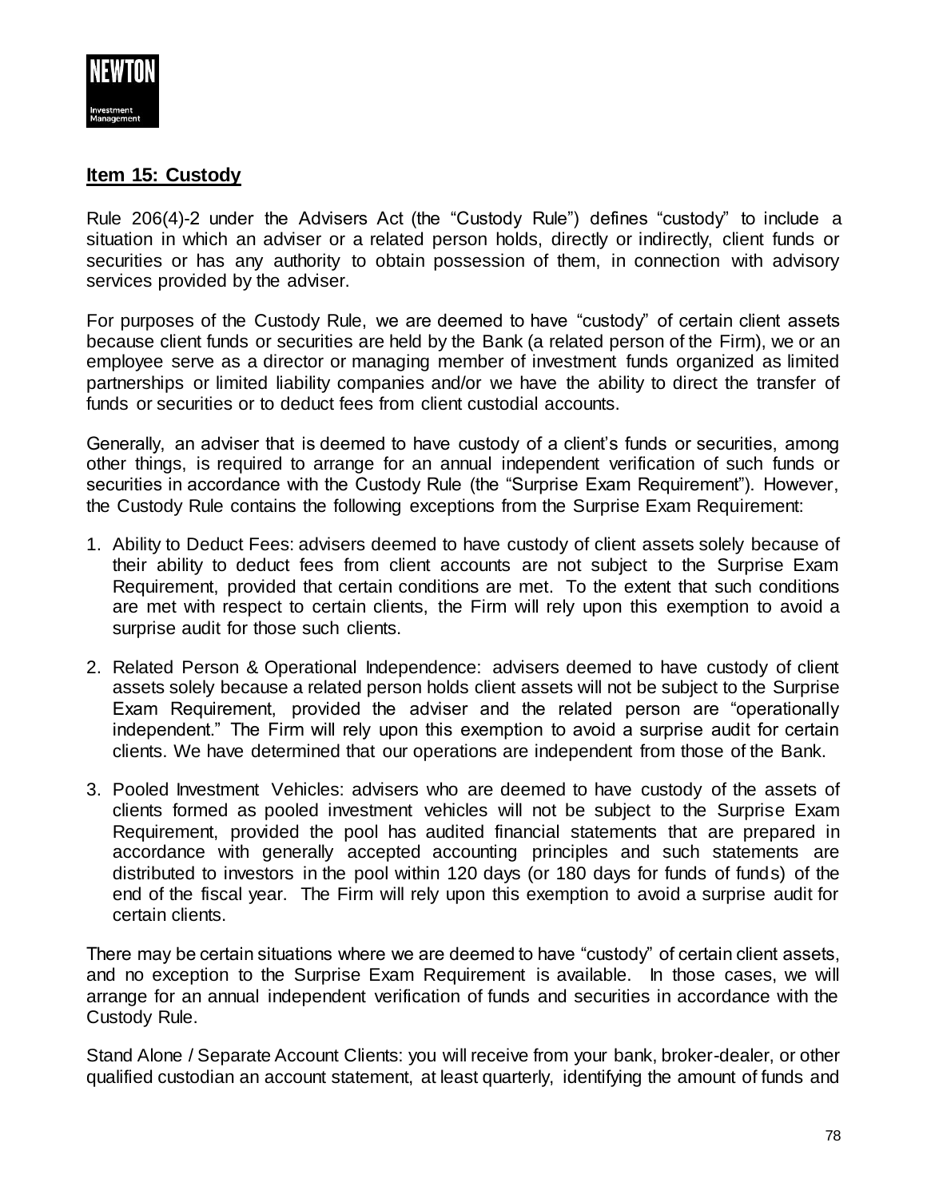## Item 15: Custody

Rule 206(4)-2 under the Advisers Act (the "Custody Rule") defines "custody" to include a situation in which an adviser or a related person holds, directly or indirectly, client funds or securities or has any authority to obtain possession of them, in connection with advisory services provided by the adviser.

For purposes of the Custody Rule, we are deemed to have "custody" of certain client assets because client funds or securities are held by the Bank (a related person of the Firm), we or an employee serve as a director or managing member of investment funds organized as limited partnerships or limited liability companies and/or we have the ability to direct the transfer of funds or securities or to deduct fees from client custodial accounts.

Generally, an adviser that is deemed to have custody of a client's funds or securities, among other things, is required to arrange for an annual independent verification of such funds or securities in accordance with the Custody Rule (the "Surprise Exam Requirement"). However, the Custody Rule contains the following exceptions from the Surprise Exam Requirement:

1. Ability to Deduct Fees: advisers deemed to have custody of client assets solely because of their ability to deduct fees from client accounts are not subject to the Surprise Exam Requirement, provided that certain conditions are met. To the extent that such conditions are met with respect to certain clients, the Firm will rely upon this exemption to avoid a surprise audit for those such clients.

2. Related Person & Operational Independence: advisers deemed to have custody of client assets solely because a related person holds client assets will not be subject to the Surprise Exam Requirement, provided the adviser and the related person are "operationally independent." The Firm will rely upon this exemption to avoid a surprise audit for certain clients. We have determined that our operations are independent from those of the Bank.

3. Pooled Investment Vehicles: advisers who are deemed to have custody of the assets of clients formed as pooled investment vehicles will not be subject to the Surprise Exam Requirement, provided the pool has audited financial statements that are prepared in accordance with generally accepted accounting principles and such statements are distributed to investors in the pool within 120 days (or 180 days for funds of funds) of the end of the fiscal year. The Firm will rely upon this exemption to avoid a surprise audit for certain clients.

There may be certain situations where we are deemed to have "custody" of certain client assets, and no exception to the Surprise Exam Requirement is available. In those cases, we will arrange for an annual independent verification of funds and securities in accordance with the Custody Rule.

Stand Alone / Separate Account Clients: you will receive from your bank, broker-dealer, or other qualified custodian an account statement, at least quarterly, identifying the amount of funds and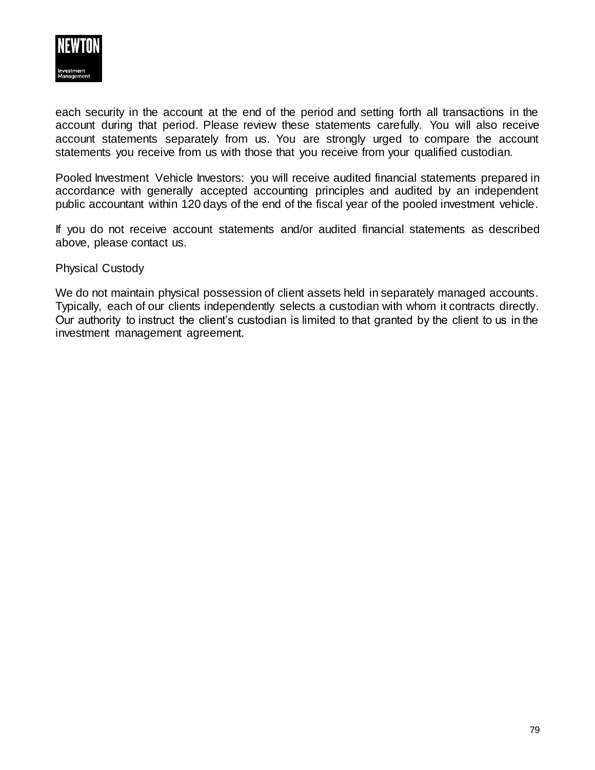each security in the account at the end of the period and setting forth all transactions in the account during that period. Please review these statements carefully. You will also receive account statements separately from us. You are strongly urged to compare the account statements you receive from us with those that you receive from your qualified custodian.

Pooled Investment Vehicle Investors: you will receive audited financial statements prepared in accordance with generally accepted accounting principles and audited by an independent public accountant within 120 days of the end of the fiscal year of the pooled investment vehicle.

If you do not receive account statements and/or audited financial statements as described above, please contact us.

Physical Custody

We do not maintain physical possession of client assets held in separately managed accounts. Typically, each of our clients independently selects a custodian with whom it contracts directly. Our authority to instruct the client's custodian is limited to that granted by the client to us in the investment management agreement.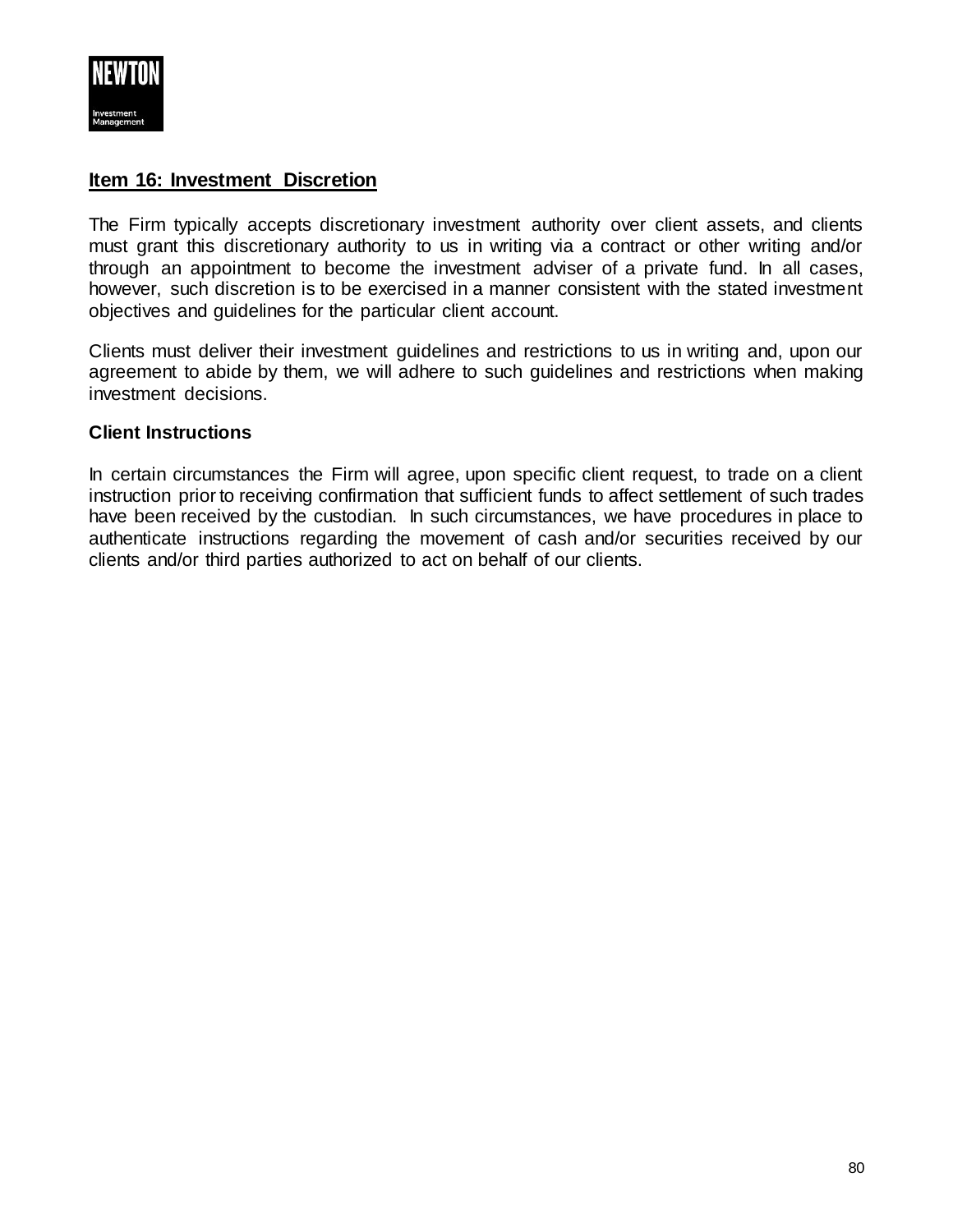## Item 16: Investment Discretion

The Firm typically accepts discretionary investment authority over client assets, and clients must grant this discretionary authority to us in writing via a contract or other writing and/or through an appointment to become the investment adviser of a private fund. In all cases, however, such discretion is to be exercised in a manner consistent with the stated investment objectives and guidelines for the particular client account.

Clients must deliver their investment guidelines and restrictions to us in writing and, upon our agreement to abide by them, we will adhere to such guidelines and restrictions when making investment decisions.

### Client Instructions

In certain circumstances the Firm will agree, upon specific client request, to trade on a client instruction prior to receiving confirmation that sufficient funds to affect settlement of such trades have been received by the custodian. In such circumstances, we have procedures in place to authenticate instructions regarding the movement of cash and/or securities received by our clients and/or third parties authorized to act on behalf of our clients.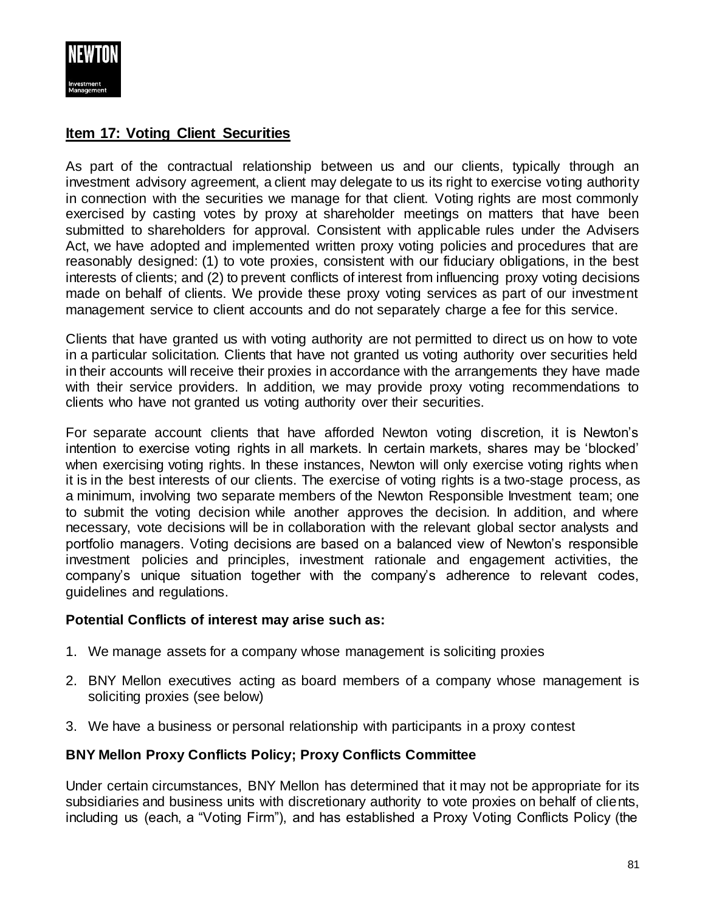## Item 17: Voting Client Securities

As part of the contractual relationship between us and our clients, typically through an investment advisory agreement, a client may delegate to us its right to exercise voting authority in connection with the securities we manage for that client. Voting rights are most commonly exercised by casting votes by proxy at shareholder meetings on matters that have been submitted to shareholders for approval. Consistent with applicable rules under the Advisers Act, we have adopted and implemented written proxy voting policies and procedures that are reasonably designed: (1) to vote proxies, consistent with our fiduciary obligations, in the best interests of clients; and (2) to prevent conflicts of interest from influencing proxy voting decisions made on behalf of clients. We provide these proxy voting services as part of our investment management service to client accounts and do not separately charge a fee for this service.

Clients that have granted us with voting authority are not permitted to direct us on how to vote in a particular solicitation. Clients that have not granted us voting authority over securities held in their accounts will receive their proxies in accordance with the arrangements they have made with their service providers. In addition, we may provide proxy voting recommendations to clients who have not granted us voting authority over their securities.

For separate account clients that have afforded Newton voting discretion, it is Newton's intention to exercise voting rights in all markets. In certain markets, shares may be 'blocked' when exercising voting rights. In these instances, Newton will only exercise voting rights when it is in the best interests of our clients. The exercise of voting rights is a two-stage process, as a minimum, involving two separate members of the Newton Responsible Investment team; one to submit the voting decision while another approves the decision. In addition, and where necessary, vote decisions will be in collaboration with the relevant global sector analysts and portfolio managers. Voting decisions are based on a balanced view of Newton's responsible investment policies and principles, investment rationale and engagement activities, the company's unique situation together with the company's adherence to relevant codes, guidelines and regulations.

**Potential Conflicts of interest may arise such as:**

1. We manage assets for a company whose management is soliciting proxies
2. BNY Mellon executives acting as board members of a company whose management is soliciting proxies (see below)
3. We have a business or personal relationship with participants in a proxy contest

**BNY Mellon Proxy Conflicts Policy; Proxy Conflicts Committee**

Under certain circumstances, BNY Mellon has determined that it may not be appropriate for its subsidiaries and business units with discretionary authority to vote proxies on behalf of clients, including us (each, a "Voting Firm"), and has established a Proxy Voting Conflicts Policy (the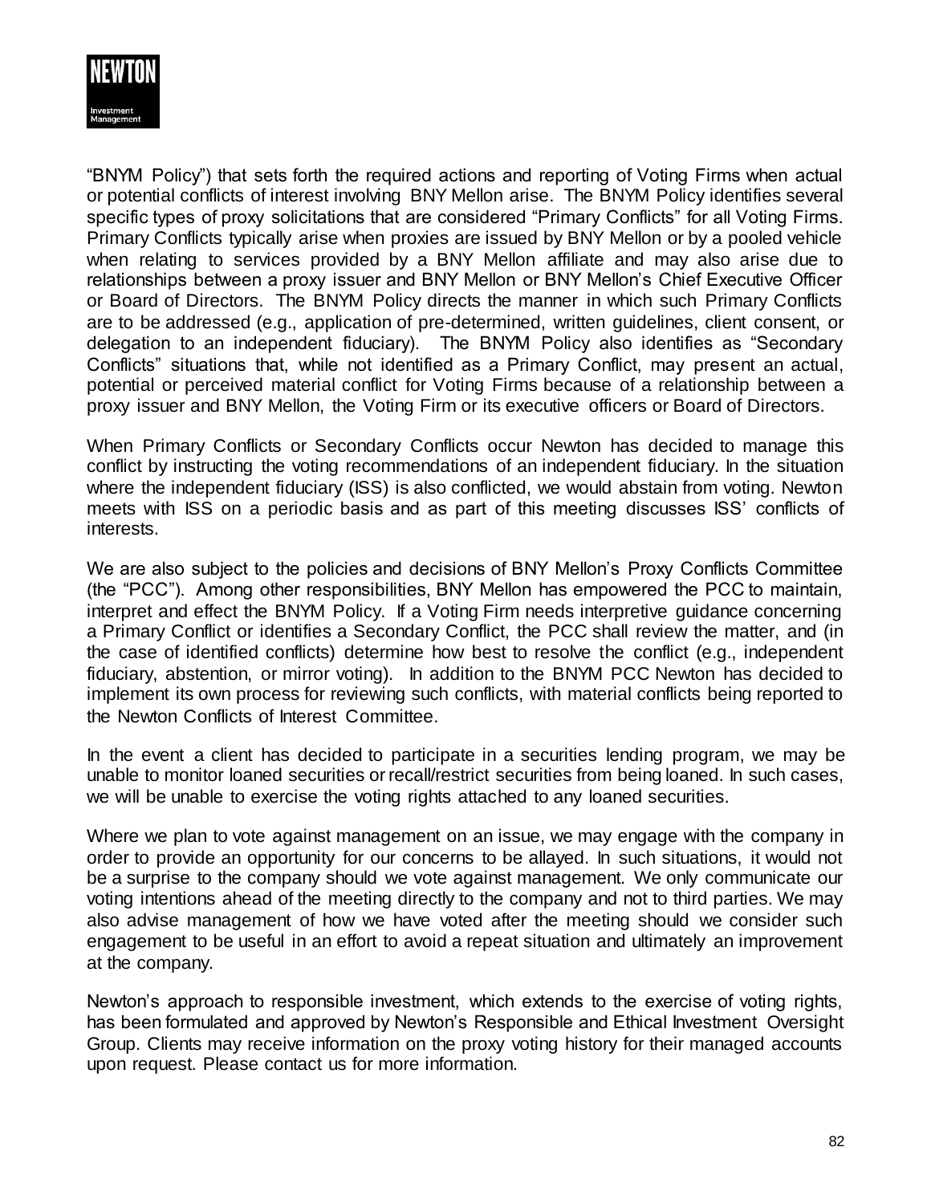"BNYM Policy") that sets forth the required actions and reporting of Voting Firms when actual or potential conflicts of interest involving BNY Mellon arise. The BNYM Policy identifies several specific types of proxy solicitations that are considered "Primary Conflicts" for all Voting Firms. Primary Conflicts typically arise when proxies are issued by BNY Mellon or by a pooled vehicle when relating to services provided by a BNY Mellon affiliate and may also arise due to relationships between a proxy issuer and BNY Mellon or BNY Mellon's Chief Executive Officer or Board of Directors. The BNYM Policy directs the manner in which such Primary Conflicts are to be addressed (e.g., application of pre-determined, written guidelines, client consent, or delegation to an independent fiduciary). The BNYM Policy also identifies as "Secondary Conflicts" situations that, while not identified as a Primary Conflict, may present an actual, potential or perceived material conflict for Voting Firms because of a relationship between a proxy issuer and BNY Mellon, the Voting Firm or its executive officers or Board of Directors.

When Primary Conflicts or Secondary Conflicts occur Newton has decided to manage this conflict by instructing the voting recommendations of an independent fiduciary. In the situation where the independent fiduciary (ISS) is also conflicted, we would abstain from voting. Newton meets with ISS on a periodic basis and as part of this meeting discusses ISS' conflicts of interests.

We are also subject to the policies and decisions of BNY Mellon's Proxy Conflicts Committee (the "PCC"). Among other responsibilities, BNY Mellon has empowered the PCC to maintain, interpret and effect the BNYM Policy. If a Voting Firm needs interpretive guidance concerning a Primary Conflict or identifies a Secondary Conflict, the PCC shall review the matter, and (in the case of identified conflicts) determine how best to resolve the conflict (e.g., independent fiduciary, abstention, or mirror voting). In addition to the BNYM PCC Newton has decided to implement its own process for reviewing such conflicts, with material conflicts being reported to the Newton Conflicts of Interest Committee.

In the event a client has decided to participate in a securities lending program, we may be unable to monitor loaned securities or recall/restrict securities from being loaned. In such cases, we will be unable to exercise the voting rights attached to any loaned securities.

Where we plan to vote against management on an issue, we may engage with the company in order to provide an opportunity for our concerns to be allayed. In such situations, it would not be a surprise to the company should we vote against management. We only communicate our voting intentions ahead of the meeting directly to the company and not to third parties. We may also advise management of how we have voted after the meeting should we consider such engagement to be useful in an effort to avoid a repeat situation and ultimately an improvement at the company.

Newton's approach to responsible investment, which extends to the exercise of voting rights, has been formulated and approved by Newton's Responsible and Ethical Investment Oversight Group. Clients may receive information on the proxy voting history for their managed accounts upon request. Please contact us for more information.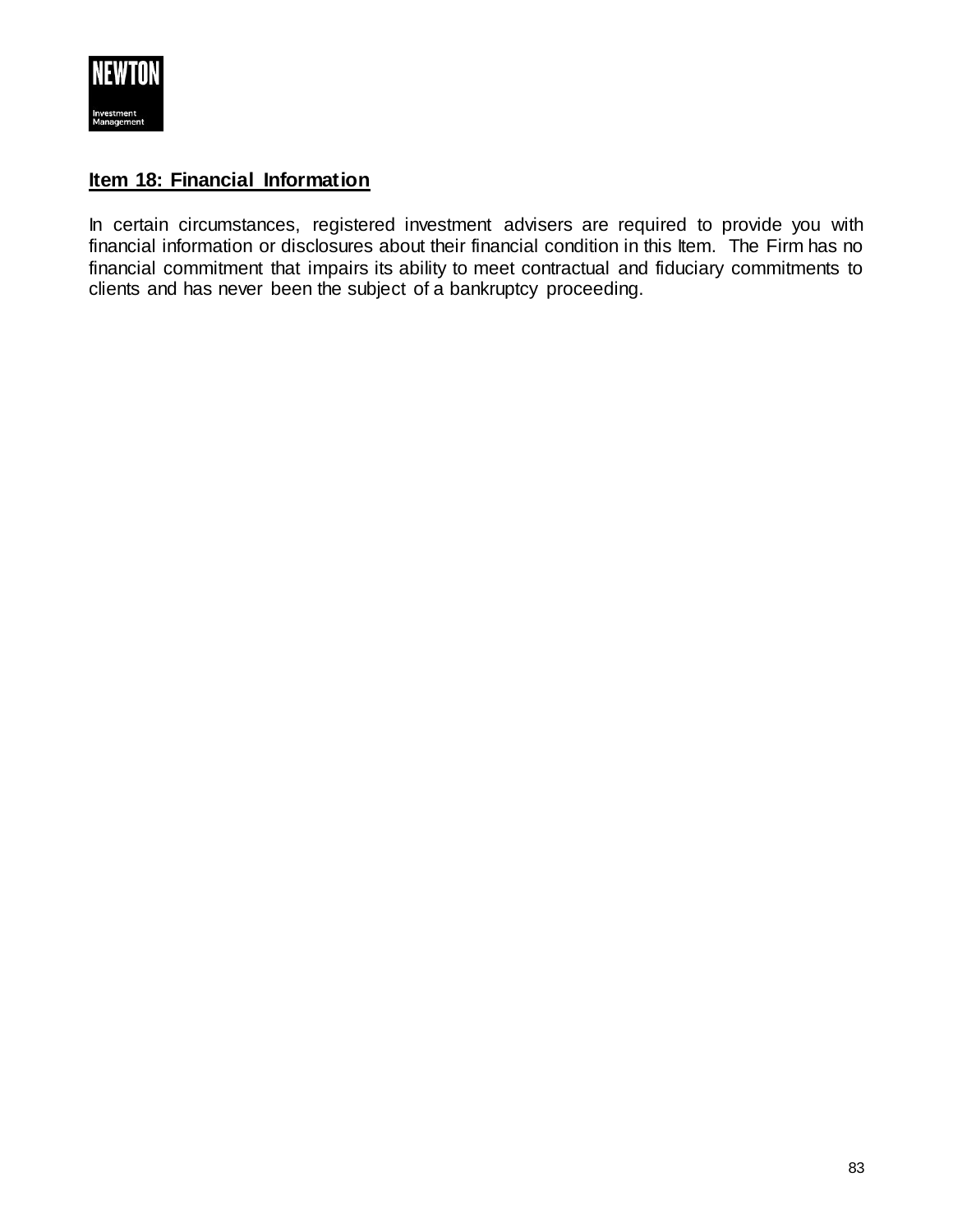## Item 18: Financial Information

In certain circumstances, registered investment advisers are required to provide you with financial information or disclosures about their financial condition in this Item. The Firm has no financial commitment that impairs its ability to meet contractual and fiduciary commitments to clients and has never been the subject of a bankruptcy proceeding.